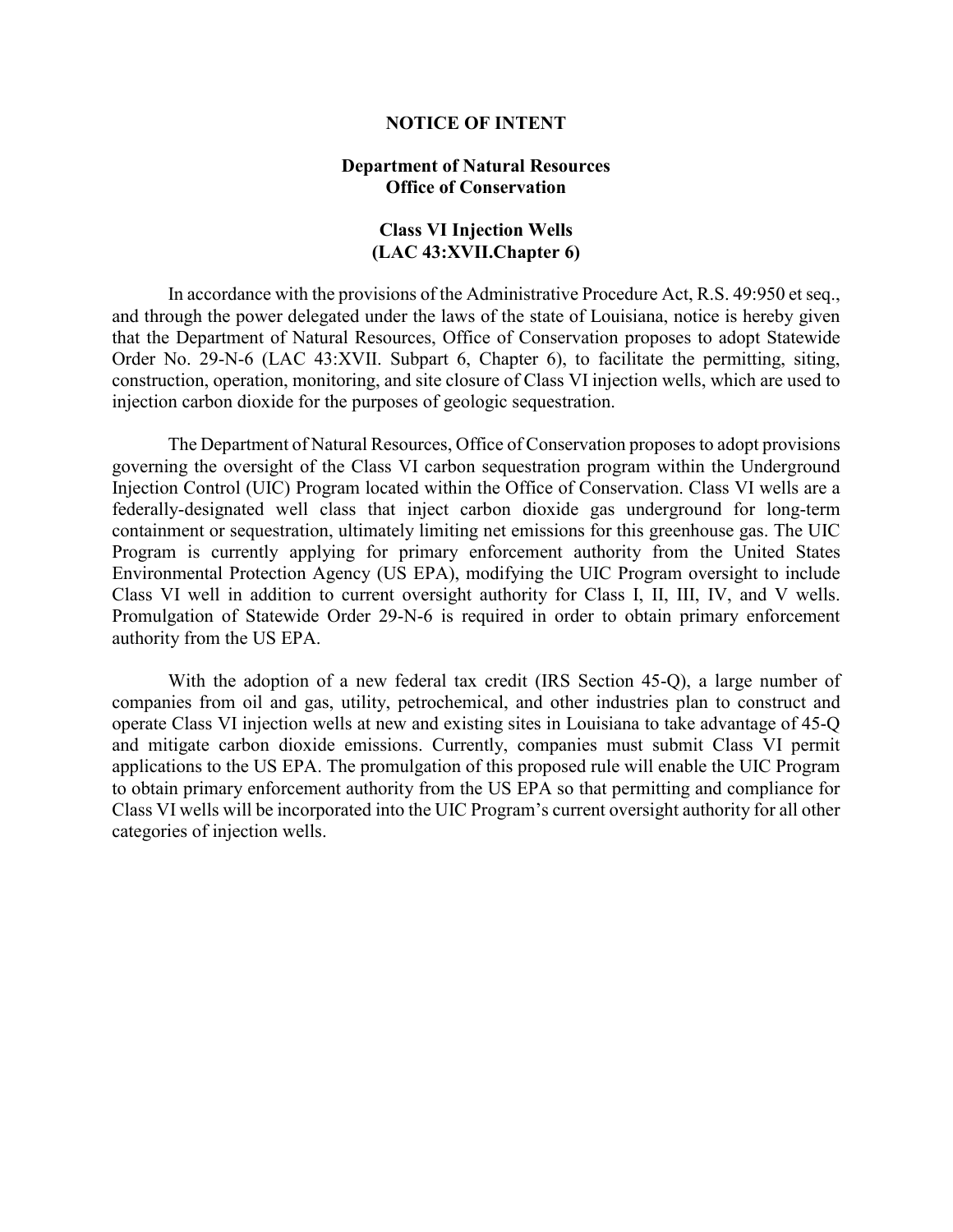# NOTICE OF INTENT

## Department of Natural Resources
## Office of Conservation

## Class VI Injection Wells
## (LAC 43:XVII.Chapter 6)

In accordance with the provisions of the Administrative Procedure Act, R.S. 49:950 et seq., and through the power delegated under the laws of the state of Louisiana, notice is hereby given that the Department of Natural Resources, Office of Conservation proposes to adopt Statewide Order No. 29-N-6 (LAC 43:XVII. Subpart 6, Chapter 6), to facilitate the permitting, siting, construction, operation, monitoring, and site closure of Class VI injection wells, which are used to injection carbon dioxide for the purposes of geologic sequestration.

The Department of Natural Resources, Office of Conservation proposes to adopt provisions governing the oversight of the Class VI carbon sequestration program within the Underground Injection Control (UIC) Program located within the Office of Conservation. Class VI wells are a federally-designated well class that inject carbon dioxide gas underground for long-term containment or sequestration, ultimately limiting net emissions for this greenhouse gas. The UIC Program is currently applying for primary enforcement authority from the United States Environmental Protection Agency (US EPA), modifying the UIC Program oversight to include Class VI well in addition to current oversight authority for Class I, II, III, IV, and V wells. Promulgation of Statewide Order 29-N-6 is required in order to obtain primary enforcement authority from the US EPA.

With the adoption of a new federal tax credit (IRS Section 45-Q), a large number of companies from oil and gas, utility, petrochemical, and other industries plan to construct and operate Class VI injection wells at new and existing sites in Louisiana to take advantage of 45-Q and mitigate carbon dioxide emissions. Currently, companies must submit Class VI permit applications to the US EPA. The promulgation of this proposed rule will enable the UIC Program to obtain primary enforcement authority from the US EPA so that permitting and compliance for Class VI wells will be incorporated into the UIC Program's current oversight authority for all other categories of injection wells.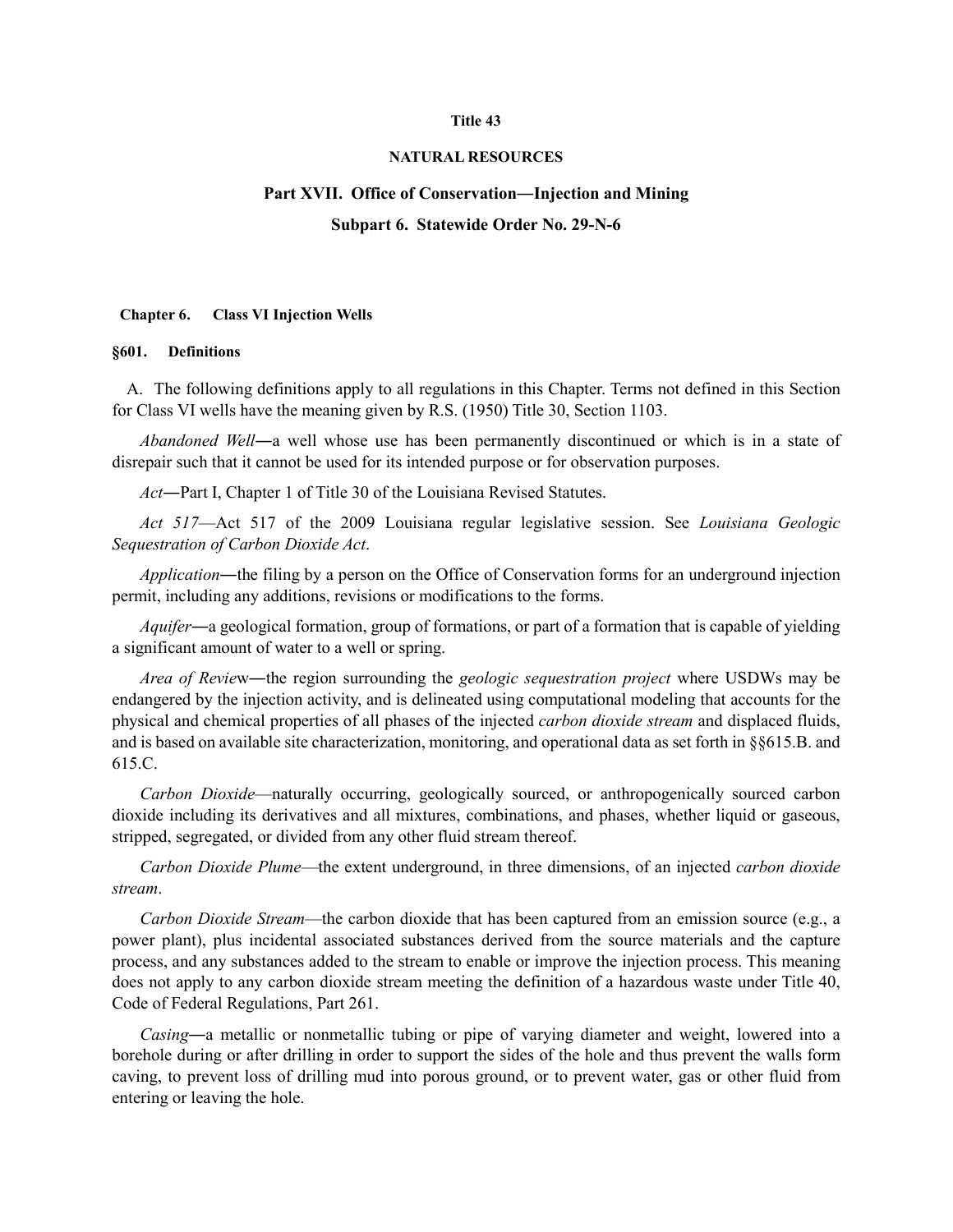**Title 43**

**NATURAL RESOURCES**

## Part XVII. Office of Conservation―Injection and Mining

## Subpart 6. Statewide Order No. 29-N-6

### Chapter 6. Class VI Injection Wells

### §601. Definitions

A. The following definitions apply to all regulations in this Chapter. Terms not defined in this Section for Class VI wells have the meaning given by R.S. (1950) Title 30, Section 1103.

*Abandoned Well*―a well whose use has been permanently discontinued or which is in a state of disrepair such that it cannot be used for its intended purpose or for observation purposes.

*Act*―Part I, Chapter 1 of Title 30 of the Louisiana Revised Statutes.

*Act 517*—Act 517 of the 2009 Louisiana regular legislative session. See *Louisiana Geologic Sequestration of Carbon Dioxide Act*.

*Application*―the filing by a person on the Office of Conservation forms for an underground injection permit, including any additions, revisions or modifications to the forms.

*Aquifer*―a geological formation, group of formations, or part of a formation that is capable of yielding a significant amount of water to a well or spring.

*Area of Review*―the region surrounding the *geologic sequestration project* where USDWs may be endangered by the injection activity, and is delineated using computational modeling that accounts for the physical and chemical properties of all phases of the injected *carbon dioxide stream* and displaced fluids, and is based on available site characterization, monitoring, and operational data as set forth in §§615.B. and 615.C.

*Carbon Dioxide*—naturally occurring, geologically sourced, or anthropogenically sourced carbon dioxide including its derivatives and all mixtures, combinations, and phases, whether liquid or gaseous, stripped, segregated, or divided from any other fluid stream thereof.

*Carbon Dioxide Plume*—the extent underground, in three dimensions, of an injected *carbon dioxide stream*.

*Carbon Dioxide Stream*—the carbon dioxide that has been captured from an emission source (e.g., a power plant), plus incidental associated substances derived from the source materials and the capture process, and any substances added to the stream to enable or improve the injection process. This meaning does not apply to any carbon dioxide stream meeting the definition of a hazardous waste under Title 40, Code of Federal Regulations, Part 261.

*Casing*―a metallic or nonmetallic tubing or pipe of varying diameter and weight, lowered into a borehole during or after drilling in order to support the sides of the hole and thus prevent the walls form caving, to prevent loss of drilling mud into porous ground, or to prevent water, gas or other fluid from entering or leaving the hole.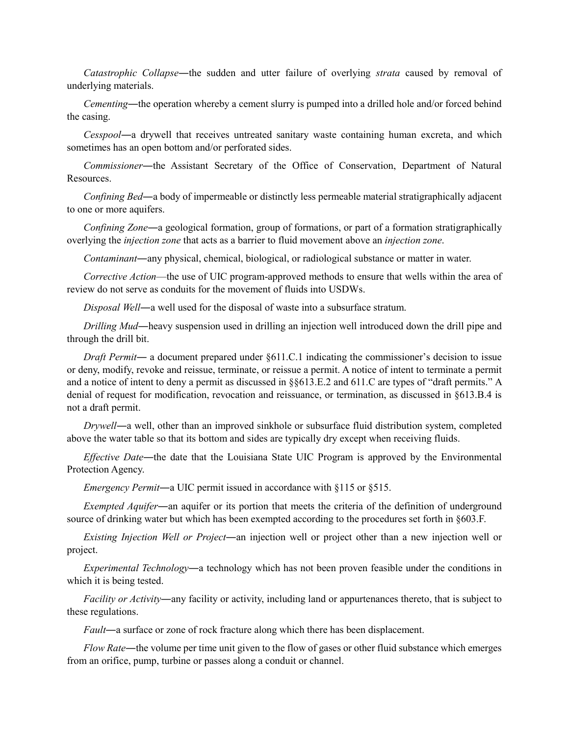*Catastrophic Collapse*―the sudden and utter failure of overlying *strata* caused by removal of underlying materials.

*Cementing*―the operation whereby a cement slurry is pumped into a drilled hole and/or forced behind the casing.

*Cesspool*―a drywell that receives untreated sanitary waste containing human excreta, and which sometimes has an open bottom and/or perforated sides.

*Commissioner*―the Assistant Secretary of the Office of Conservation, Department of Natural Resources.

*Confining Bed*―a body of impermeable or distinctly less permeable material stratigraphically adjacent to one or more aquifers.

*Confining Zone*―a geological formation, group of formations, or part of a formation stratigraphically overlying the *injection zone* that acts as a barrier to fluid movement above an *injection zone*.

*Contaminant*―any physical, chemical, biological, or radiological substance or matter in water.

*Corrective Action*—the use of UIC program-approved methods to ensure that wells within the area of review do not serve as conduits for the movement of fluids into USDWs.

*Disposal Well*―a well used for the disposal of waste into a subsurface stratum.

*Drilling Mud*―heavy suspension used in drilling an injection well introduced down the drill pipe and through the drill bit.

*Draft Permit*― a document prepared under §611.C.1 indicating the commissioner's decision to issue or deny, modify, revoke and reissue, terminate, or reissue a permit. A notice of intent to terminate a permit and a notice of intent to deny a permit as discussed in §§613.E.2 and 611.C are types of "draft permits." A denial of request for modification, revocation and reissuance, or termination, as discussed in §613.B.4 is not a draft permit.

*Drywell*―a well, other than an improved sinkhole or subsurface fluid distribution system, completed above the water table so that its bottom and sides are typically dry except when receiving fluids.

*Effective Date*―the date that the Louisiana State UIC Program is approved by the Environmental Protection Agency.

*Emergency Permit*―a UIC permit issued in accordance with §115 or §515.

*Exempted Aquifer*―an aquifer or its portion that meets the criteria of the definition of underground source of drinking water but which has been exempted according to the procedures set forth in §603.F.

*Existing Injection Well or Project*―an injection well or project other than a new injection well or project.

*Experimental Technology*―a technology which has not been proven feasible under the conditions in which it is being tested.

*Facility or Activity*―any facility or activity, including land or appurtenances thereto, that is subject to these regulations.

*Fault*―a surface or zone of rock fracture along which there has been displacement.

*Flow Rate*―the volume per time unit given to the flow of gases or other fluid substance which emerges from an orifice, pump, turbine or passes along a conduit or channel.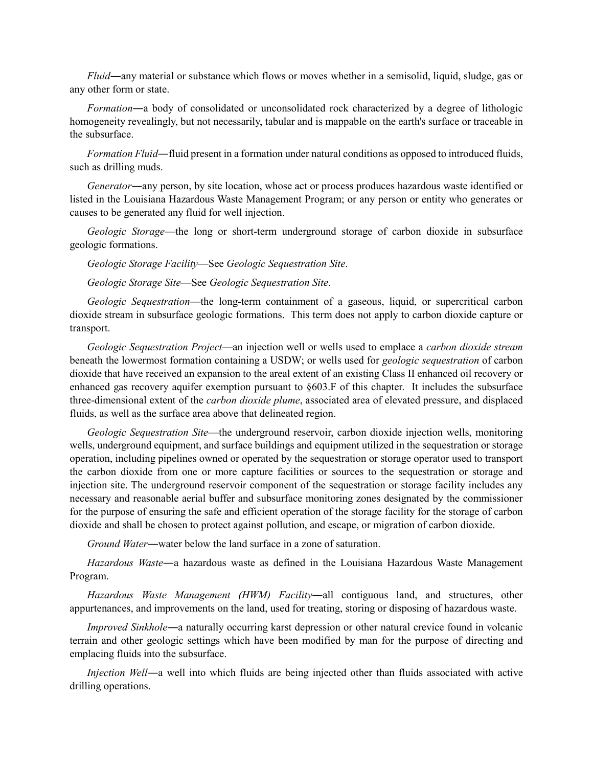*Fluid*—any material or substance which flows or moves whether in a semisolid, liquid, sludge, gas or any other form or state.

*Formation*—a body of consolidated or unconsolidated rock characterized by a degree of lithologic homogeneity revealingly, but not necessarily, tabular and is mappable on the earth's surface or traceable in the subsurface.

*Formation Fluid*—fluid present in a formation under natural conditions as opposed to introduced fluids, such as drilling muds.

*Generator*—any person, by site location, whose act or process produces hazardous waste identified or listed in the Louisiana Hazardous Waste Management Program; or any person or entity who generates or causes to be generated any fluid for well injection.

*Geologic Storage*—the long or short-term underground storage of carbon dioxide in subsurface geologic formations.

*Geologic Storage Facility*—See *Geologic Sequestration Site*.

*Geologic Storage Site*—See *Geologic Sequestration Site*.

*Geologic Sequestration*—the long-term containment of a gaseous, liquid, or supercritical carbon dioxide stream in subsurface geologic formations. This term does not apply to carbon dioxide capture or transport.

*Geologic Sequestration Project*—an injection well or wells used to emplace a *carbon dioxide stream* beneath the lowermost formation containing a USDW; or wells used for *geologic sequestration* of carbon dioxide that have received an expansion to the areal extent of an existing Class II enhanced oil recovery or enhanced gas recovery aquifer exemption pursuant to §603.F of this chapter. It includes the subsurface three-dimensional extent of the *carbon dioxide plume*, associated area of elevated pressure, and displaced fluids, as well as the surface area above that delineated region.

*Geologic Sequestration Site*—the underground reservoir, carbon dioxide injection wells, monitoring wells, underground equipment, and surface buildings and equipment utilized in the sequestration or storage operation, including pipelines owned or operated by the sequestration or storage operator used to transport the carbon dioxide from one or more capture facilities or sources to the sequestration or storage and injection site. The underground reservoir component of the sequestration or storage facility includes any necessary and reasonable aerial buffer and subsurface monitoring zones designated by the commissioner for the purpose of ensuring the safe and efficient operation of the storage facility for the storage of carbon dioxide and shall be chosen to protect against pollution, and escape, or migration of carbon dioxide.

*Ground Water*—water below the land surface in a zone of saturation.

*Hazardous Waste*—a hazardous waste as defined in the Louisiana Hazardous Waste Management Program.

*Hazardous Waste Management (HWM) Facility*—all contiguous land, and structures, other appurtenances, and improvements on the land, used for treating, storing or disposing of hazardous waste.

*Improved Sinkhole*—a naturally occurring karst depression or other natural crevice found in volcanic terrain and other geologic settings which have been modified by man for the purpose of directing and emplacing fluids into the subsurface.

*Injection Well*—a well into which fluids are being injected other than fluids associated with active drilling operations.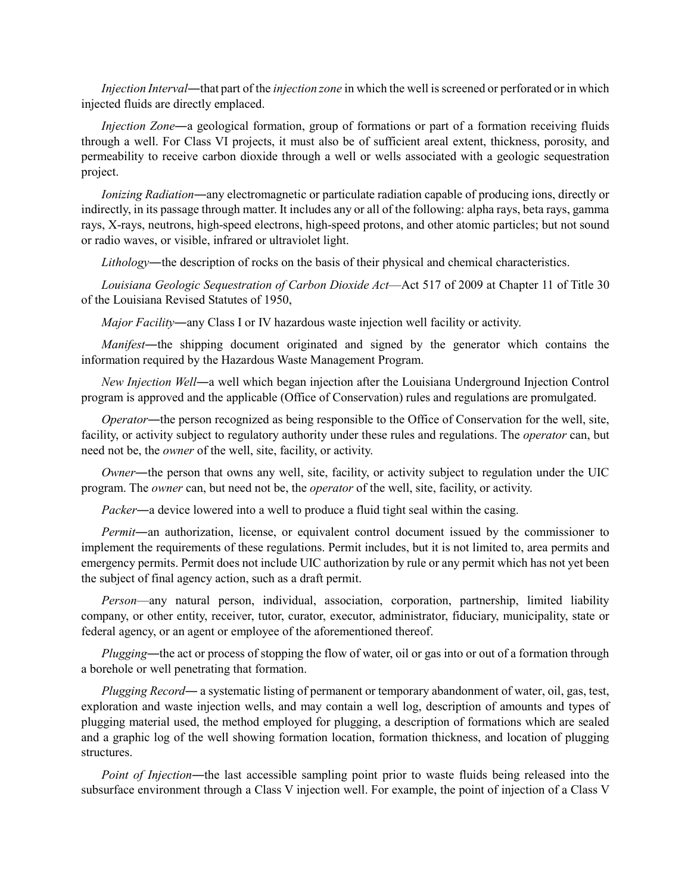*Injection Interval*—that part of the *injection zone* in which the well is screened or perforated or in which injected fluids are directly emplaced.

*Injection Zone*—a geological formation, group of formations or part of a formation receiving fluids through a well. For Class VI projects, it must also be of sufficient areal extent, thickness, porosity, and permeability to receive carbon dioxide through a well or wells associated with a geologic sequestration project.

*Ionizing Radiation*—any electromagnetic or particulate radiation capable of producing ions, directly or indirectly, in its passage through matter. It includes any or all of the following: alpha rays, beta rays, gamma rays, X-rays, neutrons, high-speed electrons, high-speed protons, and other atomic particles; but not sound or radio waves, or visible, infrared or ultraviolet light.

*Lithology*—the description of rocks on the basis of their physical and chemical characteristics.

*Louisiana Geologic Sequestration of Carbon Dioxide Act*—Act 517 of 2009 at Chapter 11 of Title 30 of the Louisiana Revised Statutes of 1950,

*Major Facility*—any Class I or IV hazardous waste injection well facility or activity.

*Manifest*—the shipping document originated and signed by the generator which contains the information required by the Hazardous Waste Management Program.

*New Injection Well*—a well which began injection after the Louisiana Underground Injection Control program is approved and the applicable (Office of Conservation) rules and regulations are promulgated.

*Operator*—the person recognized as being responsible to the Office of Conservation for the well, site, facility, or activity subject to regulatory authority under these rules and regulations. The *operator* can, but need not be, the *owner* of the well, site, facility, or activity.

*Owner*—the person that owns any well, site, facility, or activity subject to regulation under the UIC program. The *owner* can, but need not be, the *operator* of the well, site, facility, or activity.

*Packer*—a device lowered into a well to produce a fluid tight seal within the casing.

*Permit*—an authorization, license, or equivalent control document issued by the commissioner to implement the requirements of these regulations. Permit includes, but it is not limited to, area permits and emergency permits. Permit does not include UIC authorization by rule or any permit which has not yet been the subject of final agency action, such as a draft permit.

*Person*—any natural person, individual, association, corporation, partnership, limited liability company, or other entity, receiver, tutor, curator, executor, administrator, fiduciary, municipality, state or federal agency, or an agent or employee of the aforementioned thereof.

*Plugging*—the act or process of stopping the flow of water, oil or gas into or out of a formation through a borehole or well penetrating that formation.

*Plugging Record*— a systematic listing of permanent or temporary abandonment of water, oil, gas, test, exploration and waste injection wells, and may contain a well log, description of amounts and types of plugging material used, the method employed for plugging, a description of formations which are sealed and a graphic log of the well showing formation location, formation thickness, and location of plugging structures.

*Point of Injection*—the last accessible sampling point prior to waste fluids being released into the subsurface environment through a Class V injection well. For example, the point of injection of a Class V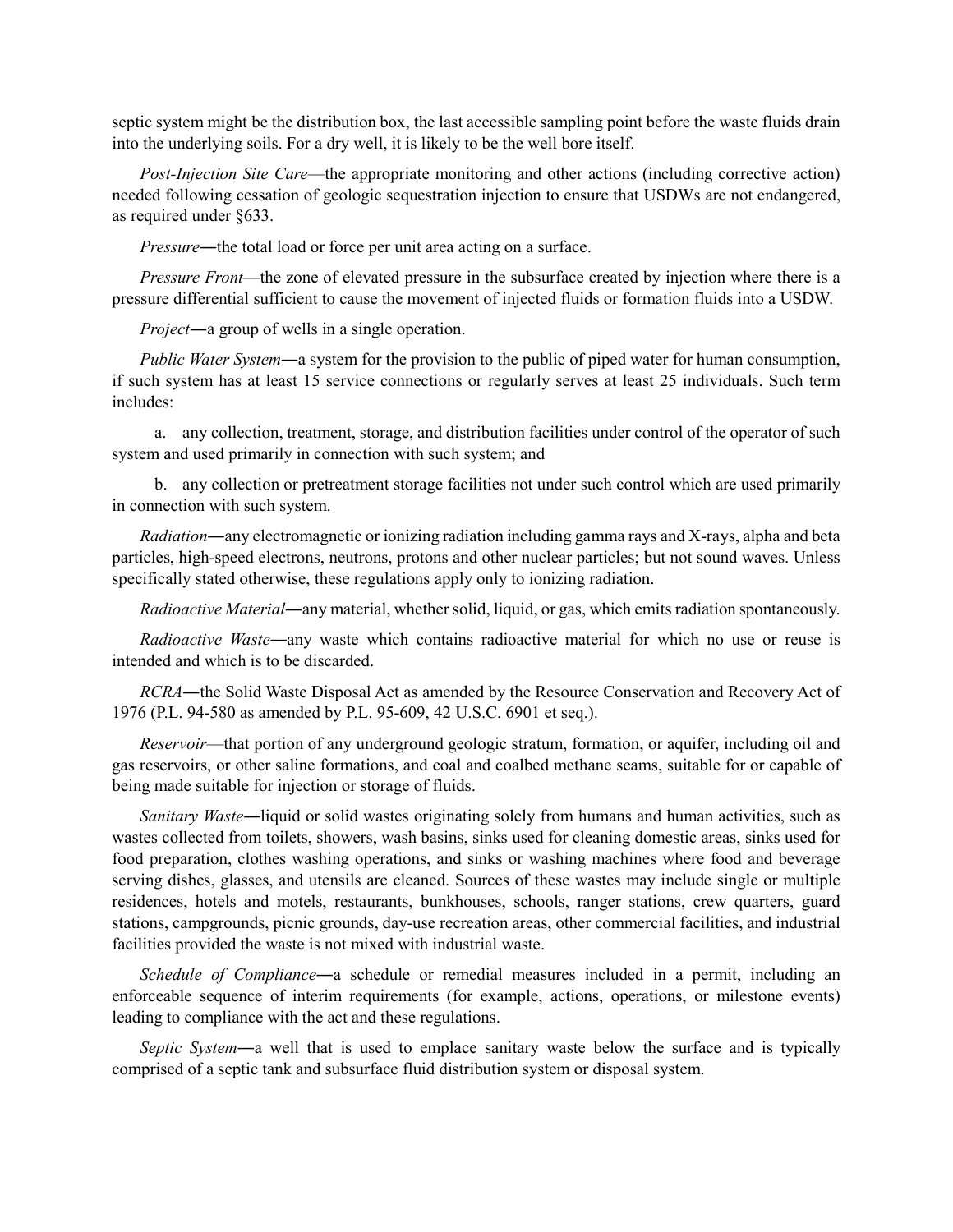septic system might be the distribution box, the last accessible sampling point before the waste fluids drain into the underlying soils. For a dry well, it is likely to be the well bore itself.

*Post-Injection Site Care*—the appropriate monitoring and other actions (including corrective action) needed following cessation of geologic sequestration injection to ensure that USDWs are not endangered, as required under §633.

*Pressure*—the total load or force per unit area acting on a surface.

*Pressure Front*—the zone of elevated pressure in the subsurface created by injection where there is a pressure differential sufficient to cause the movement of injected fluids or formation fluids into a USDW.

*Project*—a group of wells in a single operation.

*Public Water System*—a system for the provision to the public of piped water for human consumption, if such system has at least 15 service connections or regularly serves at least 25 individuals. Such term includes:

a. any collection, treatment, storage, and distribution facilities under control of the operator of such system and used primarily in connection with such system; and

b. any collection or pretreatment storage facilities not under such control which are used primarily in connection with such system.

*Radiation*—any electromagnetic or ionizing radiation including gamma rays and X-rays, alpha and beta particles, high-speed electrons, neutrons, protons and other nuclear particles; but not sound waves. Unless specifically stated otherwise, these regulations apply only to ionizing radiation.

*Radioactive Material*—any material, whether solid, liquid, or gas, which emits radiation spontaneously.

*Radioactive Waste*—any waste which contains radioactive material for which no use or reuse is intended and which is to be discarded.

*RCRA*—the Solid Waste Disposal Act as amended by the Resource Conservation and Recovery Act of 1976 (P.L. 94-580 as amended by P.L. 95-609, 42 U.S.C. 6901 et seq.).

*Reservoir*—that portion of any underground geologic stratum, formation, or aquifer, including oil and gas reservoirs, or other saline formations, and coal and coalbed methane seams, suitable for or capable of being made suitable for injection or storage of fluids.

*Sanitary Waste*—liquid or solid wastes originating solely from humans and human activities, such as wastes collected from toilets, showers, wash basins, sinks used for cleaning domestic areas, sinks used for food preparation, clothes washing operations, and sinks or washing machines where food and beverage serving dishes, glasses, and utensils are cleaned. Sources of these wastes may include single or multiple residences, hotels and motels, restaurants, bunkhouses, schools, ranger stations, crew quarters, guard stations, campgrounds, picnic grounds, day-use recreation areas, other commercial facilities, and industrial facilities provided the waste is not mixed with industrial waste.

*Schedule of Compliance*—a schedule or remedial measures included in a permit, including an enforceable sequence of interim requirements (for example, actions, operations, or milestone events) leading to compliance with the act and these regulations.

*Septic System*—a well that is used to emplace sanitary waste below the surface and is typically comprised of a septic tank and subsurface fluid distribution system or disposal system.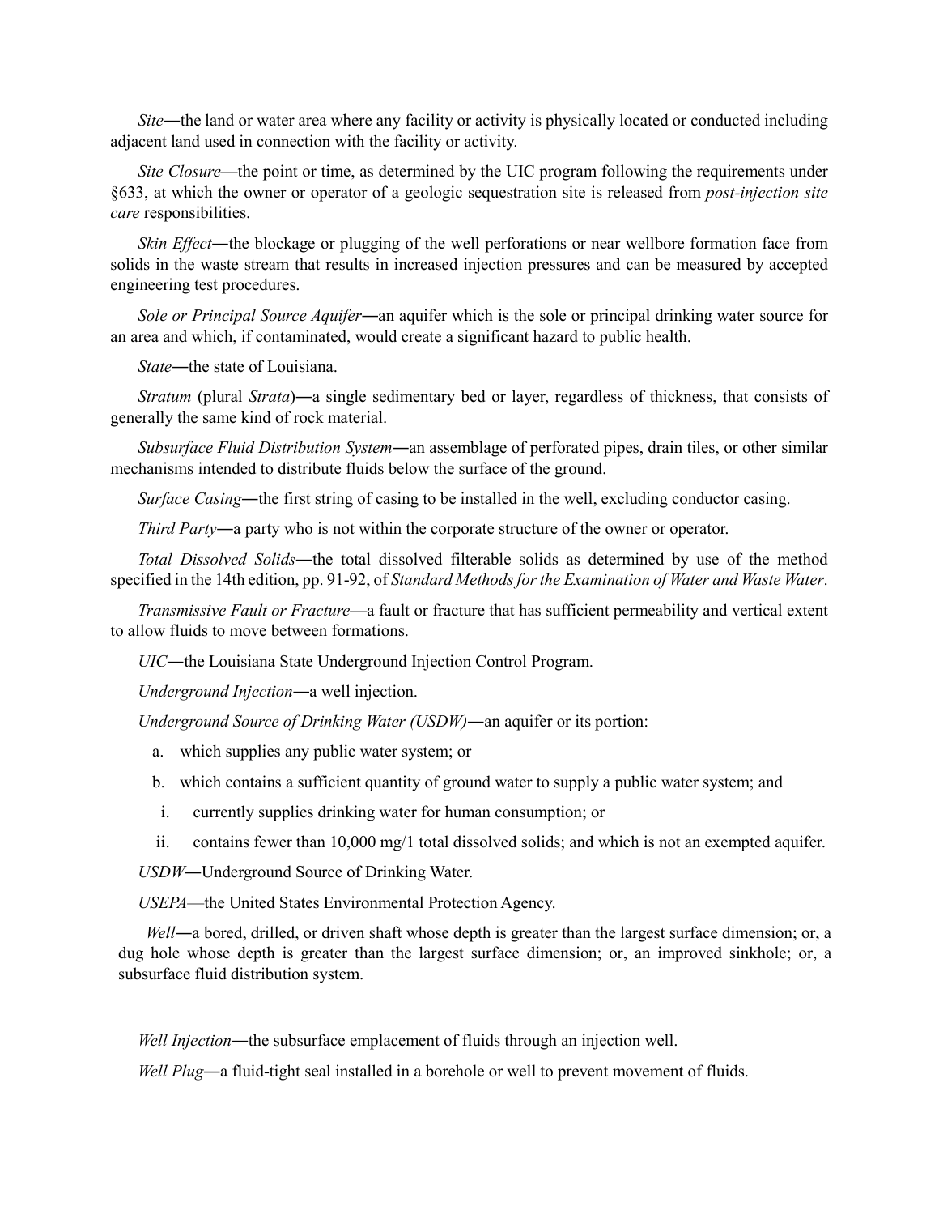*Site*—the land or water area where any facility or activity is physically located or conducted including adjacent land used in connection with the facility or activity.

*Site Closure*—the point or time, as determined by the UIC program following the requirements under §633, at which the owner or operator of a geologic sequestration site is released from *post-injection site care* responsibilities.

*Skin Effect*—the blockage or plugging of the well perforations or near wellbore formation face from solids in the waste stream that results in increased injection pressures and can be measured by accepted engineering test procedures.

*Sole or Principal Source Aquifer*—an aquifer which is the sole or principal drinking water source for an area and which, if contaminated, would create a significant hazard to public health.

*State*—the state of Louisiana.

*Stratum* (plural *Strata*)—a single sedimentary bed or layer, regardless of thickness, that consists of generally the same kind of rock material.

*Subsurface Fluid Distribution System*—an assemblage of perforated pipes, drain tiles, or other similar mechanisms intended to distribute fluids below the surface of the ground.

*Surface Casing*—the first string of casing to be installed in the well, excluding conductor casing.

*Third Party*—a party who is not within the corporate structure of the owner or operator.

*Total Dissolved Solids*—the total dissolved filterable solids as determined by use of the method specified in the 14th edition, pp. 91-92, of *Standard Methods for the Examination of Water and Waste Water*.

*Transmissive Fault or Fracture*—a fault or fracture that has sufficient permeability and vertical extent to allow fluids to move between formations.

*UIC*—the Louisiana State Underground Injection Control Program.

*Underground Injection*—a well injection.

*Underground Source of Drinking Water (USDW)*—an aquifer or its portion:

a. which supplies any public water system; or

b. which contains a sufficient quantity of ground water to supply a public water system; and

i. currently supplies drinking water for human consumption; or

ii. contains fewer than 10,000 mg/1 total dissolved solids; and which is not an exempted aquifer.

*USDW*—Underground Source of Drinking Water.

*USEPA*—the United States Environmental Protection Agency.

*Well*—a bored, drilled, or driven shaft whose depth is greater than the largest surface dimension; or, a dug hole whose depth is greater than the largest surface dimension; or, an improved sinkhole; or, a subsurface fluid distribution system.

*Well Injection*—the subsurface emplacement of fluids through an injection well.

*Well Plug*—a fluid-tight seal installed in a borehole or well to prevent movement of fluids.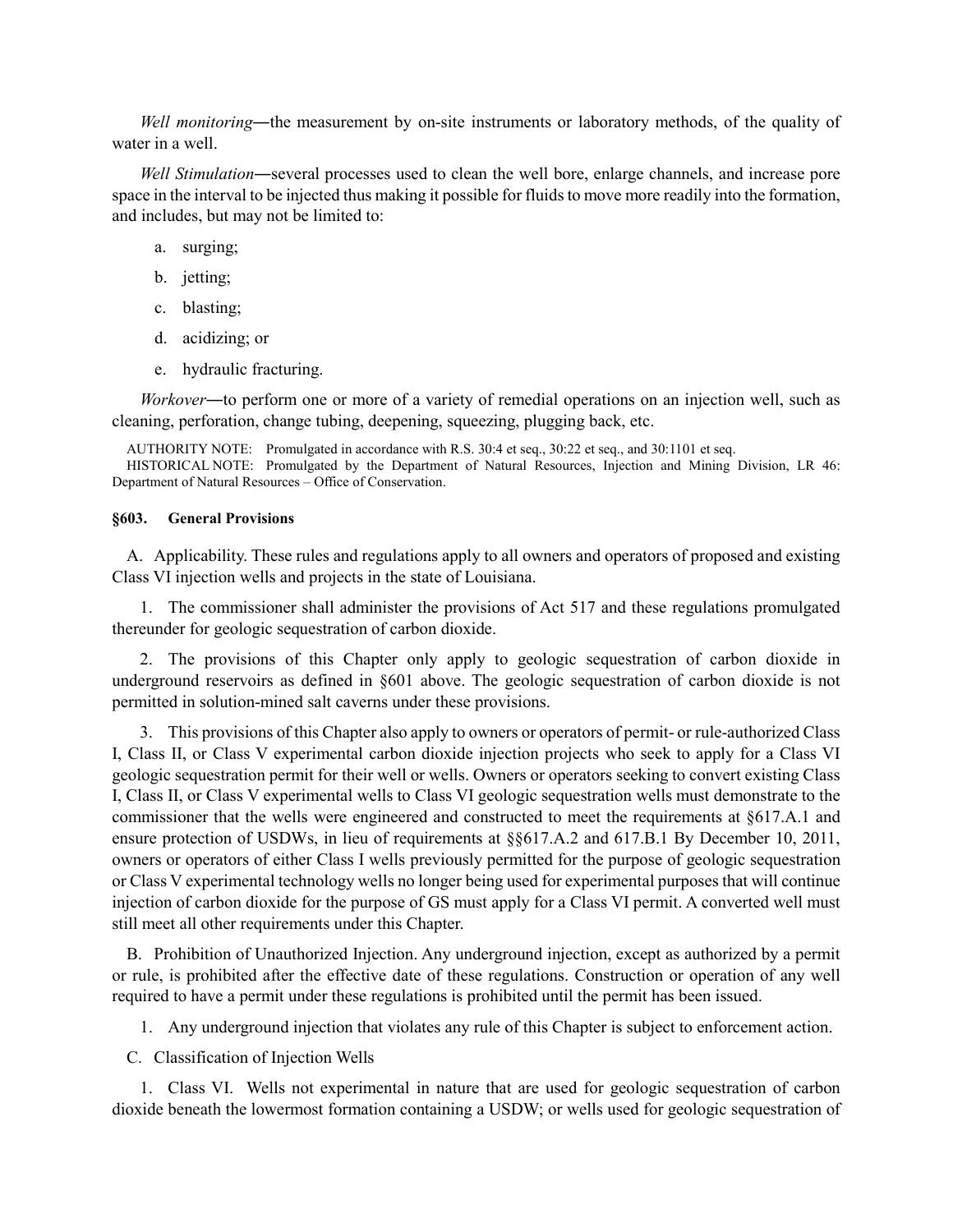*Well monitoring*―the measurement by on-site instruments or laboratory methods, of the quality of water in a well.

*Well Stimulation*―several processes used to clean the well bore, enlarge channels, and increase pore space in the interval to be injected thus making it possible for fluids to move more readily into the formation, and includes, but may not be limited to:

a. surging;

b. jetting;

c. blasting;

d. acidizing; or

e. hydraulic fracturing.

*Workover*―to perform one or more of a variety of remedial operations on an injection well, such as cleaning, perforation, change tubing, deepening, squeezing, plugging back, etc.

AUTHORITY NOTE: Promulgated in accordance with R.S. 30:4 et seq., 30:22 et seq., and 30:1101 et seq.
HISTORICAL NOTE: Promulgated by the Department of Natural Resources, Injection and Mining Division, LR 46: Department of Natural Resources – Office of Conservation.

### §603. General Provisions

A. Applicability. These rules and regulations apply to all owners and operators of proposed and existing Class VI injection wells and projects in the state of Louisiana.

1. The commissioner shall administer the provisions of Act 517 and these regulations promulgated thereunder for geologic sequestration of carbon dioxide.

2. The provisions of this Chapter only apply to geologic sequestration of carbon dioxide in underground reservoirs as defined in §601 above. The geologic sequestration of carbon dioxide is not permitted in solution-mined salt caverns under these provisions.

3. This provisions of this Chapter also apply to owners or operators of permit- or rule-authorized Class I, Class II, or Class V experimental carbon dioxide injection projects who seek to apply for a Class VI geologic sequestration permit for their well or wells. Owners or operators seeking to convert existing Class I, Class II, or Class V experimental wells to Class VI geologic sequestration wells must demonstrate to the commissioner that the wells were engineered and constructed to meet the requirements at §617.A.1 and ensure protection of USDWs, in lieu of requirements at §§617.A.2 and 617.B.1 By December 10, 2011, owners or operators of either Class I wells previously permitted for the purpose of geologic sequestration or Class V experimental technology wells no longer being used for experimental purposes that will continue injection of carbon dioxide for the purpose of GS must apply for a Class VI permit. A converted well must still meet all other requirements under this Chapter.

B. Prohibition of Unauthorized Injection. Any underground injection, except as authorized by a permit or rule, is prohibited after the effective date of these regulations. Construction or operation of any well required to have a permit under these regulations is prohibited until the permit has been issued.

1. Any underground injection that violates any rule of this Chapter is subject to enforcement action.

C. Classification of Injection Wells

1. Class VI. Wells not experimental in nature that are used for geologic sequestration of carbon dioxide beneath the lowermost formation containing a USDW; or wells used for geologic sequestration of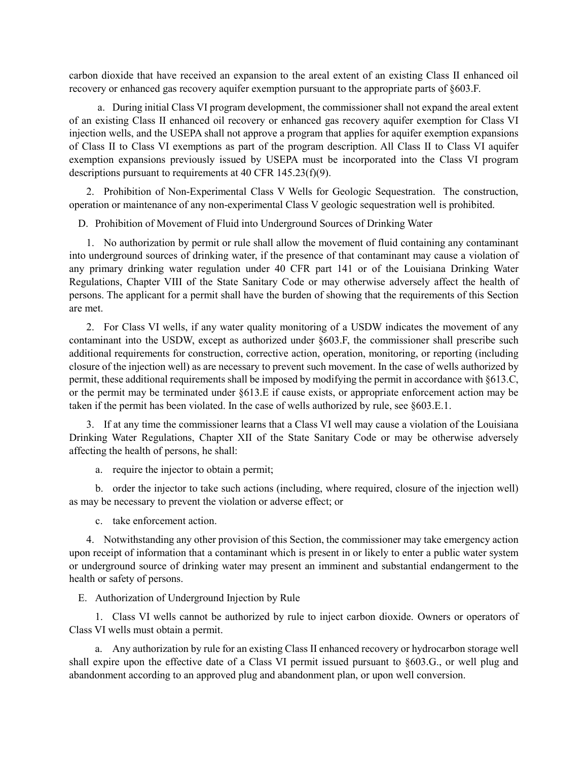carbon dioxide that have received an expansion to the areal extent of an existing Class II enhanced oil recovery or enhanced gas recovery aquifer exemption pursuant to the appropriate parts of §603.F.

a. During initial Class VI program development, the commissioner shall not expand the areal extent of an existing Class II enhanced oil recovery or enhanced gas recovery aquifer exemption for Class VI injection wells, and the USEPA shall not approve a program that applies for aquifer exemption expansions of Class II to Class VI exemptions as part of the program description. All Class II to Class VI aquifer exemption expansions previously issued by USEPA must be incorporated into the Class VI program descriptions pursuant to requirements at 40 CFR 145.23(f)(9).

2. Prohibition of Non-Experimental Class V Wells for Geologic Sequestration. The construction, operation or maintenance of any non-experimental Class V geologic sequestration well is prohibited.

D. Prohibition of Movement of Fluid into Underground Sources of Drinking Water

1. No authorization by permit or rule shall allow the movement of fluid containing any contaminant into underground sources of drinking water, if the presence of that contaminant may cause a violation of any primary drinking water regulation under 40 CFR part 141 or of the Louisiana Drinking Water Regulations, Chapter VIII of the State Sanitary Code or may otherwise adversely affect the health of persons. The applicant for a permit shall have the burden of showing that the requirements of this Section are met.

2. For Class VI wells, if any water quality monitoring of a USDW indicates the movement of any contaminant into the USDW, except as authorized under §603.F, the commissioner shall prescribe such additional requirements for construction, corrective action, operation, monitoring, or reporting (including closure of the injection well) as are necessary to prevent such movement. In the case of wells authorized by permit, these additional requirements shall be imposed by modifying the permit in accordance with §613.C, or the permit may be terminated under §613.E if cause exists, or appropriate enforcement action may be taken if the permit has been violated. In the case of wells authorized by rule, see §603.E.1.

3. If at any time the commissioner learns that a Class VI well may cause a violation of the Louisiana Drinking Water Regulations, Chapter XII of the State Sanitary Code or may be otherwise adversely affecting the health of persons, he shall:

a. require the injector to obtain a permit;

b. order the injector to take such actions (including, where required, closure of the injection well) as may be necessary to prevent the violation or adverse effect; or

c. take enforcement action.

4. Notwithstanding any other provision of this Section, the commissioner may take emergency action upon receipt of information that a contaminant which is present in or likely to enter a public water system or underground source of drinking water may present an imminent and substantial endangerment to the health or safety of persons.

E. Authorization of Underground Injection by Rule

1. Class VI wells cannot be authorized by rule to inject carbon dioxide. Owners or operators of Class VI wells must obtain a permit.

a. Any authorization by rule for an existing Class II enhanced recovery or hydrocarbon storage well shall expire upon the effective date of a Class VI permit issued pursuant to §603.G., or well plug and abandonment according to an approved plug and abandonment plan, or upon well conversion.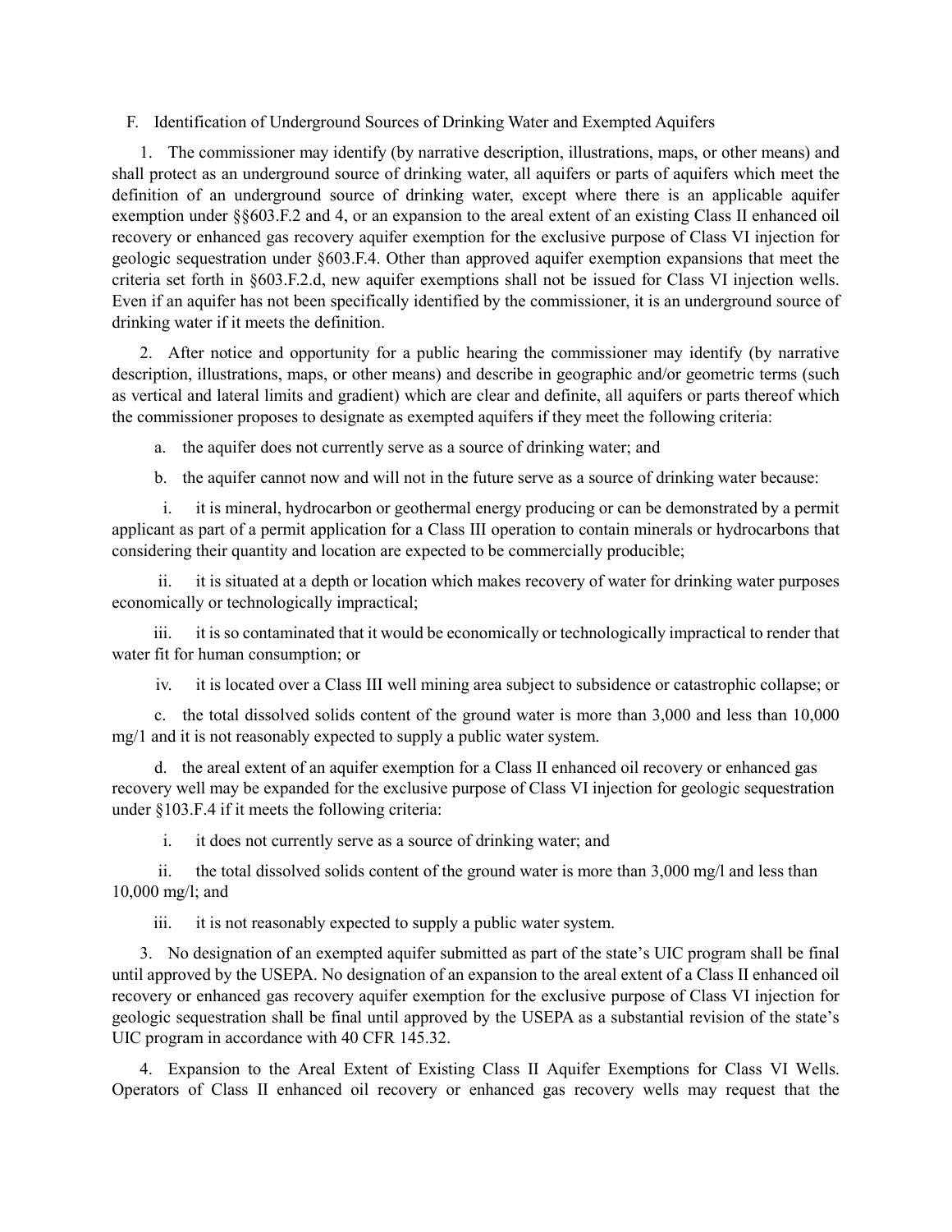F. Identification of Underground Sources of Drinking Water and Exempted Aquifers

1. The commissioner may identify (by narrative description, illustrations, maps, or other means) and shall protect as an underground source of drinking water, all aquifers or parts of aquifers which meet the definition of an underground source of drinking water, except where there is an applicable aquifer exemption under §§603.F.2 and 4, or an expansion to the areal extent of an existing Class II enhanced oil recovery or enhanced gas recovery aquifer exemption for the exclusive purpose of Class VI injection for geologic sequestration under §603.F.4. Other than approved aquifer exemption expansions that meet the criteria set forth in §603.F.2.d, new aquifer exemptions shall not be issued for Class VI injection wells. Even if an aquifer has not been specifically identified by the commissioner, it is an underground source of drinking water if it meets the definition.

2. After notice and opportunity for a public hearing the commissioner may identify (by narrative description, illustrations, maps, or other means) and describe in geographic and/or geometric terms (such as vertical and lateral limits and gradient) which are clear and definite, all aquifers or parts thereof which the commissioner proposes to designate as exempted aquifers if they meet the following criteria:

a. the aquifer does not currently serve as a source of drinking water; and

b. the aquifer cannot now and will not in the future serve as a source of drinking water because:

i. it is mineral, hydrocarbon or geothermal energy producing or can be demonstrated by a permit applicant as part of a permit application for a Class III operation to contain minerals or hydrocarbons that considering their quantity and location are expected to be commercially producible;

ii. it is situated at a depth or location which makes recovery of water for drinking water purposes economically or technologically impractical;

iii. it is so contaminated that it would be economically or technologically impractical to render that water fit for human consumption; or

iv. it is located over a Class III well mining area subject to subsidence or catastrophic collapse; or

c. the total dissolved solids content of the ground water is more than 3,000 and less than 10,000 mg/1 and it is not reasonably expected to supply a public water system.

d. the areal extent of an aquifer exemption for a Class II enhanced oil recovery or enhanced gas recovery well may be expanded for the exclusive purpose of Class VI injection for geologic sequestration under §103.F.4 if it meets the following criteria:

i. it does not currently serve as a source of drinking water; and

ii. the total dissolved solids content of the ground water is more than 3,000 mg/l and less than 10,000 mg/l; and

iii. it is not reasonably expected to supply a public water system.

3. No designation of an exempted aquifer submitted as part of the state's UIC program shall be final until approved by the USEPA. No designation of an expansion to the areal extent of a Class II enhanced oil recovery or enhanced gas recovery aquifer exemption for the exclusive purpose of Class VI injection for geologic sequestration shall be final until approved by the USEPA as a substantial revision of the state's UIC program in accordance with 40 CFR 145.32.

4. Expansion to the Areal Extent of Existing Class II Aquifer Exemptions for Class VI Wells. Operators of Class II enhanced oil recovery or enhanced gas recovery wells may request that the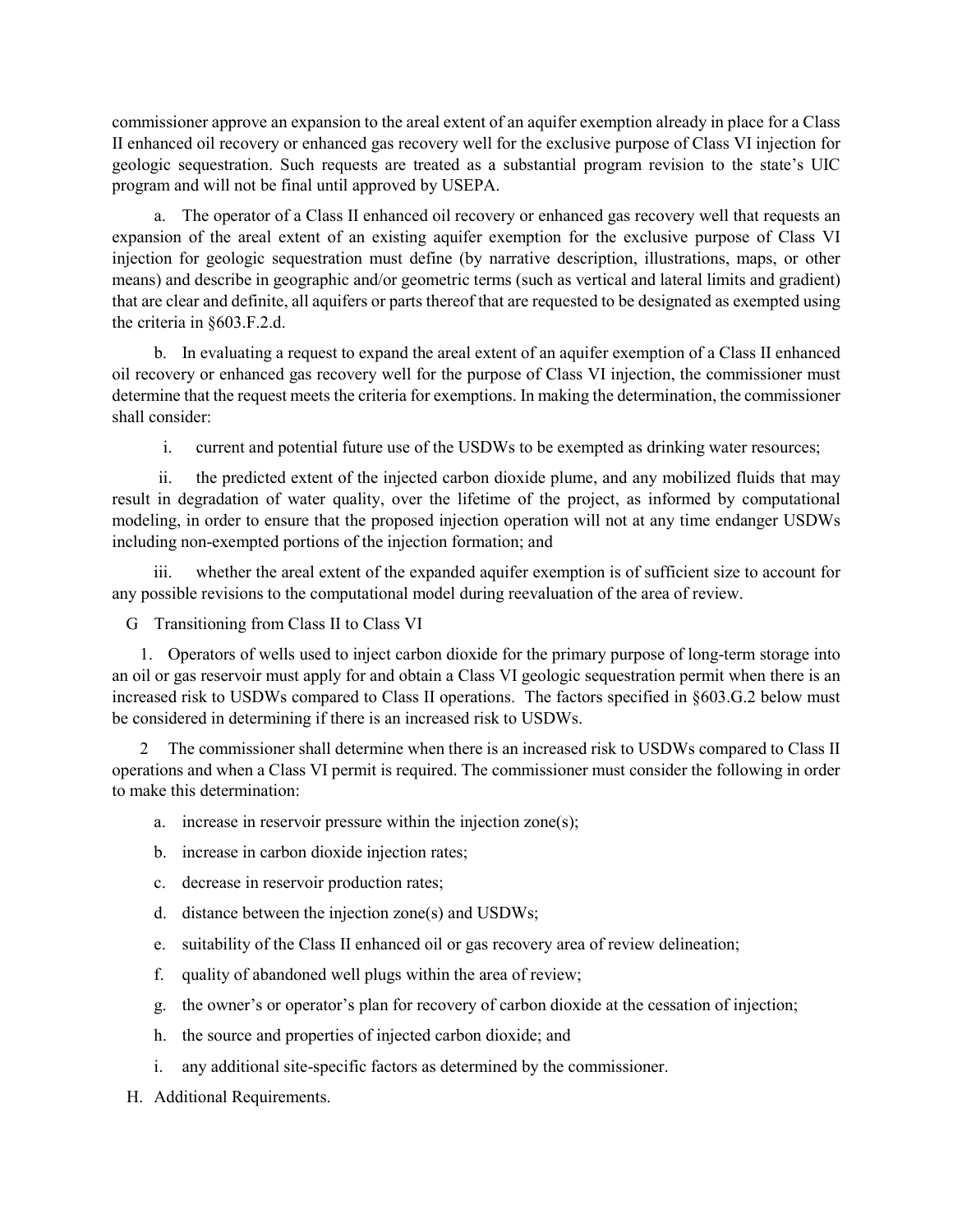commissioner approve an expansion to the areal extent of an aquifer exemption already in place for a Class II enhanced oil recovery or enhanced gas recovery well for the exclusive purpose of Class VI injection for geologic sequestration. Such requests are treated as a substantial program revision to the state's UIC program and will not be final until approved by USEPA.

a. The operator of a Class II enhanced oil recovery or enhanced gas recovery well that requests an expansion of the areal extent of an existing aquifer exemption for the exclusive purpose of Class VI injection for geologic sequestration must define (by narrative description, illustrations, maps, or other means) and describe in geographic and/or geometric terms (such as vertical and lateral limits and gradient) that are clear and definite, all aquifers or parts thereof that are requested to be designated as exempted using the criteria in §603.F.2.d.

b. In evaluating a request to expand the areal extent of an aquifer exemption of a Class II enhanced oil recovery or enhanced gas recovery well for the purpose of Class VI injection, the commissioner must determine that the request meets the criteria for exemptions. In making the determination, the commissioner shall consider:

i. current and potential future use of the USDWs to be exempted as drinking water resources;

ii. the predicted extent of the injected carbon dioxide plume, and any mobilized fluids that may result in degradation of water quality, over the lifetime of the project, as informed by computational modeling, in order to ensure that the proposed injection operation will not at any time endanger USDWs including non-exempted portions of the injection formation; and

iii. whether the areal extent of the expanded aquifer exemption is of sufficient size to account for any possible revisions to the computational model during reevaluation of the area of review.

G Transitioning from Class II to Class VI

1. Operators of wells used to inject carbon dioxide for the primary purpose of long-term storage into an oil or gas reservoir must apply for and obtain a Class VI geologic sequestration permit when there is an increased risk to USDWs compared to Class II operations. The factors specified in §603.G.2 below must be considered in determining if there is an increased risk to USDWs.

2 The commissioner shall determine when there is an increased risk to USDWs compared to Class II operations and when a Class VI permit is required. The commissioner must consider the following in order to make this determination:

a. increase in reservoir pressure within the injection zone(s);

b. increase in carbon dioxide injection rates;

c. decrease in reservoir production rates;

d. distance between the injection zone(s) and USDWs;

e. suitability of the Class II enhanced oil or gas recovery area of review delineation;

f. quality of abandoned well plugs within the area of review;

g. the owner's or operator's plan for recovery of carbon dioxide at the cessation of injection;

h. the source and properties of injected carbon dioxide; and

i. any additional site-specific factors as determined by the commissioner.

H. Additional Requirements.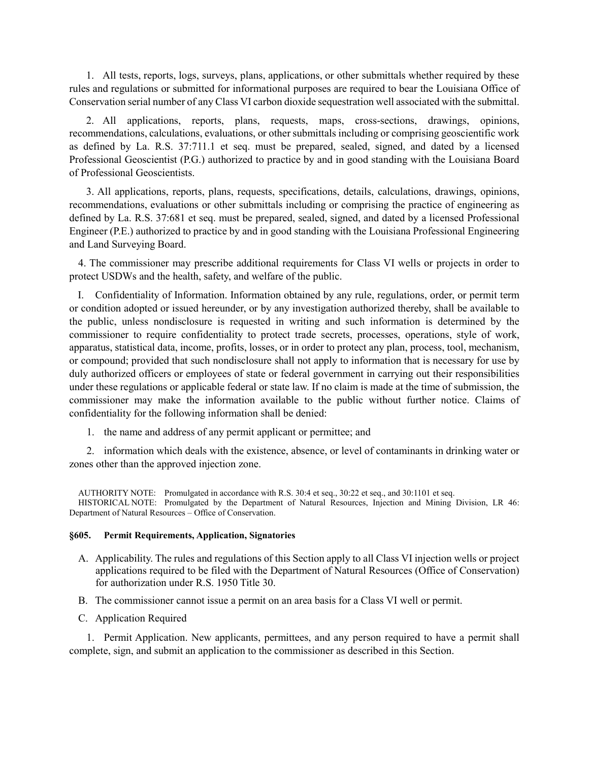1. All tests, reports, logs, surveys, plans, applications, or other submittals whether required by these rules and regulations or submitted for informational purposes are required to bear the Louisiana Office of Conservation serial number of any Class VI carbon dioxide sequestration well associated with the submittal.

2. All applications, reports, plans, requests, maps, cross-sections, drawings, opinions, recommendations, calculations, evaluations, or other submittals including or comprising geoscientific work as defined by La. R.S. 37:711.1 et seq. must be prepared, sealed, signed, and dated by a licensed Professional Geoscientist (P.G.) authorized to practice by and in good standing with the Louisiana Board of Professional Geoscientists.

3. All applications, reports, plans, requests, specifications, details, calculations, drawings, opinions, recommendations, evaluations or other submittals including or comprising the practice of engineering as defined by La. R.S. 37:681 et seq. must be prepared, sealed, signed, and dated by a licensed Professional Engineer (P.E.) authorized to practice by and in good standing with the Louisiana Professional Engineering and Land Surveying Board.

4. The commissioner may prescribe additional requirements for Class VI wells or projects in order to protect USDWs and the health, safety, and welfare of the public.

I. Confidentiality of Information. Information obtained by any rule, regulations, order, or permit term or condition adopted or issued hereunder, or by any investigation authorized thereby, shall be available to the public, unless nondisclosure is requested in writing and such information is determined by the commissioner to require confidentiality to protect trade secrets, processes, operations, style of work, apparatus, statistical data, income, profits, losses, or in order to protect any plan, process, tool, mechanism, or compound; provided that such nondisclosure shall not apply to information that is necessary for use by duly authorized officers or employees of state or federal government in carrying out their responsibilities under these regulations or applicable federal or state law. If no claim is made at the time of submission, the commissioner may make the information available to the public without further notice. Claims of confidentiality for the following information shall be denied:

1. the name and address of any permit applicant or permittee; and

2. information which deals with the existence, absence, or level of contaminants in drinking water or zones other than the approved injection zone.

AUTHORITY NOTE: Promulgated in accordance with R.S. 30:4 et seq., 30:22 et seq., and 30:1101 et seq.
HISTORICAL NOTE: Promulgated by the Department of Natural Resources, Injection and Mining Division, LR 46: Department of Natural Resources – Office of Conservation.

### §605. Permit Requirements, Application, Signatories

A. Applicability. The rules and regulations of this Section apply to all Class VI injection wells or project applications required to be filed with the Department of Natural Resources (Office of Conservation) for authorization under R.S. 1950 Title 30.

B. The commissioner cannot issue a permit on an area basis for a Class VI well or permit.

C. Application Required

1. Permit Application. New applicants, permittees, and any person required to have a permit shall complete, sign, and submit an application to the commissioner as described in this Section.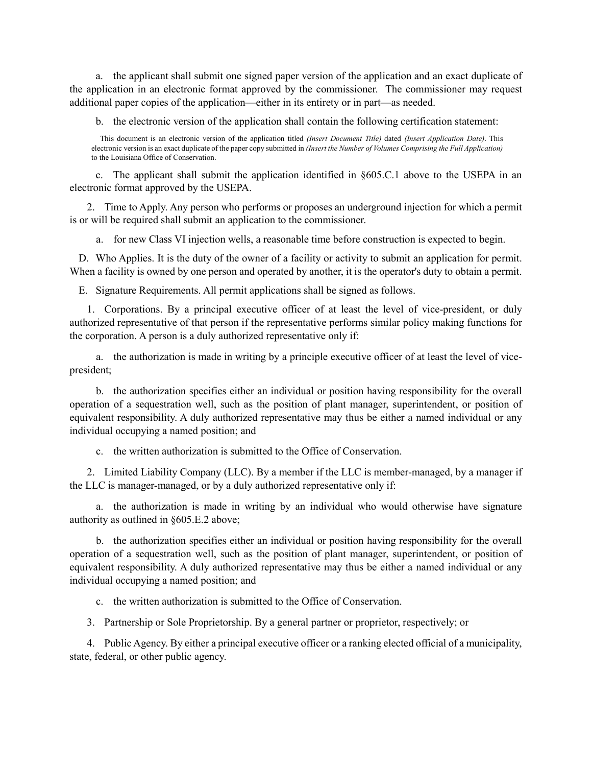a. the applicant shall submit one signed paper version of the application and an exact duplicate of the application in an electronic format approved by the commissioner. The commissioner may request additional paper copies of the application—either in its entirety or in part—as needed.

b. the electronic version of the application shall contain the following certification statement:

> This document is an electronic version of the application titled *(Insert Document Title)* dated *(Insert Application Date)*. This electronic version is an exact duplicate of the paper copy submitted in *(Insert the Number of Volumes Comprising the Full Application)* to the Louisiana Office of Conservation.

c. The applicant shall submit the application identified in §605.C.1 above to the USEPA in an electronic format approved by the USEPA.

2. Time to Apply. Any person who performs or proposes an underground injection for which a permit is or will be required shall submit an application to the commissioner.

a. for new Class VI injection wells, a reasonable time before construction is expected to begin.

D. Who Applies. It is the duty of the owner of a facility or activity to submit an application for permit. When a facility is owned by one person and operated by another, it is the operator's duty to obtain a permit.

E. Signature Requirements. All permit applications shall be signed as follows.

1. Corporations. By a principal executive officer of at least the level of vice-president, or duly authorized representative of that person if the representative performs similar policy making functions for the corporation. A person is a duly authorized representative only if:

a. the authorization is made in writing by a principle executive officer of at least the level of vice-president;

b. the authorization specifies either an individual or position having responsibility for the overall operation of a sequestration well, such as the position of plant manager, superintendent, or position of equivalent responsibility. A duly authorized representative may thus be either a named individual or any individual occupying a named position; and

c. the written authorization is submitted to the Office of Conservation.

2. Limited Liability Company (LLC). By a member if the LLC is member-managed, by a manager if the LLC is manager-managed, or by a duly authorized representative only if:

a. the authorization is made in writing by an individual who would otherwise have signature authority as outlined in §605.E.2 above;

b. the authorization specifies either an individual or position having responsibility for the overall operation of a sequestration well, such as the position of plant manager, superintendent, or position of equivalent responsibility. A duly authorized representative may thus be either a named individual or any individual occupying a named position; and

c. the written authorization is submitted to the Office of Conservation.

3. Partnership or Sole Proprietorship. By a general partner or proprietor, respectively; or

4. Public Agency. By either a principal executive officer or a ranking elected official of a municipality, state, federal, or other public agency.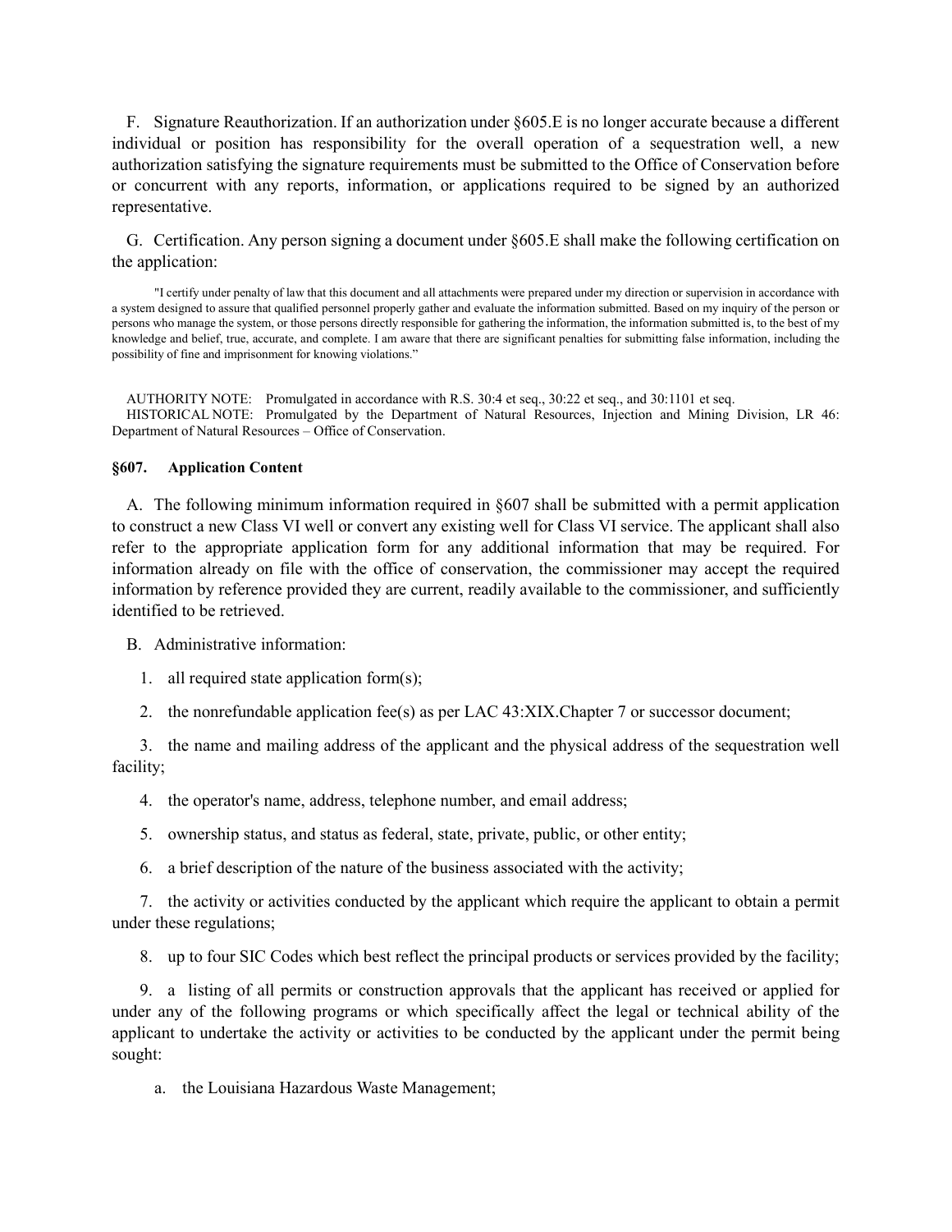F. Signature Reauthorization. If an authorization under §605.E is no longer accurate because a different individual or position has responsibility for the overall operation of a sequestration well, a new authorization satisfying the signature requirements must be submitted to the Office of Conservation before or concurrent with any reports, information, or applications required to be signed by an authorized representative.

G. Certification. Any person signing a document under §605.E shall make the following certification on the application:

> "I certify under penalty of law that this document and all attachments were prepared under my direction or supervision in accordance with a system designed to assure that qualified personnel properly gather and evaluate the information submitted. Based on my inquiry of the person or persons who manage the system, or those persons directly responsible for gathering the information, the information submitted is, to the best of my knowledge and belief, true, accurate, and complete. I am aware that there are significant penalties for submitting false information, including the possibility of fine and imprisonment for knowing violations."

AUTHORITY NOTE: Promulgated in accordance with R.S. 30:4 et seq., 30:22 et seq., and 30:1101 et seq.

HISTORICAL NOTE: Promulgated by the Department of Natural Resources, Injection and Mining Division, LR 46: Department of Natural Resources – Office of Conservation.

### §607. Application Content

A. The following minimum information required in §607 shall be submitted with a permit application to construct a new Class VI well or convert any existing well for Class VI service. The applicant shall also refer to the appropriate application form for any additional information that may be required. For information already on file with the office of conservation, the commissioner may accept the required information by reference provided they are current, readily available to the commissioner, and sufficiently identified to be retrieved.

B. Administrative information:

1. all required state application form(s);

2. the nonrefundable application fee(s) as per LAC 43:XIX.Chapter 7 or successor document;

3. the name and mailing address of the applicant and the physical address of the sequestration well facility;

4. the operator's name, address, telephone number, and email address;

5. ownership status, and status as federal, state, private, public, or other entity;

6. a brief description of the nature of the business associated with the activity;

7. the activity or activities conducted by the applicant which require the applicant to obtain a permit under these regulations;

8. up to four SIC Codes which best reflect the principal products or services provided by the facility;

9. a listing of all permits or construction approvals that the applicant has received or applied for under any of the following programs or which specifically affect the legal or technical ability of the applicant to undertake the activity or activities to be conducted by the applicant under the permit being sought:

   a. the Louisiana Hazardous Waste Management;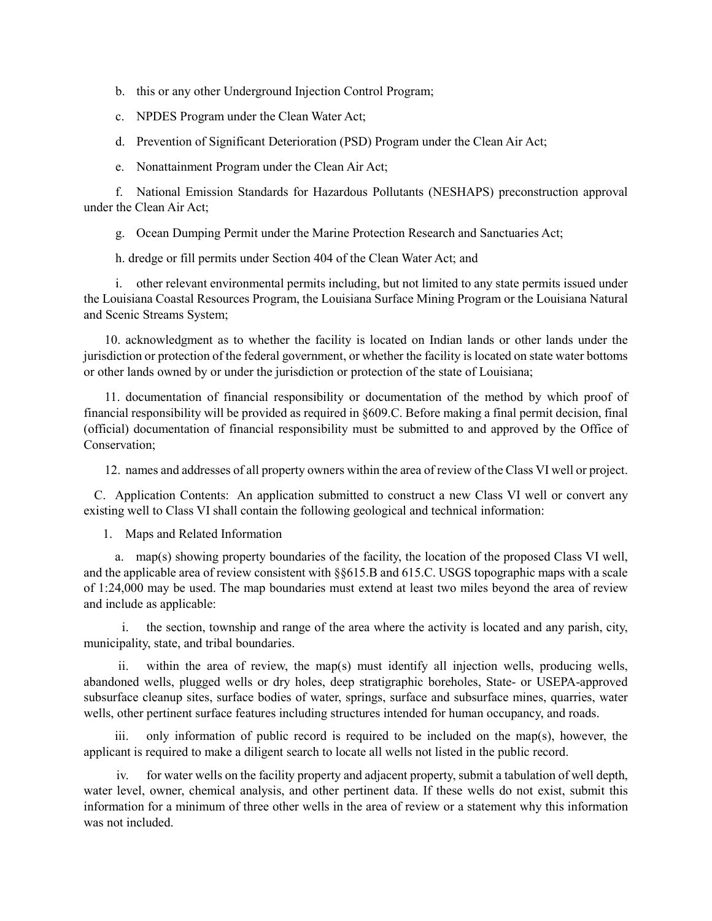b. this or any other Underground Injection Control Program;

c. NPDES Program under the Clean Water Act;

d. Prevention of Significant Deterioration (PSD) Program under the Clean Air Act;

e. Nonattainment Program under the Clean Air Act;

f. National Emission Standards for Hazardous Pollutants (NESHAPS) preconstruction approval under the Clean Air Act;

g. Ocean Dumping Permit under the Marine Protection Research and Sanctuaries Act;

h. dredge or fill permits under Section 404 of the Clean Water Act; and

i. other relevant environmental permits including, but not limited to any state permits issued under the Louisiana Coastal Resources Program, the Louisiana Surface Mining Program or the Louisiana Natural and Scenic Streams System;

10. acknowledgment as to whether the facility is located on Indian lands or other lands under the jurisdiction or protection of the federal government, or whether the facility is located on state water bottoms or other lands owned by or under the jurisdiction or protection of the state of Louisiana;

11. documentation of financial responsibility or documentation of the method by which proof of financial responsibility will be provided as required in §609.C. Before making a final permit decision, final (official) documentation of financial responsibility must be submitted to and approved by the Office of Conservation;

12. names and addresses of all property owners within the area of review of the Class VI well or project.

C. Application Contents: An application submitted to construct a new Class VI well or convert any existing well to Class VI shall contain the following geological and technical information:

1. Maps and Related Information

a. map(s) showing property boundaries of the facility, the location of the proposed Class VI well, and the applicable area of review consistent with §§615.B and 615.C. USGS topographic maps with a scale of 1:24,000 may be used. The map boundaries must extend at least two miles beyond the area of review and include as applicable:

i. the section, township and range of the area where the activity is located and any parish, city, municipality, state, and tribal boundaries.

ii. within the area of review, the map(s) must identify all injection wells, producing wells, abandoned wells, plugged wells or dry holes, deep stratigraphic boreholes, State- or USEPA-approved subsurface cleanup sites, surface bodies of water, springs, surface and subsurface mines, quarries, water wells, other pertinent surface features including structures intended for human occupancy, and roads.

iii. only information of public record is required to be included on the map(s), however, the applicant is required to make a diligent search to locate all wells not listed in the public record.

iv. for water wells on the facility property and adjacent property, submit a tabulation of well depth, water level, owner, chemical analysis, and other pertinent data. If these wells do not exist, submit this information for a minimum of three other wells in the area of review or a statement why this information was not included.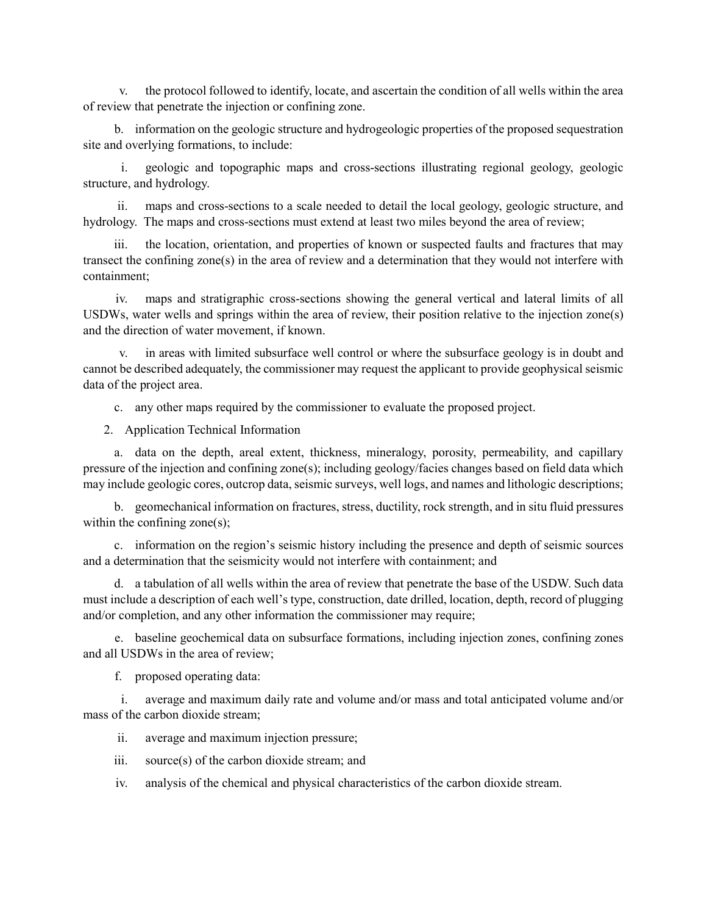v. the protocol followed to identify, locate, and ascertain the condition of all wells within the area of review that penetrate the injection or confining zone.

b. information on the geologic structure and hydrogeologic properties of the proposed sequestration site and overlying formations, to include:

i. geologic and topographic maps and cross-sections illustrating regional geology, geologic structure, and hydrology.

ii. maps and cross-sections to a scale needed to detail the local geology, geologic structure, and hydrology. The maps and cross-sections must extend at least two miles beyond the area of review;

iii. the location, orientation, and properties of known or suspected faults and fractures that may transect the confining zone(s) in the area of review and a determination that they would not interfere with containment;

iv. maps and stratigraphic cross-sections showing the general vertical and lateral limits of all USDWs, water wells and springs within the area of review, their position relative to the injection zone(s) and the direction of water movement, if known.

v. in areas with limited subsurface well control or where the subsurface geology is in doubt and cannot be described adequately, the commissioner may request the applicant to provide geophysical seismic data of the project area.

c. any other maps required by the commissioner to evaluate the proposed project.

2. Application Technical Information

a. data on the depth, areal extent, thickness, mineralogy, porosity, permeability, and capillary pressure of the injection and confining zone(s); including geology/facies changes based on field data which may include geologic cores, outcrop data, seismic surveys, well logs, and names and lithologic descriptions;

b. geomechanical information on fractures, stress, ductility, rock strength, and in situ fluid pressures within the confining zone(s);

c. information on the region's seismic history including the presence and depth of seismic sources and a determination that the seismicity would not interfere with containment; and

d. a tabulation of all wells within the area of review that penetrate the base of the USDW. Such data must include a description of each well's type, construction, date drilled, location, depth, record of plugging and/or completion, and any other information the commissioner may require;

e. baseline geochemical data on subsurface formations, including injection zones, confining zones and all USDWs in the area of review;

f. proposed operating data:

i. average and maximum daily rate and volume and/or mass and total anticipated volume and/or mass of the carbon dioxide stream;

ii. average and maximum injection pressure;

iii. source(s) of the carbon dioxide stream; and

iv. analysis of the chemical and physical characteristics of the carbon dioxide stream.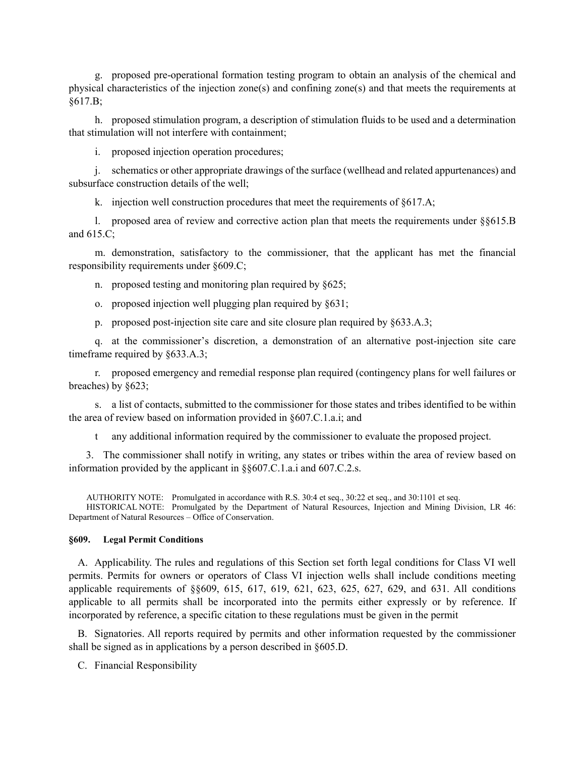g. proposed pre-operational formation testing program to obtain an analysis of the chemical and physical characteristics of the injection zone(s) and confining zone(s) and that meets the requirements at §617.B;

h. proposed stimulation program, a description of stimulation fluids to be used and a determination that stimulation will not interfere with containment;

i. proposed injection operation procedures;

j. schematics or other appropriate drawings of the surface (wellhead and related appurtenances) and subsurface construction details of the well;

k. injection well construction procedures that meet the requirements of §617.A;

l. proposed area of review and corrective action plan that meets the requirements under §§615.B and 615.C;

m. demonstration, satisfactory to the commissioner, that the applicant has met the financial responsibility requirements under §609.C;

n. proposed testing and monitoring plan required by §625;

o. proposed injection well plugging plan required by §631;

p. proposed post-injection site care and site closure plan required by §633.A.3;

q. at the commissioner's discretion, a demonstration of an alternative post-injection site care timeframe required by §633.A.3;

r. proposed emergency and remedial response plan required (contingency plans for well failures or breaches) by §623;

s. a list of contacts, submitted to the commissioner for those states and tribes identified to be within the area of review based on information provided in §607.C.1.a.i; and

t any additional information required by the commissioner to evaluate the proposed project.

3. The commissioner shall notify in writing, any states or tribes within the area of review based on information provided by the applicant in §§607.C.1.a.i and 607.C.2.s.

AUTHORITY NOTE: Promulgated in accordance with R.S. 30:4 et seq., 30:22 et seq., and 30:1101 et seq.
HISTORICAL NOTE: Promulgated by the Department of Natural Resources, Injection and Mining Division, LR 46: Department of Natural Resources – Office of Conservation.

**§609. Legal Permit Conditions**

A. Applicability. The rules and regulations of this Section set forth legal conditions for Class VI well permits. Permits for owners or operators of Class VI injection wells shall include conditions meeting applicable requirements of §§609, 615, 617, 619, 621, 623, 625, 627, 629, and 631. All conditions applicable to all permits shall be incorporated into the permits either expressly or by reference. If incorporated by reference, a specific citation to these regulations must be given in the permit

B. Signatories. All reports required by permits and other information requested by the commissioner shall be signed as in applications by a person described in §605.D.

C. Financial Responsibility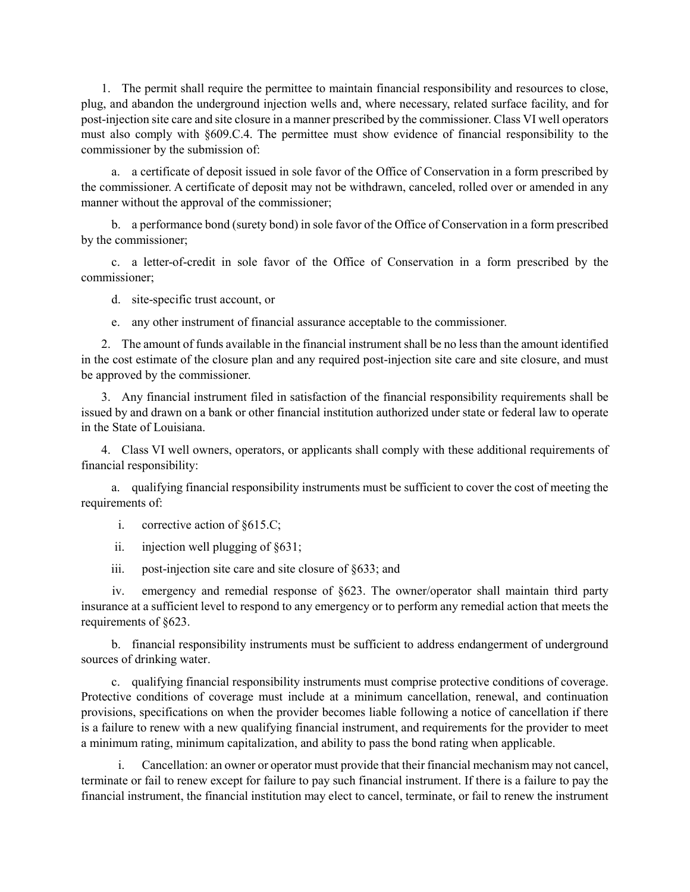1. The permit shall require the permittee to maintain financial responsibility and resources to close, plug, and abandon the underground injection wells and, where necessary, related surface facility, and for post-injection site care and site closure in a manner prescribed by the commissioner. Class VI well operators must also comply with §609.C.4. The permittee must show evidence of financial responsibility to the commissioner by the submission of:

   a. a certificate of deposit issued in sole favor of the Office of Conservation in a form prescribed by the commissioner. A certificate of deposit may not be withdrawn, canceled, rolled over or amended in any manner without the approval of the commissioner;

   b. a performance bond (surety bond) in sole favor of the Office of Conservation in a form prescribed by the commissioner;

   c. a letter-of-credit in sole favor of the Office of Conservation in a form prescribed by the commissioner;

   d. site-specific trust account, or

   e. any other instrument of financial assurance acceptable to the commissioner.

2. The amount of funds available in the financial instrument shall be no less than the amount identified in the cost estimate of the closure plan and any required post-injection site care and site closure, and must be approved by the commissioner.

3. Any financial instrument filed in satisfaction of the financial responsibility requirements shall be issued by and drawn on a bank or other financial institution authorized under state or federal law to operate in the State of Louisiana.

4. Class VI well owners, operators, or applicants shall comply with these additional requirements of financial responsibility:

   a. qualifying financial responsibility instruments must be sufficient to cover the cost of meeting the requirements of:

      i. corrective action of §615.C;

      ii. injection well plugging of §631;

      iii. post-injection site care and site closure of §633; and

      iv. emergency and remedial response of §623. The owner/operator shall maintain third party insurance at a sufficient level to respond to any emergency or to perform any remedial action that meets the requirements of §623.

   b. financial responsibility instruments must be sufficient to address endangerment of underground sources of drinking water.

   c. qualifying financial responsibility instruments must comprise protective conditions of coverage. Protective conditions of coverage must include at a minimum cancellation, renewal, and continuation provisions, specifications on when the provider becomes liable following a notice of cancellation if there is a failure to renew with a new qualifying financial instrument, and requirements for the provider to meet a minimum rating, minimum capitalization, and ability to pass the bond rating when applicable.

      i. Cancellation: an owner or operator must provide that their financial mechanism may not cancel, terminate or fail to renew except for failure to pay such financial instrument. If there is a failure to pay the financial instrument, the financial institution may elect to cancel, terminate, or fail to renew the instrument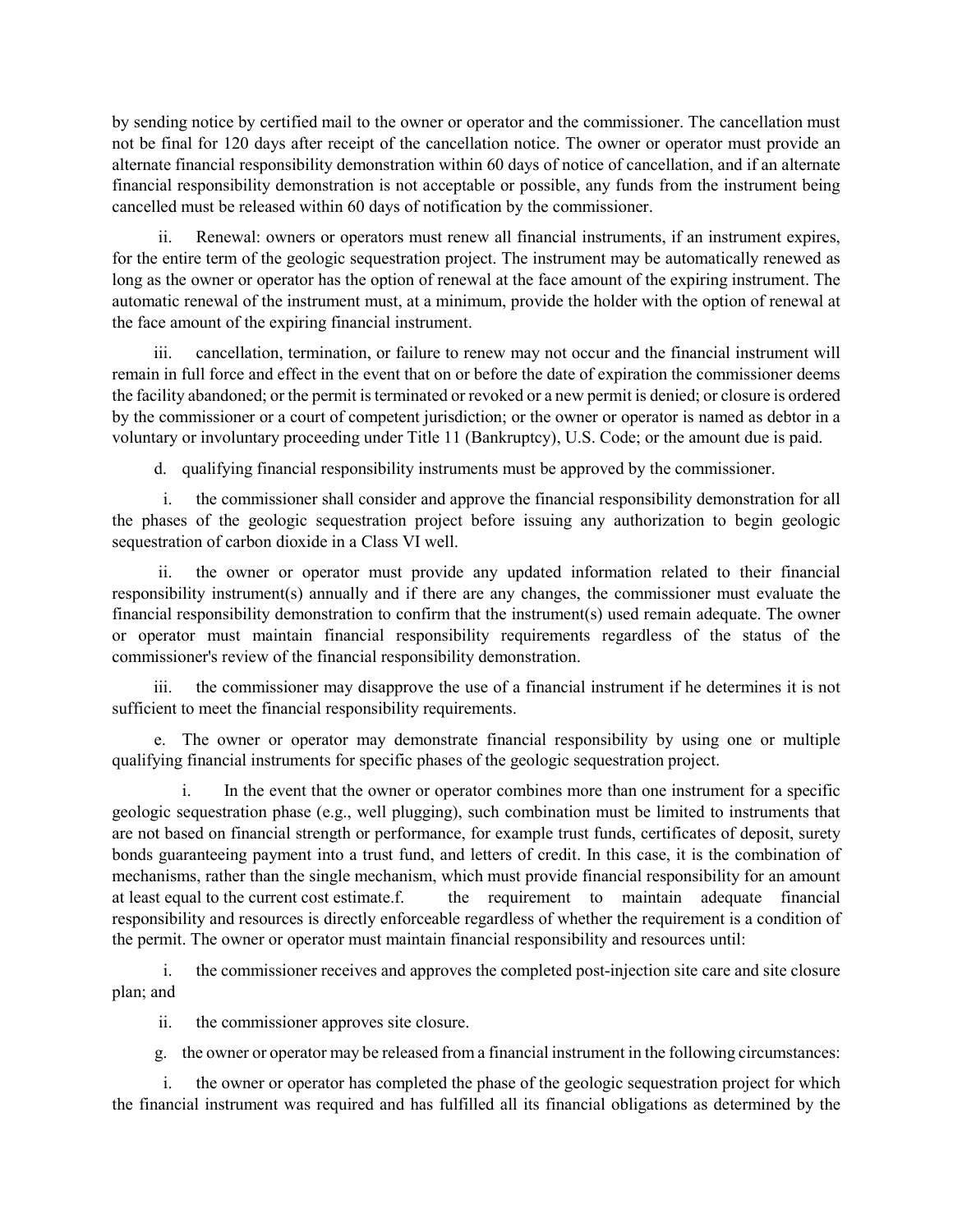by sending notice by certified mail to the owner or operator and the commissioner. The cancellation must not be final for 120 days after receipt of the cancellation notice. The owner or operator must provide an alternate financial responsibility demonstration within 60 days of notice of cancellation, and if an alternate financial responsibility demonstration is not acceptable or possible, any funds from the instrument being cancelled must be released within 60 days of notification by the commissioner.

ii. Renewal: owners or operators must renew all financial instruments, if an instrument expires, for the entire term of the geologic sequestration project. The instrument may be automatically renewed as long as the owner or operator has the option of renewal at the face amount of the expiring instrument. The automatic renewal of the instrument must, at a minimum, provide the holder with the option of renewal at the face amount of the expiring financial instrument.

iii. cancellation, termination, or failure to renew may not occur and the financial instrument will remain in full force and effect in the event that on or before the date of expiration the commissioner deems the facility abandoned; or the permit is terminated or revoked or a new permit is denied; or closure is ordered by the commissioner or a court of competent jurisdiction; or the owner or operator is named as debtor in a voluntary or involuntary proceeding under Title 11 (Bankruptcy), U.S. Code; or the amount due is paid.

d. qualifying financial responsibility instruments must be approved by the commissioner.

i. the commissioner shall consider and approve the financial responsibility demonstration for all the phases of the geologic sequestration project before issuing any authorization to begin geologic sequestration of carbon dioxide in a Class VI well.

ii. the owner or operator must provide any updated information related to their financial responsibility instrument(s) annually and if there are any changes, the commissioner must evaluate the financial responsibility demonstration to confirm that the instrument(s) used remain adequate. The owner or operator must maintain financial responsibility requirements regardless of the status of the commissioner's review of the financial responsibility demonstration.

iii. the commissioner may disapprove the use of a financial instrument if he determines it is not sufficient to meet the financial responsibility requirements.

e. The owner or operator may demonstrate financial responsibility by using one or multiple qualifying financial instruments for specific phases of the geologic sequestration project.

i. In the event that the owner or operator combines more than one instrument for a specific geologic sequestration phase (e.g., well plugging), such combination must be limited to instruments that are not based on financial strength or performance, for example trust funds, certificates of deposit, surety bonds guaranteeing payment into a trust fund, and letters of credit. In this case, it is the combination of mechanisms, rather than the single mechanism, which must provide financial responsibility for an amount at least equal to the current cost estimate.

f. the requirement to maintain adequate financial responsibility and resources is directly enforceable regardless of whether the requirement is a condition of the permit. The owner or operator must maintain financial responsibility and resources until:

i. the commissioner receives and approves the completed post-injection site care and site closure plan; and

ii. the commissioner approves site closure.

g. the owner or operator may be released from a financial instrument in the following circumstances:

i. the owner or operator has completed the phase of the geologic sequestration project for which the financial instrument was required and has fulfilled all its financial obligations as determined by the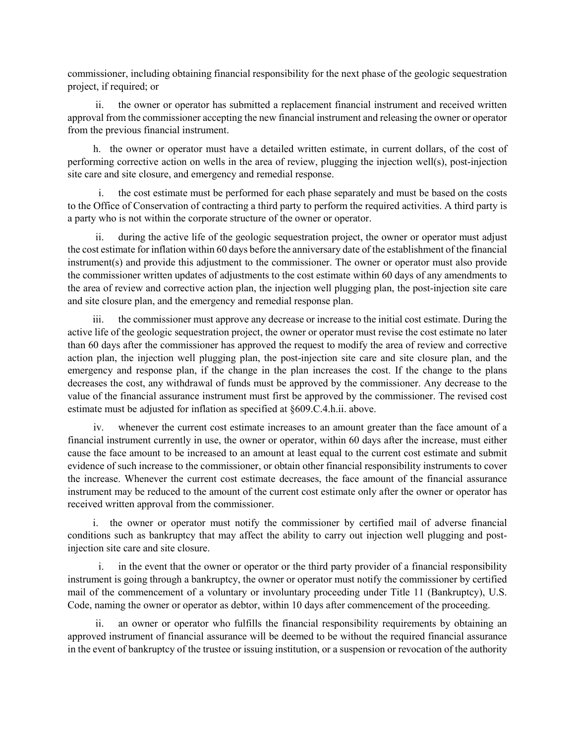commissioner, including obtaining financial responsibility for the next phase of the geologic sequestration project, if required; or

ii. the owner or operator has submitted a replacement financial instrument and received written approval from the commissioner accepting the new financial instrument and releasing the owner or operator from the previous financial instrument.

h. the owner or operator must have a detailed written estimate, in current dollars, of the cost of performing corrective action on wells in the area of review, plugging the injection well(s), post-injection site care and site closure, and emergency and remedial response.

i. the cost estimate must be performed for each phase separately and must be based on the costs to the Office of Conservation of contracting a third party to perform the required activities. A third party is a party who is not within the corporate structure of the owner or operator.

ii. during the active life of the geologic sequestration project, the owner or operator must adjust the cost estimate for inflation within 60 days before the anniversary date of the establishment of the financial instrument(s) and provide this adjustment to the commissioner. The owner or operator must also provide the commissioner written updates of adjustments to the cost estimate within 60 days of any amendments to the area of review and corrective action plan, the injection well plugging plan, the post-injection site care and site closure plan, and the emergency and remedial response plan.

iii. the commissioner must approve any decrease or increase to the initial cost estimate. During the active life of the geologic sequestration project, the owner or operator must revise the cost estimate no later than 60 days after the commissioner has approved the request to modify the area of review and corrective action plan, the injection well plugging plan, the post-injection site care and site closure plan, and the emergency and response plan, if the change in the plan increases the cost. If the change to the plans decreases the cost, any withdrawal of funds must be approved by the commissioner. Any decrease to the value of the financial assurance instrument must first be approved by the commissioner. The revised cost estimate must be adjusted for inflation as specified at §609.C.4.h.ii. above.

iv. whenever the current cost estimate increases to an amount greater than the face amount of a financial instrument currently in use, the owner or operator, within 60 days after the increase, must either cause the face amount to be increased to an amount at least equal to the current cost estimate and submit evidence of such increase to the commissioner, or obtain other financial responsibility instruments to cover the increase. Whenever the current cost estimate decreases, the face amount of the financial assurance instrument may be reduced to the amount of the current cost estimate only after the owner or operator has received written approval from the commissioner.

i. the owner or operator must notify the commissioner by certified mail of adverse financial conditions such as bankruptcy that may affect the ability to carry out injection well plugging and post-injection site care and site closure.

i. in the event that the owner or operator or the third party provider of a financial responsibility instrument is going through a bankruptcy, the owner or operator must notify the commissioner by certified mail of the commencement of a voluntary or involuntary proceeding under Title 11 (Bankruptcy), U.S. Code, naming the owner or operator as debtor, within 10 days after commencement of the proceeding.

ii. an owner or operator who fulfills the financial responsibility requirements by obtaining an approved instrument of financial assurance will be deemed to be without the required financial assurance in the event of bankruptcy of the trustee or issuing institution, or a suspension or revocation of the authority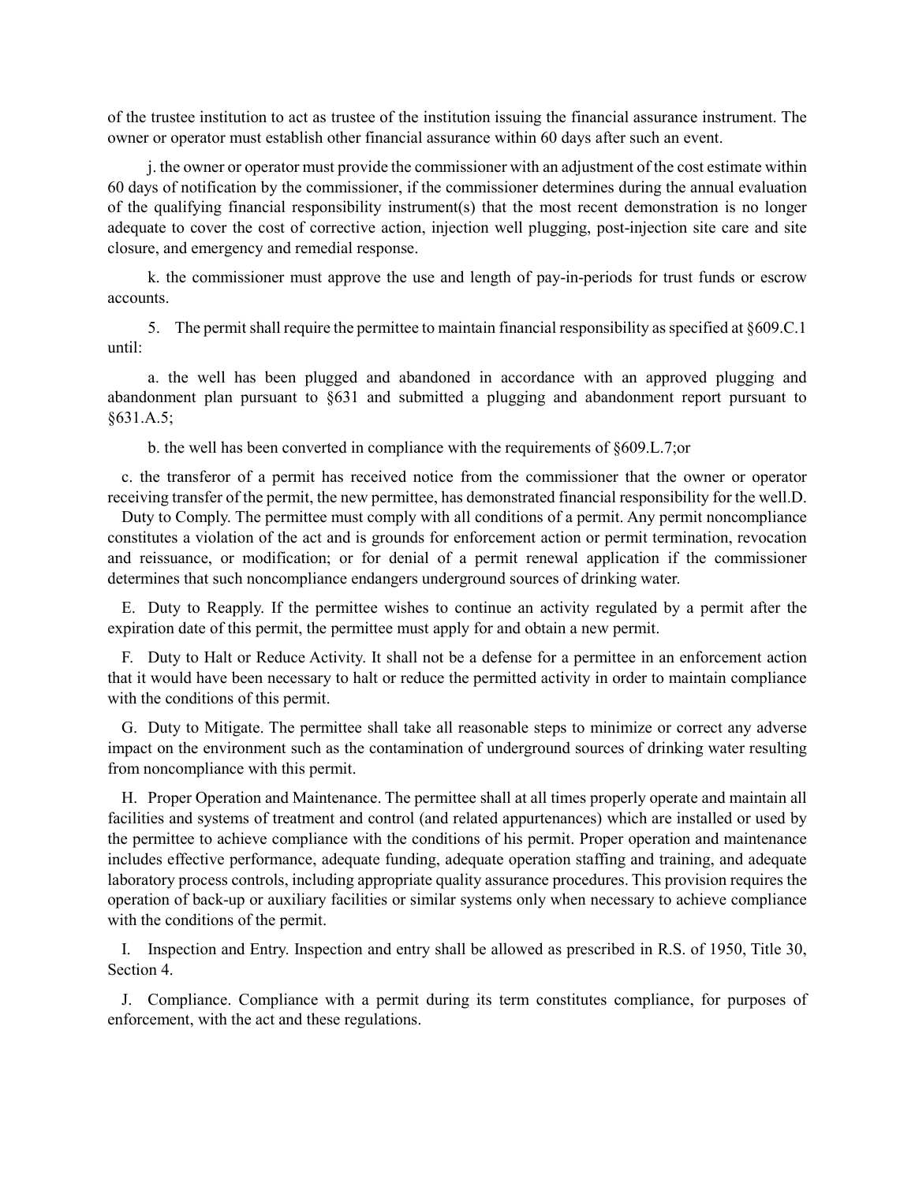of the trustee institution to act as trustee of the institution issuing the financial assurance instrument. The owner or operator must establish other financial assurance within 60 days after such an event.

j. the owner or operator must provide the commissioner with an adjustment of the cost estimate within 60 days of notification by the commissioner, if the commissioner determines during the annual evaluation of the qualifying financial responsibility instrument(s) that the most recent demonstration is no longer adequate to cover the cost of corrective action, injection well plugging, post-injection site care and site closure, and emergency and remedial response.

k. the commissioner must approve the use and length of pay-in-periods for trust funds or escrow accounts.

5. The permit shall require the permittee to maintain financial responsibility as specified at §609.C.1 until:

a. the well has been plugged and abandoned in accordance with an approved plugging and abandonment plan pursuant to §631 and submitted a plugging and abandonment report pursuant to §631.A.5;

b. the well has been converted in compliance with the requirements of §609.L.7;or

c. the transferor of a permit has received notice from the commissioner that the owner or operator receiving transfer of the permit, the new permittee, has demonstrated financial responsibility for the well.D. Duty to Comply. The permittee must comply with all conditions of a permit. Any permit noncompliance constitutes a violation of the act and is grounds for enforcement action or permit termination, revocation and reissuance, or modification; or for denial of a permit renewal application if the commissioner determines that such noncompliance endangers underground sources of drinking water.

E. Duty to Reapply. If the permittee wishes to continue an activity regulated by a permit after the expiration date of this permit, the permittee must apply for and obtain a new permit.

F. Duty to Halt or Reduce Activity. It shall not be a defense for a permittee in an enforcement action that it would have been necessary to halt or reduce the permitted activity in order to maintain compliance with the conditions of this permit.

G. Duty to Mitigate. The permittee shall take all reasonable steps to minimize or correct any adverse impact on the environment such as the contamination of underground sources of drinking water resulting from noncompliance with this permit.

H. Proper Operation and Maintenance. The permittee shall at all times properly operate and maintain all facilities and systems of treatment and control (and related appurtenances) which are installed or used by the permittee to achieve compliance with the conditions of his permit. Proper operation and maintenance includes effective performance, adequate funding, adequate operation staffing and training, and adequate laboratory process controls, including appropriate quality assurance procedures. This provision requires the operation of back-up or auxiliary facilities or similar systems only when necessary to achieve compliance with the conditions of the permit.

I. Inspection and Entry. Inspection and entry shall be allowed as prescribed in R.S. of 1950, Title 30, Section 4.

J. Compliance. Compliance with a permit during its term constitutes compliance, for purposes of enforcement, with the act and these regulations.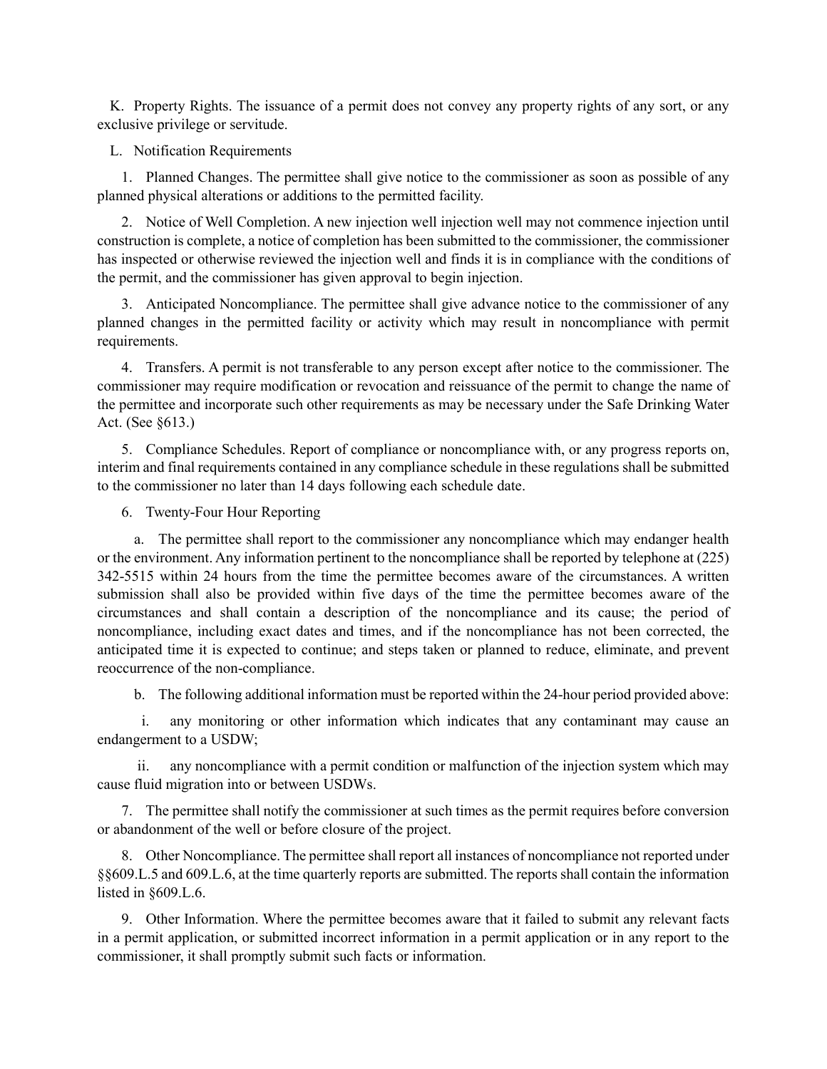K. Property Rights. The issuance of a permit does not convey any property rights of any sort, or any exclusive privilege or servitude.

L. Notification Requirements

1. Planned Changes. The permittee shall give notice to the commissioner as soon as possible of any planned physical alterations or additions to the permitted facility.

2. Notice of Well Completion. A new injection well injection well may not commence injection until construction is complete, a notice of completion has been submitted to the commissioner, the commissioner has inspected or otherwise reviewed the injection well and finds it is in compliance with the conditions of the permit, and the commissioner has given approval to begin injection.

3. Anticipated Noncompliance. The permittee shall give advance notice to the commissioner of any planned changes in the permitted facility or activity which may result in noncompliance with permit requirements.

4. Transfers. A permit is not transferable to any person except after notice to the commissioner. The commissioner may require modification or revocation and reissuance of the permit to change the name of the permittee and incorporate such other requirements as may be necessary under the Safe Drinking Water Act. (See §613.)

5. Compliance Schedules. Report of compliance or noncompliance with, or any progress reports on, interim and final requirements contained in any compliance schedule in these regulations shall be submitted to the commissioner no later than 14 days following each schedule date.

6. Twenty-Four Hour Reporting

a. The permittee shall report to the commissioner any noncompliance which may endanger health or the environment. Any information pertinent to the noncompliance shall be reported by telephone at (225) 342-5515 within 24 hours from the time the permittee becomes aware of the circumstances. A written submission shall also be provided within five days of the time the permittee becomes aware of the circumstances and shall contain a description of the noncompliance and its cause; the period of noncompliance, including exact dates and times, and if the noncompliance has not been corrected, the anticipated time it is expected to continue; and steps taken or planned to reduce, eliminate, and prevent reoccurrence of the non-compliance.

b. The following additional information must be reported within the 24-hour period provided above:

i. any monitoring or other information which indicates that any contaminant may cause an endangerment to a USDW;

ii. any noncompliance with a permit condition or malfunction of the injection system which may cause fluid migration into or between USDWs.

7. The permittee shall notify the commissioner at such times as the permit requires before conversion or abandonment of the well or before closure of the project.

8. Other Noncompliance. The permittee shall report all instances of noncompliance not reported under §§609.L.5 and 609.L.6, at the time quarterly reports are submitted. The reports shall contain the information listed in §609.L.6.

9. Other Information. Where the permittee becomes aware that it failed to submit any relevant facts in a permit application, or submitted incorrect information in a permit application or in any report to the commissioner, it shall promptly submit such facts or information.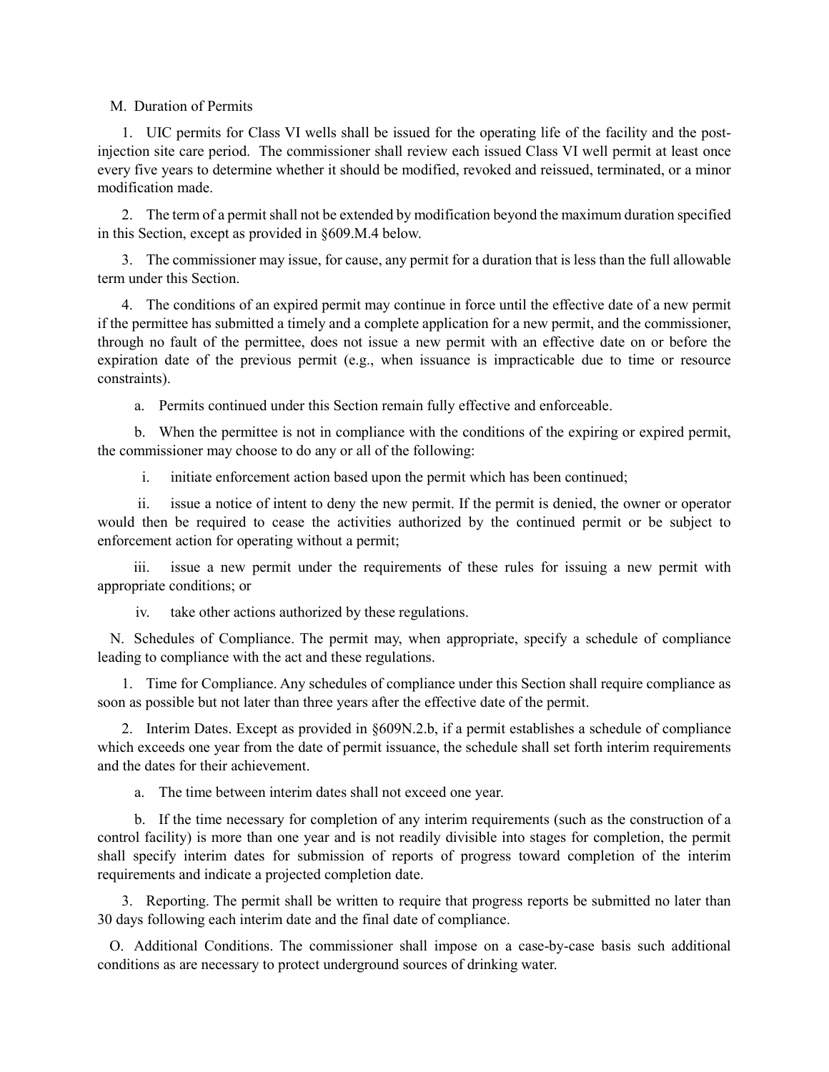M. Duration of Permits

1. UIC permits for Class VI wells shall be issued for the operating life of the facility and the post-injection site care period. The commissioner shall review each issued Class VI well permit at least once every five years to determine whether it should be modified, revoked and reissued, terminated, or a minor modification made.

2. The term of a permit shall not be extended by modification beyond the maximum duration specified in this Section, except as provided in §609.M.4 below.

3. The commissioner may issue, for cause, any permit for a duration that is less than the full allowable term under this Section.

4. The conditions of an expired permit may continue in force until the effective date of a new permit if the permittee has submitted a timely and a complete application for a new permit, and the commissioner, through no fault of the permittee, does not issue a new permit with an effective date on or before the expiration date of the previous permit (e.g., when issuance is impracticable due to time or resource constraints).

a. Permits continued under this Section remain fully effective and enforceable.

b. When the permittee is not in compliance with the conditions of the expiring or expired permit, the commissioner may choose to do any or all of the following:

i. initiate enforcement action based upon the permit which has been continued;

ii. issue a notice of intent to deny the new permit. If the permit is denied, the owner or operator would then be required to cease the activities authorized by the continued permit or be subject to enforcement action for operating without a permit;

iii. issue a new permit under the requirements of these rules for issuing a new permit with appropriate conditions; or

iv. take other actions authorized by these regulations.

N. Schedules of Compliance. The permit may, when appropriate, specify a schedule of compliance leading to compliance with the act and these regulations.

1. Time for Compliance. Any schedules of compliance under this Section shall require compliance as soon as possible but not later than three years after the effective date of the permit.

2. Interim Dates. Except as provided in §609N.2.b, if a permit establishes a schedule of compliance which exceeds one year from the date of permit issuance, the schedule shall set forth interim requirements and the dates for their achievement.

a. The time between interim dates shall not exceed one year.

b. If the time necessary for completion of any interim requirements (such as the construction of a control facility) is more than one year and is not readily divisible into stages for completion, the permit shall specify interim dates for submission of reports of progress toward completion of the interim requirements and indicate a projected completion date.

3. Reporting. The permit shall be written to require that progress reports be submitted no later than 30 days following each interim date and the final date of compliance.

O. Additional Conditions. The commissioner shall impose on a case-by-case basis such additional conditions as are necessary to protect underground sources of drinking water.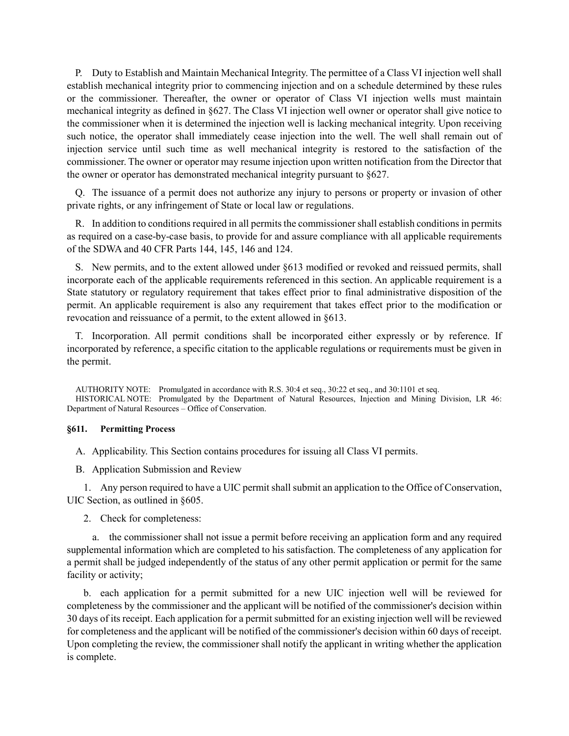P. Duty to Establish and Maintain Mechanical Integrity. The permittee of a Class VI injection well shall establish mechanical integrity prior to commencing injection and on a schedule determined by these rules or the commissioner. Thereafter, the owner or operator of Class VI injection wells must maintain mechanical integrity as defined in §627. The Class VI injection well owner or operator shall give notice to the commissioner when it is determined the injection well is lacking mechanical integrity. Upon receiving such notice, the operator shall immediately cease injection into the well. The well shall remain out of injection service until such time as well mechanical integrity is restored to the satisfaction of the commissioner. The owner or operator may resume injection upon written notification from the Director that the owner or operator has demonstrated mechanical integrity pursuant to §627.

Q. The issuance of a permit does not authorize any injury to persons or property or invasion of other private rights, or any infringement of State or local law or regulations.

R. In addition to conditions required in all permits the commissioner shall establish conditions in permits as required on a case-by-case basis, to provide for and assure compliance with all applicable requirements of the SDWA and 40 CFR Parts 144, 145, 146 and 124.

S. New permits, and to the extent allowed under §613 modified or revoked and reissued permits, shall incorporate each of the applicable requirements referenced in this section. An applicable requirement is a State statutory or regulatory requirement that takes effect prior to final administrative disposition of the permit. An applicable requirement is also any requirement that takes effect prior to the modification or revocation and reissuance of a permit, to the extent allowed in §613.

T. Incorporation. All permit conditions shall be incorporated either expressly or by reference. If incorporated by reference, a specific citation to the applicable regulations or requirements must be given in the permit.

AUTHORITY NOTE: Promulgated in accordance with R.S. 30:4 et seq., 30:22 et seq., and 30:1101 et seq.
HISTORICAL NOTE: Promulgated by the Department of Natural Resources, Injection and Mining Division, LR 46: Department of Natural Resources – Office of Conservation.

### §611. Permitting Process

A. Applicability. This Section contains procedures for issuing all Class VI permits.

B. Application Submission and Review

1. Any person required to have a UIC permit shall submit an application to the Office of Conservation, UIC Section, as outlined in §605.

2. Check for completeness:

a. the commissioner shall not issue a permit before receiving an application form and any required supplemental information which are completed to his satisfaction. The completeness of any application for a permit shall be judged independently of the status of any other permit application or permit for the same facility or activity;

b. each application for a permit submitted for a new UIC injection well will be reviewed for completeness by the commissioner and the applicant will be notified of the commissioner's decision within 30 days of its receipt. Each application for a permit submitted for an existing injection well will be reviewed for completeness and the applicant will be notified of the commissioner's decision within 60 days of receipt. Upon completing the review, the commissioner shall notify the applicant in writing whether the application is complete.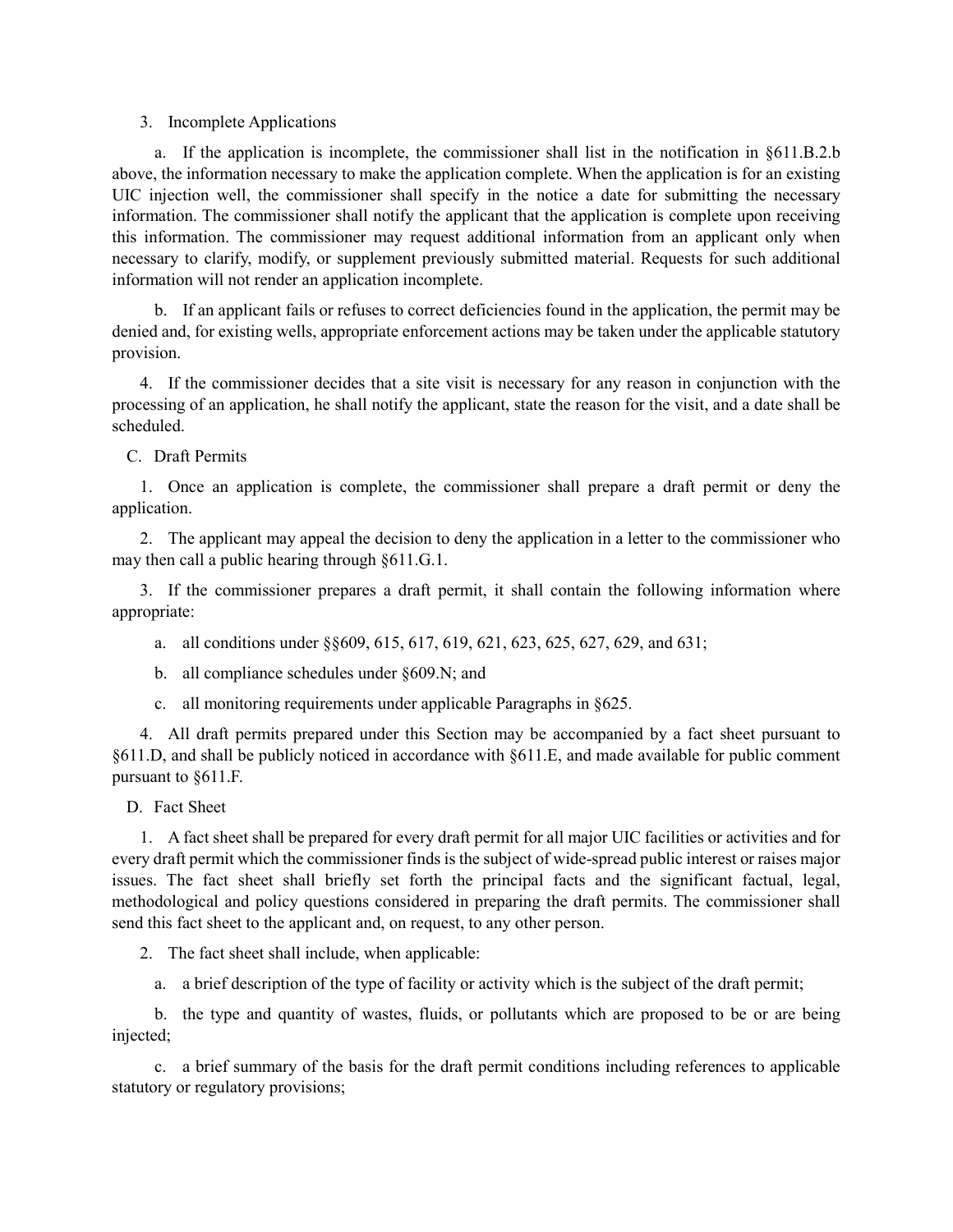3. Incomplete Applications

a. If the application is incomplete, the commissioner shall list in the notification in §611.B.2.b above, the information necessary to make the application complete. When the application is for an existing UIC injection well, the commissioner shall specify in the notice a date for submitting the necessary information. The commissioner shall notify the applicant that the application is complete upon receiving this information. The commissioner may request additional information from an applicant only when necessary to clarify, modify, or supplement previously submitted material. Requests for such additional information will not render an application incomplete.

b. If an applicant fails or refuses to correct deficiencies found in the application, the permit may be denied and, for existing wells, appropriate enforcement actions may be taken under the applicable statutory provision.

4. If the commissioner decides that a site visit is necessary for any reason in conjunction with the processing of an application, he shall notify the applicant, state the reason for the visit, and a date shall be scheduled.

C. Draft Permits

1. Once an application is complete, the commissioner shall prepare a draft permit or deny the application.

2. The applicant may appeal the decision to deny the application in a letter to the commissioner who may then call a public hearing through §611.G.1.

3. If the commissioner prepares a draft permit, it shall contain the following information where appropriate:

a. all conditions under §§609, 615, 617, 619, 621, 623, 625, 627, 629, and 631;

b. all compliance schedules under §609.N; and

c. all monitoring requirements under applicable Paragraphs in §625.

4. All draft permits prepared under this Section may be accompanied by a fact sheet pursuant to §611.D, and shall be publicly noticed in accordance with §611.E, and made available for public comment pursuant to §611.F.

D. Fact Sheet

1. A fact sheet shall be prepared for every draft permit for all major UIC facilities or activities and for every draft permit which the commissioner finds is the subject of wide-spread public interest or raises major issues. The fact sheet shall briefly set forth the principal facts and the significant factual, legal, methodological and policy questions considered in preparing the draft permits. The commissioner shall send this fact sheet to the applicant and, on request, to any other person.

2. The fact sheet shall include, when applicable:

a. a brief description of the type of facility or activity which is the subject of the draft permit;

b. the type and quantity of wastes, fluids, or pollutants which are proposed to be or are being injected;

c. a brief summary of the basis for the draft permit conditions including references to applicable statutory or regulatory provisions;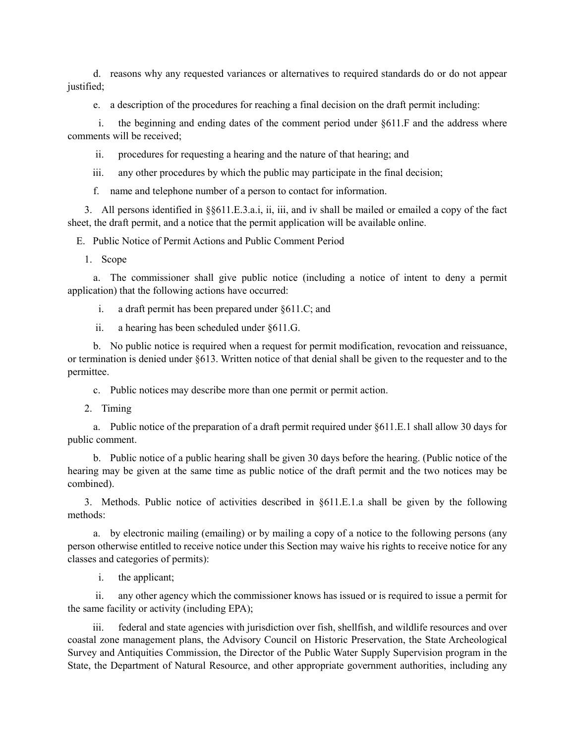d. reasons why any requested variances or alternatives to required standards do or do not appear justified;

e. a description of the procedures for reaching a final decision on the draft permit including:

i. the beginning and ending dates of the comment period under §611.F and the address where comments will be received;

ii. procedures for requesting a hearing and the nature of that hearing; and

iii. any other procedures by which the public may participate in the final decision;

f. name and telephone number of a person to contact for information.

3. All persons identified in §§611.E.3.a.i, ii, iii, and iv shall be mailed or emailed a copy of the fact sheet, the draft permit, and a notice that the permit application will be available online.

E. Public Notice of Permit Actions and Public Comment Period

1. Scope

a. The commissioner shall give public notice (including a notice of intent to deny a permit application) that the following actions have occurred:

i. a draft permit has been prepared under §611.C; and

ii. a hearing has been scheduled under §611.G.

b. No public notice is required when a request for permit modification, revocation and reissuance, or termination is denied under §613. Written notice of that denial shall be given to the requester and to the permittee.

c. Public notices may describe more than one permit or permit action.

2. Timing

a. Public notice of the preparation of a draft permit required under §611.E.1 shall allow 30 days for public comment.

b. Public notice of a public hearing shall be given 30 days before the hearing. (Public notice of the hearing may be given at the same time as public notice of the draft permit and the two notices may be combined).

3. Methods. Public notice of activities described in §611.E.1.a shall be given by the following methods:

a. by electronic mailing (emailing) or by mailing a copy of a notice to the following persons (any person otherwise entitled to receive notice under this Section may waive his rights to receive notice for any classes and categories of permits):

i. the applicant;

ii. any other agency which the commissioner knows has issued or is required to issue a permit for the same facility or activity (including EPA);

iii. federal and state agencies with jurisdiction over fish, shellfish, and wildlife resources and over coastal zone management plans, the Advisory Council on Historic Preservation, the State Archeological Survey and Antiquities Commission, the Director of the Public Water Supply Supervision program in the State, the Department of Natural Resource, and other appropriate government authorities, including any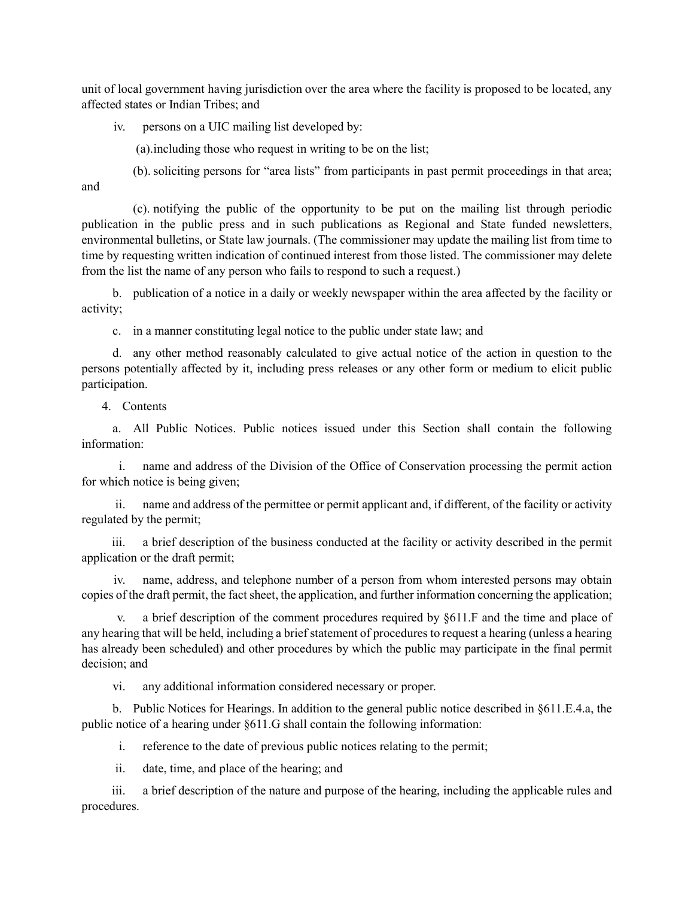unit of local government having jurisdiction over the area where the facility is proposed to be located, any affected states or Indian Tribes; and

iv. persons on a UIC mailing list developed by:

(a).including those who request in writing to be on the list;

(b). soliciting persons for "area lists" from participants in past permit proceedings in that area; and

(c). notifying the public of the opportunity to be put on the mailing list through periodic publication in the public press and in such publications as Regional and State funded newsletters, environmental bulletins, or State law journals. (The commissioner may update the mailing list from time to time by requesting written indication of continued interest from those listed. The commissioner may delete from the list the name of any person who fails to respond to such a request.)

b. publication of a notice in a daily or weekly newspaper within the area affected by the facility or activity;

c. in a manner constituting legal notice to the public under state law; and

d. any other method reasonably calculated to give actual notice of the action in question to the persons potentially affected by it, including press releases or any other form or medium to elicit public participation.

4. Contents

a. All Public Notices. Public notices issued under this Section shall contain the following information:

i. name and address of the Division of the Office of Conservation processing the permit action for which notice is being given;

ii. name and address of the permittee or permit applicant and, if different, of the facility or activity regulated by the permit;

iii. a brief description of the business conducted at the facility or activity described in the permit application or the draft permit;

iv. name, address, and telephone number of a person from whom interested persons may obtain copies of the draft permit, the fact sheet, the application, and further information concerning the application;

v. a brief description of the comment procedures required by §611.F and the time and place of any hearing that will be held, including a brief statement of procedures to request a hearing (unless a hearing has already been scheduled) and other procedures by which the public may participate in the final permit decision; and

vi. any additional information considered necessary or proper.

b. Public Notices for Hearings. In addition to the general public notice described in §611.E.4.a, the public notice of a hearing under §611.G shall contain the following information:

i. reference to the date of previous public notices relating to the permit;

ii. date, time, and place of the hearing; and

iii. a brief description of the nature and purpose of the hearing, including the applicable rules and procedures.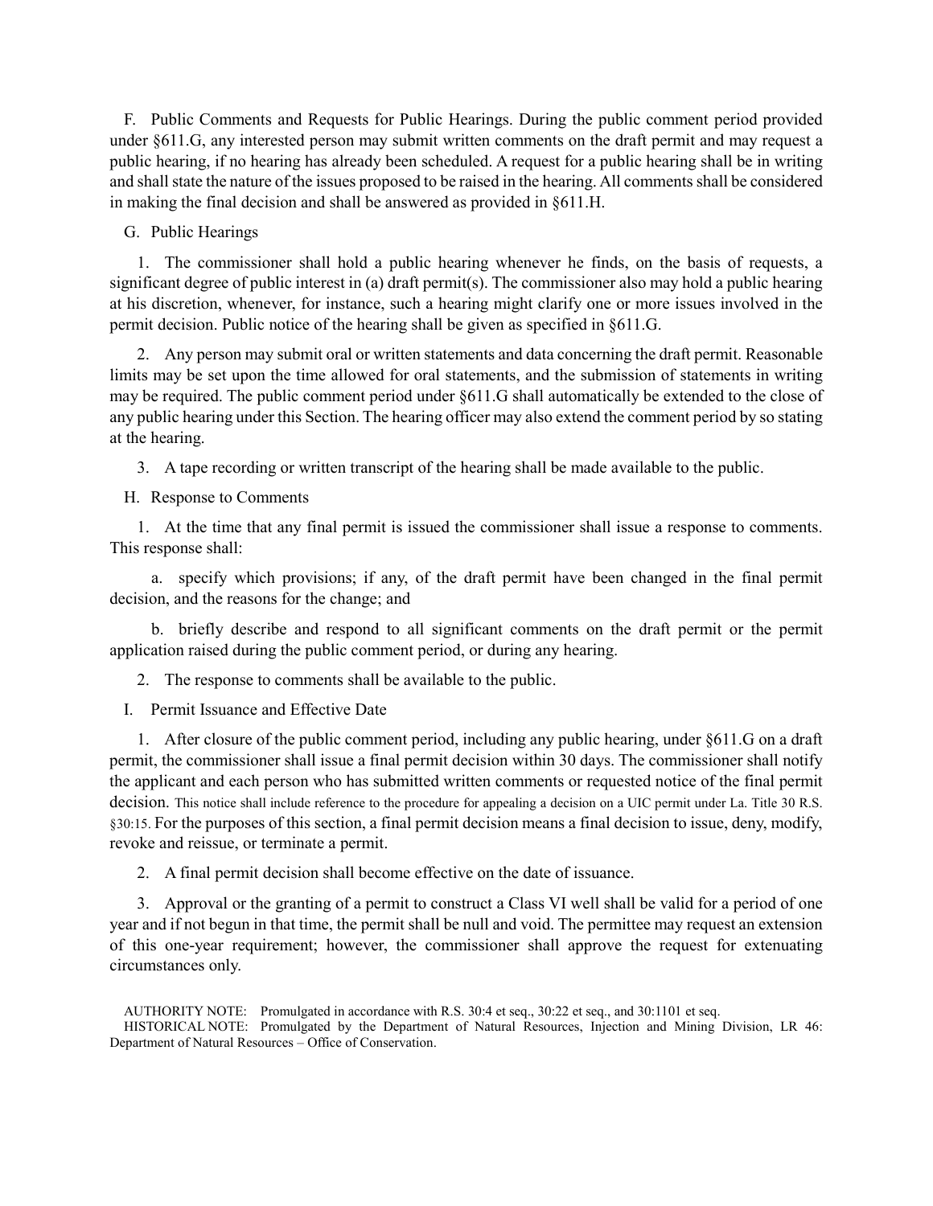F. Public Comments and Requests for Public Hearings. During the public comment period provided under §611.G, any interested person may submit written comments on the draft permit and may request a public hearing, if no hearing has already been scheduled. A request for a public hearing shall be in writing and shall state the nature of the issues proposed to be raised in the hearing. All comments shall be considered in making the final decision and shall be answered as provided in §611.H.

G. Public Hearings

1. The commissioner shall hold a public hearing whenever he finds, on the basis of requests, a significant degree of public interest in (a) draft permit(s). The commissioner also may hold a public hearing at his discretion, whenever, for instance, such a hearing might clarify one or more issues involved in the permit decision. Public notice of the hearing shall be given as specified in §611.G.

2. Any person may submit oral or written statements and data concerning the draft permit. Reasonable limits may be set upon the time allowed for oral statements, and the submission of statements in writing may be required. The public comment period under §611.G shall automatically be extended to the close of any public hearing under this Section. The hearing officer may also extend the comment period by so stating at the hearing.

3. A tape recording or written transcript of the hearing shall be made available to the public.

H. Response to Comments

1. At the time that any final permit is issued the commissioner shall issue a response to comments. This response shall:

a. specify which provisions; if any, of the draft permit have been changed in the final permit decision, and the reasons for the change; and

b. briefly describe and respond to all significant comments on the draft permit or the permit application raised during the public comment period, or during any hearing.

2. The response to comments shall be available to the public.

I. Permit Issuance and Effective Date

1. After closure of the public comment period, including any public hearing, under §611.G on a draft permit, the commissioner shall issue a final permit decision within 30 days. The commissioner shall notify the applicant and each person who has submitted written comments or requested notice of the final permit decision. This notice shall include reference to the procedure for appealing a decision on a UIC permit under La. Title 30 R.S. §30:15. For the purposes of this section, a final permit decision means a final decision to issue, deny, modify, revoke and reissue, or terminate a permit.

2. A final permit decision shall become effective on the date of issuance.

3. Approval or the granting of a permit to construct a Class VI well shall be valid for a period of one year and if not begun in that time, the permit shall be null and void. The permittee may request an extension of this one-year requirement; however, the commissioner shall approve the request for extenuating circumstances only.

AUTHORITY NOTE: Promulgated in accordance with R.S. 30:4 et seq., 30:22 et seq., and 30:1101 et seq.

HISTORICAL NOTE: Promulgated by the Department of Natural Resources, Injection and Mining Division, LR 46: Department of Natural Resources – Office of Conservation.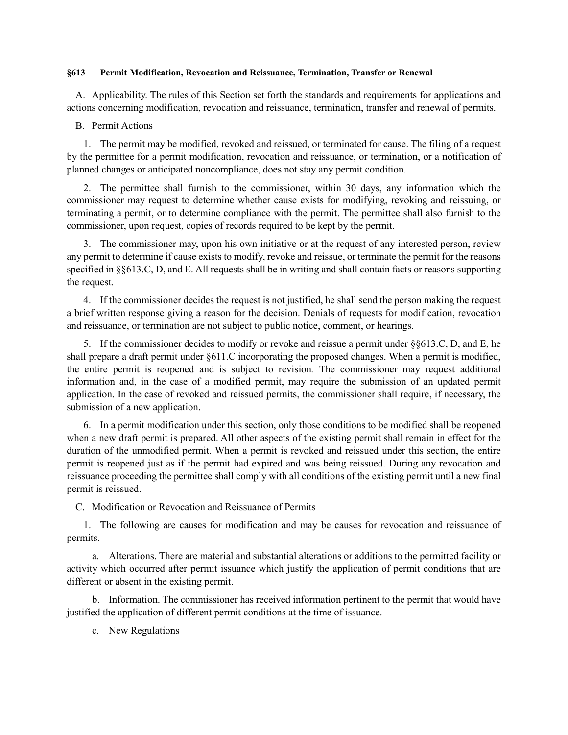**§613 Permit Modification, Revocation and Reissuance, Termination, Transfer or Renewal**

A. Applicability. The rules of this Section set forth the standards and requirements for applications and actions concerning modification, revocation and reissuance, termination, transfer and renewal of permits.

B. Permit Actions

1. The permit may be modified, revoked and reissued, or terminated for cause. The filing of a request by the permittee for a permit modification, revocation and reissuance, or termination, or a notification of planned changes or anticipated noncompliance, does not stay any permit condition.

2. The permittee shall furnish to the commissioner, within 30 days, any information which the commissioner may request to determine whether cause exists for modifying, revoking and reissuing, or terminating a permit, or to determine compliance with the permit. The permittee shall also furnish to the commissioner, upon request, copies of records required to be kept by the permit.

3. The commissioner may, upon his own initiative or at the request of any interested person, review any permit to determine if cause exists to modify, revoke and reissue, or terminate the permit for the reasons specified in §§613.C, D, and E. All requests shall be in writing and shall contain facts or reasons supporting the request.

4. If the commissioner decides the request is not justified, he shall send the person making the request a brief written response giving a reason for the decision. Denials of requests for modification, revocation and reissuance, or termination are not subject to public notice, comment, or hearings.

5. If the commissioner decides to modify or revoke and reissue a permit under §§613.C, D, and E, he shall prepare a draft permit under §611.C incorporating the proposed changes. When a permit is modified, the entire permit is reopened and is subject to revision. The commissioner may request additional information and, in the case of a modified permit, may require the submission of an updated permit application. In the case of revoked and reissued permits, the commissioner shall require, if necessary, the submission of a new application.

6. In a permit modification under this section, only those conditions to be modified shall be reopened when a new draft permit is prepared. All other aspects of the existing permit shall remain in effect for the duration of the unmodified permit. When a permit is revoked and reissued under this section, the entire permit is reopened just as if the permit had expired and was being reissued. During any revocation and reissuance proceeding the permittee shall comply with all conditions of the existing permit until a new final permit is reissued.

C. Modification or Revocation and Reissuance of Permits

1. The following are causes for modification and may be causes for revocation and reissuance of permits.

a. Alterations. There are material and substantial alterations or additions to the permitted facility or activity which occurred after permit issuance which justify the application of permit conditions that are different or absent in the existing permit.

b. Information. The commissioner has received information pertinent to the permit that would have justified the application of different permit conditions at the time of issuance.

c. New Regulations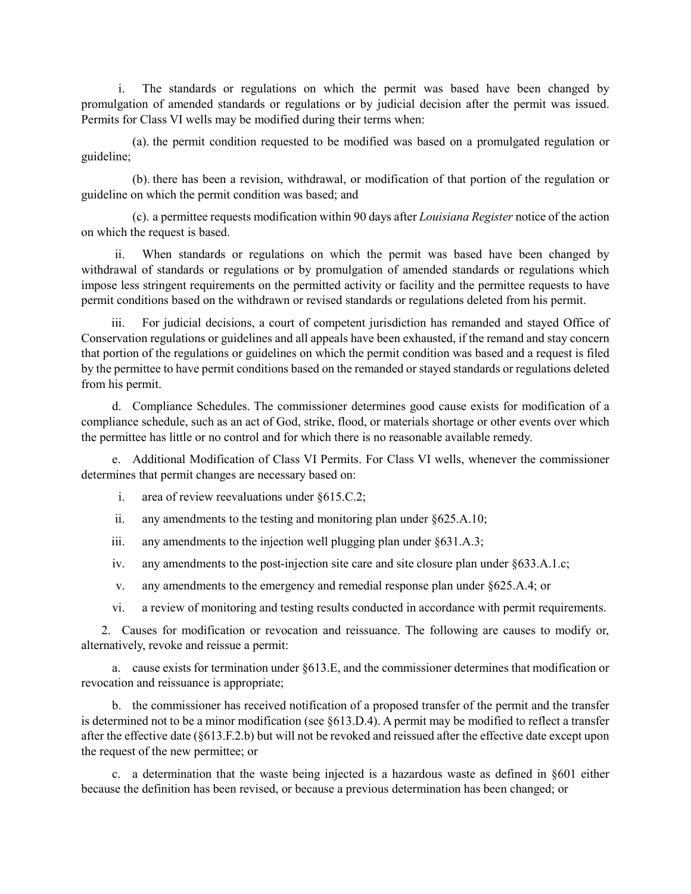i. The standards or regulations on which the permit was based have been changed by promulgation of amended standards or regulations or by judicial decision after the permit was issued. Permits for Class VI wells may be modified during their terms when:

(a). the permit condition requested to be modified was based on a promulgated regulation or guideline;

(b). there has been a revision, withdrawal, or modification of that portion of the regulation or guideline on which the permit condition was based; and

(c). a permittee requests modification within 90 days after *Louisiana Register* notice of the action on which the request is based.

ii. When standards or regulations on which the permit was based have been changed by withdrawal of standards or regulations or by promulgation of amended standards or regulations which impose less stringent requirements on the permitted activity or facility and the permittee requests to have permit conditions based on the withdrawn or revised standards or regulations deleted from his permit.

iii. For judicial decisions, a court of competent jurisdiction has remanded and stayed Office of Conservation regulations or guidelines and all appeals have been exhausted, if the remand and stay concern that portion of the regulations or guidelines on which the permit condition was based and a request is filed by the permittee to have permit conditions based on the remanded or stayed standards or regulations deleted from his permit.

d. Compliance Schedules. The commissioner determines good cause exists for modification of a compliance schedule, such as an act of God, strike, flood, or materials shortage or other events over which the permittee has little or no control and for which there is no reasonable available remedy.

e. Additional Modification of Class VI Permits. For Class VI wells, whenever the commissioner determines that permit changes are necessary based on:

i. area of review reevaluations under §615.C.2;

ii. any amendments to the testing and monitoring plan under §625.A.10;

iii. any amendments to the injection well plugging plan under §631.A.3;

iv. any amendments to the post-injection site care and site closure plan under §633.A.1.c;

v. any amendments to the emergency and remedial response plan under §625.A.4; or

vi. a review of monitoring and testing results conducted in accordance with permit requirements.

2. Causes for modification or revocation and reissuance. The following are causes to modify or, alternatively, revoke and reissue a permit:

a. cause exists for termination under §613.E, and the commissioner determines that modification or revocation and reissuance is appropriate;

b. the commissioner has received notification of a proposed transfer of the permit and the transfer is determined not to be a minor modification (see §613.D.4). A permit may be modified to reflect a transfer after the effective date (§613.F.2.b) but will not be revoked and reissued after the effective date except upon the request of the new permittee; or

c. a determination that the waste being injected is a hazardous waste as defined in §601 either because the definition has been revised, or because a previous determination has been changed; or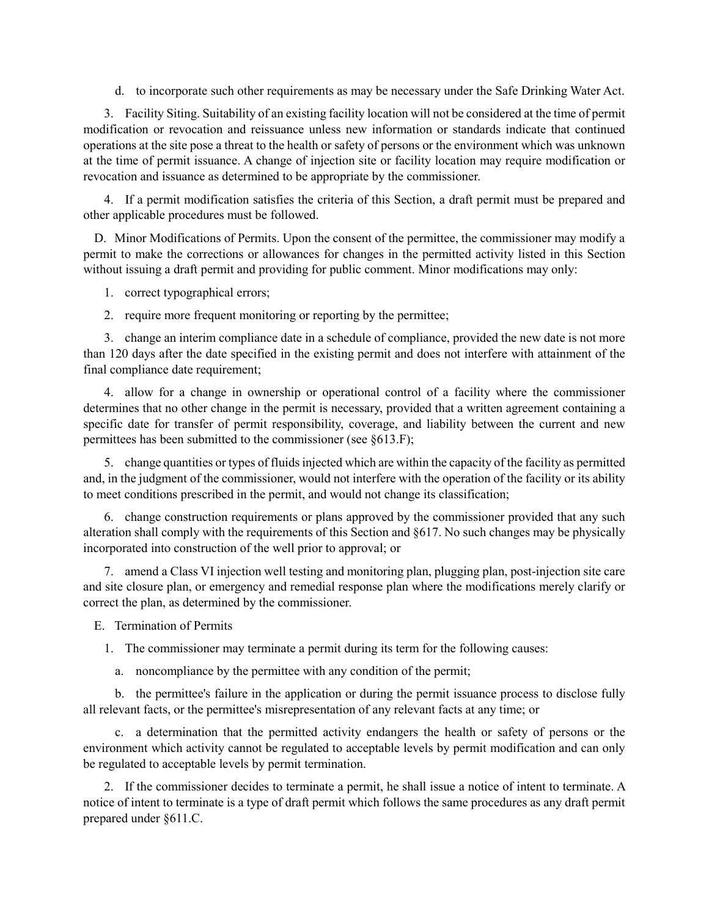d. to incorporate such other requirements as may be necessary under the Safe Drinking Water Act.

3. Facility Siting. Suitability of an existing facility location will not be considered at the time of permit modification or revocation and reissuance unless new information or standards indicate that continued operations at the site pose a threat to the health or safety of persons or the environment which was unknown at the time of permit issuance. A change of injection site or facility location may require modification or revocation and issuance as determined to be appropriate by the commissioner.

4. If a permit modification satisfies the criteria of this Section, a draft permit must be prepared and other applicable procedures must be followed.

D. Minor Modifications of Permits. Upon the consent of the permittee, the commissioner may modify a permit to make the corrections or allowances for changes in the permitted activity listed in this Section without issuing a draft permit and providing for public comment. Minor modifications may only:

1. correct typographical errors;

2. require more frequent monitoring or reporting by the permittee;

3. change an interim compliance date in a schedule of compliance, provided the new date is not more than 120 days after the date specified in the existing permit and does not interfere with attainment of the final compliance date requirement;

4. allow for a change in ownership or operational control of a facility where the commissioner determines that no other change in the permit is necessary, provided that a written agreement containing a specific date for transfer of permit responsibility, coverage, and liability between the current and new permittees has been submitted to the commissioner (see §613.F);

5. change quantities or types of fluids injected which are within the capacity of the facility as permitted and, in the judgment of the commissioner, would not interfere with the operation of the facility or its ability to meet conditions prescribed in the permit, and would not change its classification;

6. change construction requirements or plans approved by the commissioner provided that any such alteration shall comply with the requirements of this Section and §617. No such changes may be physically incorporated into construction of the well prior to approval; or

7. amend a Class VI injection well testing and monitoring plan, plugging plan, post-injection site care and site closure plan, or emergency and remedial response plan where the modifications merely clarify or correct the plan, as determined by the commissioner.

E. Termination of Permits

1. The commissioner may terminate a permit during its term for the following causes:

a. noncompliance by the permittee with any condition of the permit;

b. the permittee's failure in the application or during the permit issuance process to disclose fully all relevant facts, or the permittee's misrepresentation of any relevant facts at any time; or

c. a determination that the permitted activity endangers the health or safety of persons or the environment which activity cannot be regulated to acceptable levels by permit modification and can only be regulated to acceptable levels by permit termination.

2. If the commissioner decides to terminate a permit, he shall issue a notice of intent to terminate. A notice of intent to terminate is a type of draft permit which follows the same procedures as any draft permit prepared under §611.C.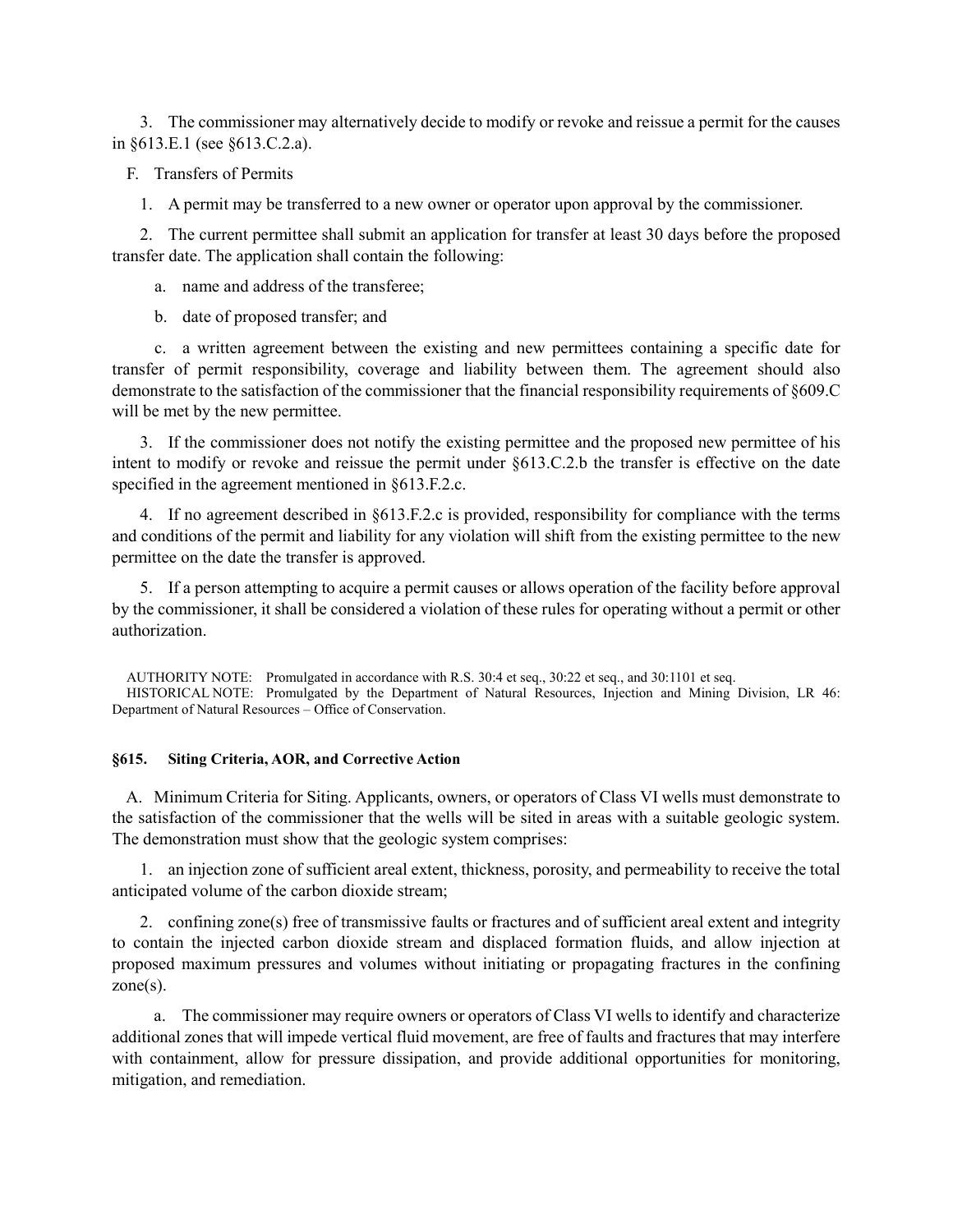3. The commissioner may alternatively decide to modify or revoke and reissue a permit for the causes in §613.E.1 (see §613.C.2.a).

F. Transfers of Permits

1. A permit may be transferred to a new owner or operator upon approval by the commissioner.

2. The current permittee shall submit an application for transfer at least 30 days before the proposed transfer date. The application shall contain the following:

a. name and address of the transferee;

b. date of proposed transfer; and

c. a written agreement between the existing and new permittees containing a specific date for transfer of permit responsibility, coverage and liability between them. The agreement should also demonstrate to the satisfaction of the commissioner that the financial responsibility requirements of §609.C will be met by the new permittee.

3. If the commissioner does not notify the existing permittee and the proposed new permittee of his intent to modify or revoke and reissue the permit under §613.C.2.b the transfer is effective on the date specified in the agreement mentioned in §613.F.2.c.

4. If no agreement described in §613.F.2.c is provided, responsibility for compliance with the terms and conditions of the permit and liability for any violation will shift from the existing permittee to the new permittee on the date the transfer is approved.

5. If a person attempting to acquire a permit causes or allows operation of the facility before approval by the commissioner, it shall be considered a violation of these rules for operating without a permit or other authorization.

AUTHORITY NOTE: Promulgated in accordance with R.S. 30:4 et seq., 30:22 et seq., and 30:1101 et seq.
HISTORICAL NOTE: Promulgated by the Department of Natural Resources, Injection and Mining Division, LR 46: Department of Natural Resources – Office of Conservation.

### §615. Siting Criteria, AOR, and Corrective Action

A. Minimum Criteria for Siting. Applicants, owners, or operators of Class VI wells must demonstrate to the satisfaction of the commissioner that the wells will be sited in areas with a suitable geologic system. The demonstration must show that the geologic system comprises:

1. an injection zone of sufficient areal extent, thickness, porosity, and permeability to receive the total anticipated volume of the carbon dioxide stream;

2. confining zone(s) free of transmissive faults or fractures and of sufficient areal extent and integrity to contain the injected carbon dioxide stream and displaced formation fluids, and allow injection at proposed maximum pressures and volumes without initiating or propagating fractures in the confining zone(s).

a. The commissioner may require owners or operators of Class VI wells to identify and characterize additional zones that will impede vertical fluid movement, are free of faults and fractures that may interfere with containment, allow for pressure dissipation, and provide additional opportunities for monitoring, mitigation, and remediation.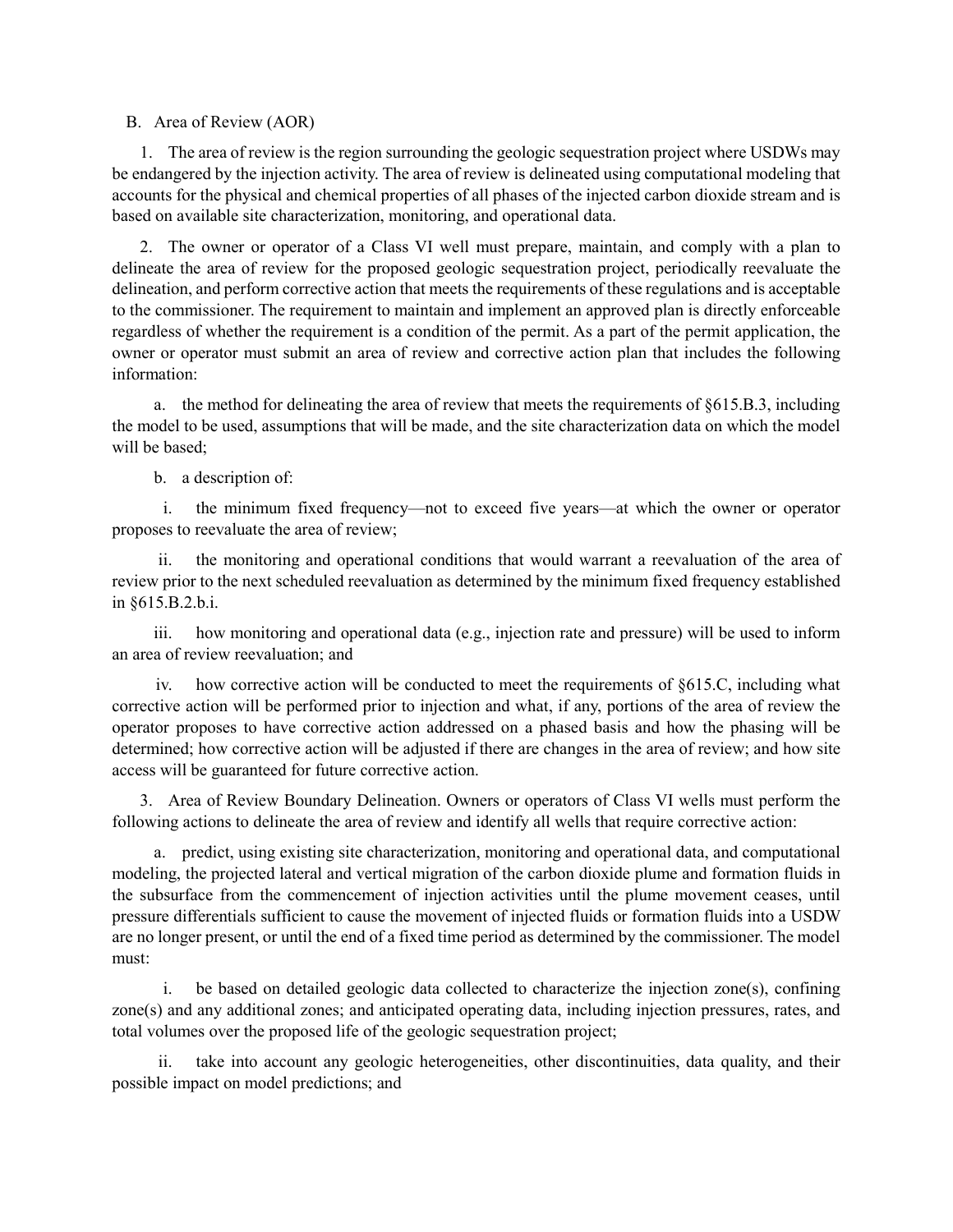B. Area of Review (AOR)

1. The area of review is the region surrounding the geologic sequestration project where USDWs may be endangered by the injection activity. The area of review is delineated using computational modeling that accounts for the physical and chemical properties of all phases of the injected carbon dioxide stream and is based on available site characterization, monitoring, and operational data.

2. The owner or operator of a Class VI well must prepare, maintain, and comply with a plan to delineate the area of review for the proposed geologic sequestration project, periodically reevaluate the delineation, and perform corrective action that meets the requirements of these regulations and is acceptable to the commissioner. The requirement to maintain and implement an approved plan is directly enforceable regardless of whether the requirement is a condition of the permit. As a part of the permit application, the owner or operator must submit an area of review and corrective action plan that includes the following information:

a. the method for delineating the area of review that meets the requirements of §615.B.3, including the model to be used, assumptions that will be made, and the site characterization data on which the model will be based;

b. a description of:

i. the minimum fixed frequency—not to exceed five years—at which the owner or operator proposes to reevaluate the area of review;

ii. the monitoring and operational conditions that would warrant a reevaluation of the area of review prior to the next scheduled reevaluation as determined by the minimum fixed frequency established in §615.B.2.b.i.

iii. how monitoring and operational data (e.g., injection rate and pressure) will be used to inform an area of review reevaluation; and

iv. how corrective action will be conducted to meet the requirements of §615.C, including what corrective action will be performed prior to injection and what, if any, portions of the area of review the operator proposes to have corrective action addressed on a phased basis and how the phasing will be determined; how corrective action will be adjusted if there are changes in the area of review; and how site access will be guaranteed for future corrective action.

3. Area of Review Boundary Delineation. Owners or operators of Class VI wells must perform the following actions to delineate the area of review and identify all wells that require corrective action:

a. predict, using existing site characterization, monitoring and operational data, and computational modeling, the projected lateral and vertical migration of the carbon dioxide plume and formation fluids in the subsurface from the commencement of injection activities until the plume movement ceases, until pressure differentials sufficient to cause the movement of injected fluids or formation fluids into a USDW are no longer present, or until the end of a fixed time period as determined by the commissioner. The model must:

i. be based on detailed geologic data collected to characterize the injection zone(s), confining zone(s) and any additional zones; and anticipated operating data, including injection pressures, rates, and total volumes over the proposed life of the geologic sequestration project;

ii. take into account any geologic heterogeneities, other discontinuities, data quality, and their possible impact on model predictions; and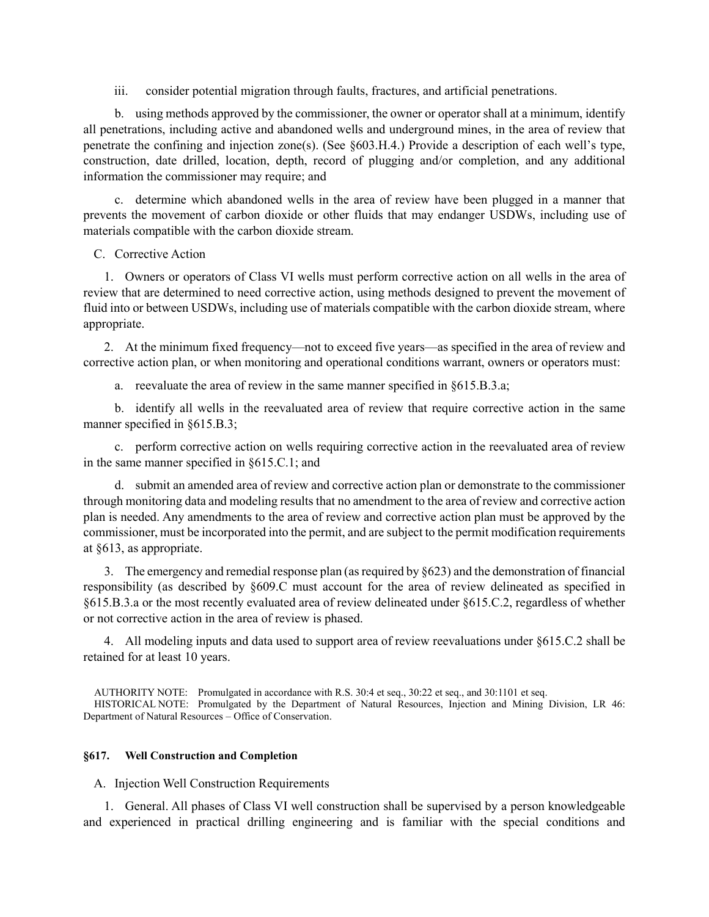iii. consider potential migration through faults, fractures, and artificial penetrations.

b. using methods approved by the commissioner, the owner or operator shall at a minimum, identify all penetrations, including active and abandoned wells and underground mines, in the area of review that penetrate the confining and injection zone(s). (See §603.H.4.) Provide a description of each well's type, construction, date drilled, location, depth, record of plugging and/or completion, and any additional information the commissioner may require; and

c. determine which abandoned wells in the area of review have been plugged in a manner that prevents the movement of carbon dioxide or other fluids that may endanger USDWs, including use of materials compatible with the carbon dioxide stream.

C. Corrective Action

1. Owners or operators of Class VI wells must perform corrective action on all wells in the area of review that are determined to need corrective action, using methods designed to prevent the movement of fluid into or between USDWs, including use of materials compatible with the carbon dioxide stream, where appropriate.

2. At the minimum fixed frequency—not to exceed five years—as specified in the area of review and corrective action plan, or when monitoring and operational conditions warrant, owners or operators must:

a. reevaluate the area of review in the same manner specified in §615.B.3.a;

b. identify all wells in the reevaluated area of review that require corrective action in the same manner specified in §615.B.3;

c. perform corrective action on wells requiring corrective action in the reevaluated area of review in the same manner specified in §615.C.1; and

d. submit an amended area of review and corrective action plan or demonstrate to the commissioner through monitoring data and modeling results that no amendment to the area of review and corrective action plan is needed. Any amendments to the area of review and corrective action plan must be approved by the commissioner, must be incorporated into the permit, and are subject to the permit modification requirements at §613, as appropriate.

3. The emergency and remedial response plan (as required by §623) and the demonstration of financial responsibility (as described by §609.C must account for the area of review delineated as specified in §615.B.3.a or the most recently evaluated area of review delineated under §615.C.2, regardless of whether or not corrective action in the area of review is phased.

4. All modeling inputs and data used to support area of review reevaluations under §615.C.2 shall be retained for at least 10 years.

AUTHORITY NOTE: Promulgated in accordance with R.S. 30:4 et seq., 30:22 et seq., and 30:1101 et seq.
HISTORICAL NOTE: Promulgated by the Department of Natural Resources, Injection and Mining Division, LR 46: Department of Natural Resources – Office of Conservation.

### §617. Well Construction and Completion

A. Injection Well Construction Requirements

1. General. All phases of Class VI well construction shall be supervised by a person knowledgeable and experienced in practical drilling engineering and is familiar with the special conditions and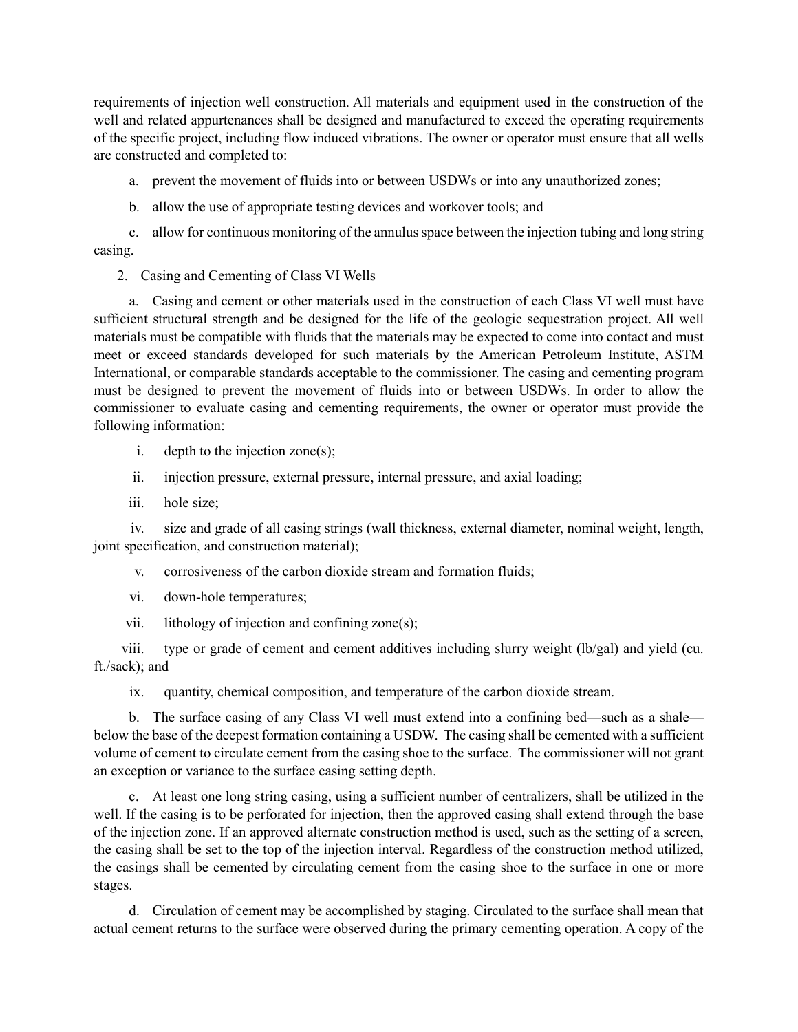requirements of injection well construction. All materials and equipment used in the construction of the well and related appurtenances shall be designed and manufactured to exceed the operating requirements of the specific project, including flow induced vibrations. The owner or operator must ensure that all wells are constructed and completed to:

a. prevent the movement of fluids into or between USDWs or into any unauthorized zones;

b. allow the use of appropriate testing devices and workover tools; and

c. allow for continuous monitoring of the annulus space between the injection tubing and long string casing.

2. Casing and Cementing of Class VI Wells

a. Casing and cement or other materials used in the construction of each Class VI well must have sufficient structural strength and be designed for the life of the geologic sequestration project. All well materials must be compatible with fluids that the materials may be expected to come into contact and must meet or exceed standards developed for such materials by the American Petroleum Institute, ASTM International, or comparable standards acceptable to the commissioner. The casing and cementing program must be designed to prevent the movement of fluids into or between USDWs. In order to allow the commissioner to evaluate casing and cementing requirements, the owner or operator must provide the following information:

i. depth to the injection zone(s);

ii. injection pressure, external pressure, internal pressure, and axial loading;

iii. hole size;

iv. size and grade of all casing strings (wall thickness, external diameter, nominal weight, length, joint specification, and construction material);

v. corrosiveness of the carbon dioxide stream and formation fluids;

vi. down-hole temperatures;

vii. lithology of injection and confining zone(s);

viii. type or grade of cement and cement additives including slurry weight (lb/gal) and yield (cu. ft./sack); and

ix. quantity, chemical composition, and temperature of the carbon dioxide stream.

b. The surface casing of any Class VI well must extend into a confining bed—such as a shale—below the base of the deepest formation containing a USDW. The casing shall be cemented with a sufficient volume of cement to circulate cement from the casing shoe to the surface. The commissioner will not grant an exception or variance to the surface casing setting depth.

c. At least one long string casing, using a sufficient number of centralizers, shall be utilized in the well. If the casing is to be perforated for injection, then the approved casing shall extend through the base of the injection zone. If an approved alternate construction method is used, such as the setting of a screen, the casing shall be set to the top of the injection interval. Regardless of the construction method utilized, the casings shall be cemented by circulating cement from the casing shoe to the surface in one or more stages.

d. Circulation of cement may be accomplished by staging. Circulated to the surface shall mean that actual cement returns to the surface were observed during the primary cementing operation. A copy of the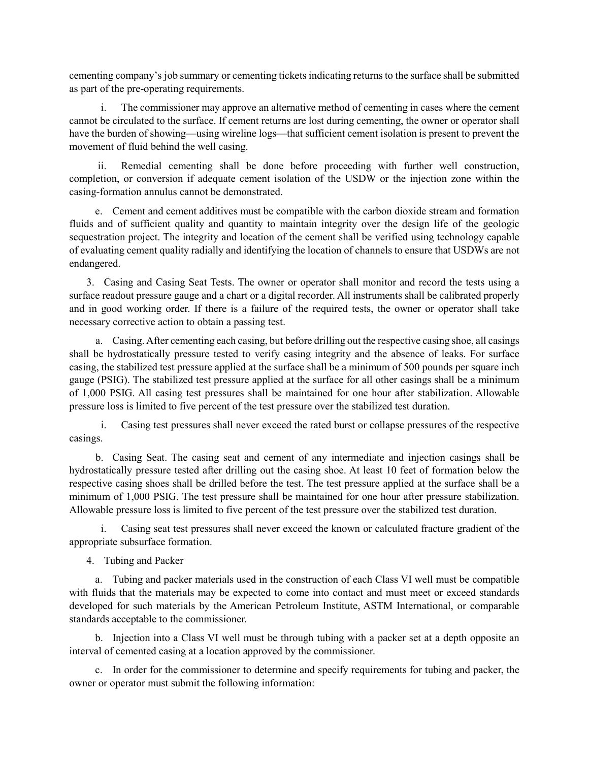cementing company's job summary or cementing tickets indicating returns to the surface shall be submitted as part of the pre-operating requirements.

i. The commissioner may approve an alternative method of cementing in cases where the cement cannot be circulated to the surface. If cement returns are lost during cementing, the owner or operator shall have the burden of showing—using wireline logs—that sufficient cement isolation is present to prevent the movement of fluid behind the well casing.

ii. Remedial cementing shall be done before proceeding with further well construction, completion, or conversion if adequate cement isolation of the USDW or the injection zone within the casing-formation annulus cannot be demonstrated.

e. Cement and cement additives must be compatible with the carbon dioxide stream and formation fluids and of sufficient quality and quantity to maintain integrity over the design life of the geologic sequestration project. The integrity and location of the cement shall be verified using technology capable of evaluating cement quality radially and identifying the location of channels to ensure that USDWs are not endangered.

3. Casing and Casing Seat Tests. The owner or operator shall monitor and record the tests using a surface readout pressure gauge and a chart or a digital recorder. All instruments shall be calibrated properly and in good working order. If there is a failure of the required tests, the owner or operator shall take necessary corrective action to obtain a passing test.

a. Casing. After cementing each casing, but before drilling out the respective casing shoe, all casings shall be hydrostatically pressure tested to verify casing integrity and the absence of leaks. For surface casing, the stabilized test pressure applied at the surface shall be a minimum of 500 pounds per square inch gauge (PSIG). The stabilized test pressure applied at the surface for all other casings shall be a minimum of 1,000 PSIG. All casing test pressures shall be maintained for one hour after stabilization. Allowable pressure loss is limited to five percent of the test pressure over the stabilized test duration.

i. Casing test pressures shall never exceed the rated burst or collapse pressures of the respective casings.

b. Casing Seat. The casing seat and cement of any intermediate and injection casings shall be hydrostatically pressure tested after drilling out the casing shoe. At least 10 feet of formation below the respective casing shoes shall be drilled before the test. The test pressure applied at the surface shall be a minimum of 1,000 PSIG. The test pressure shall be maintained for one hour after pressure stabilization. Allowable pressure loss is limited to five percent of the test pressure over the stabilized test duration.

i. Casing seat test pressures shall never exceed the known or calculated fracture gradient of the appropriate subsurface formation.

4. Tubing and Packer

a. Tubing and packer materials used in the construction of each Class VI well must be compatible with fluids that the materials may be expected to come into contact and must meet or exceed standards developed for such materials by the American Petroleum Institute, ASTM International, or comparable standards acceptable to the commissioner.

b. Injection into a Class VI well must be through tubing with a packer set at a depth opposite an interval of cemented casing at a location approved by the commissioner.

c. In order for the commissioner to determine and specify requirements for tubing and packer, the owner or operator must submit the following information: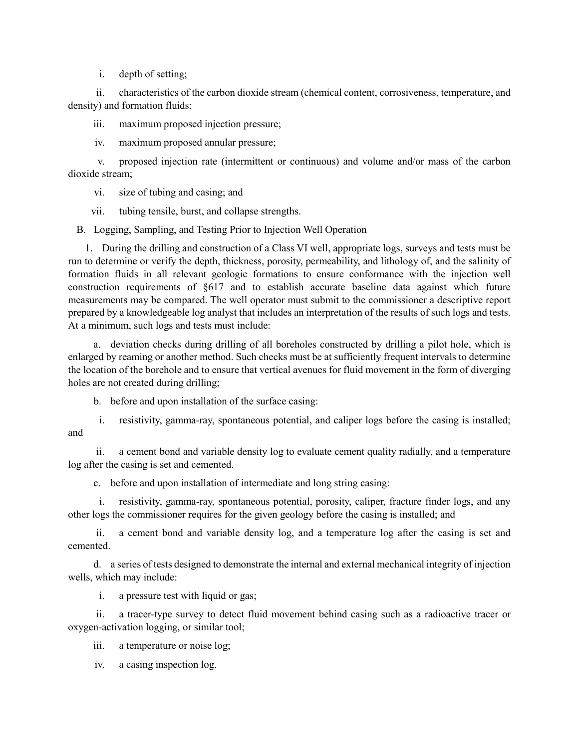i. depth of setting;

ii. characteristics of the carbon dioxide stream (chemical content, corrosiveness, temperature, and density) and formation fluids;

iii. maximum proposed injection pressure;

iv. maximum proposed annular pressure;

v. proposed injection rate (intermittent or continuous) and volume and/or mass of the carbon dioxide stream;

vi. size of tubing and casing; and

vii. tubing tensile, burst, and collapse strengths.

B. Logging, Sampling, and Testing Prior to Injection Well Operation

1. During the drilling and construction of a Class VI well, appropriate logs, surveys and tests must be run to determine or verify the depth, thickness, porosity, permeability, and lithology of, and the salinity of formation fluids in all relevant geologic formations to ensure conformance with the injection well construction requirements of §617 and to establish accurate baseline data against which future measurements may be compared. The well operator must submit to the commissioner a descriptive report prepared by a knowledgeable log analyst that includes an interpretation of the results of such logs and tests. At a minimum, such logs and tests must include:

a. deviation checks during drilling of all boreholes constructed by drilling a pilot hole, which is enlarged by reaming or another method. Such checks must be at sufficiently frequent intervals to determine the location of the borehole and to ensure that vertical avenues for fluid movement in the form of diverging holes are not created during drilling;

b. before and upon installation of the surface casing:

i. resistivity, gamma-ray, spontaneous potential, and caliper logs before the casing is installed; and

ii. a cement bond and variable density log to evaluate cement quality radially, and a temperature log after the casing is set and cemented.

c. before and upon installation of intermediate and long string casing:

i. resistivity, gamma-ray, spontaneous potential, porosity, caliper, fracture finder logs, and any other logs the commissioner requires for the given geology before the casing is installed; and

ii. a cement bond and variable density log, and a temperature log after the casing is set and cemented.

d. a series of tests designed to demonstrate the internal and external mechanical integrity of injection wells, which may include:

i. a pressure test with liquid or gas;

ii. a tracer-type survey to detect fluid movement behind casing such as a radioactive tracer or oxygen-activation logging, or similar tool;

iii. a temperature or noise log;

iv. a casing inspection log.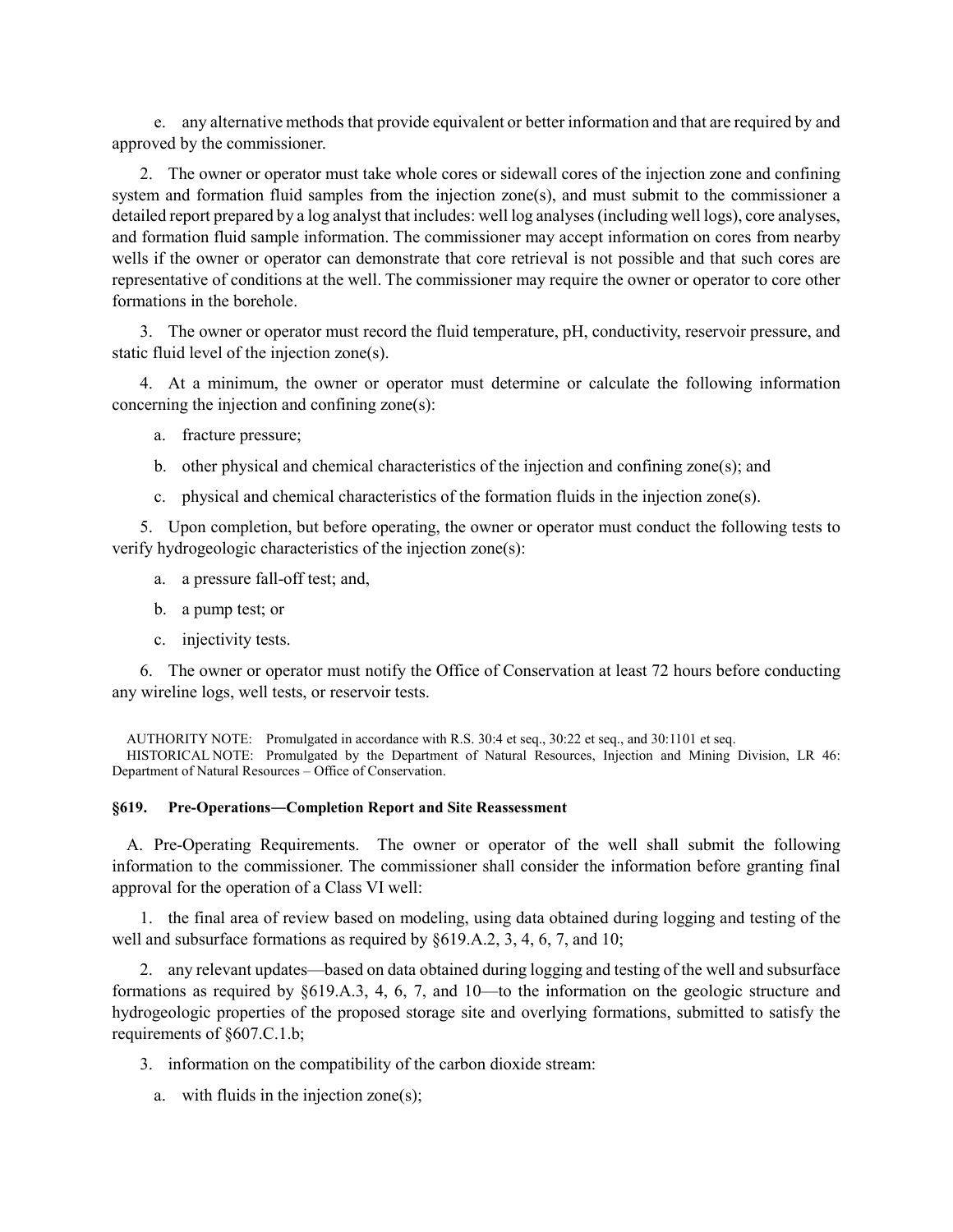e. any alternative methods that provide equivalent or better information and that are required by and approved by the commissioner.

2. The owner or operator must take whole cores or sidewall cores of the injection zone and confining system and formation fluid samples from the injection zone(s), and must submit to the commissioner a detailed report prepared by a log analyst that includes: well log analyses (including well logs), core analyses, and formation fluid sample information. The commissioner may accept information on cores from nearby wells if the owner or operator can demonstrate that core retrieval is not possible and that such cores are representative of conditions at the well. The commissioner may require the owner or operator to core other formations in the borehole.

3. The owner or operator must record the fluid temperature, pH, conductivity, reservoir pressure, and static fluid level of the injection zone(s).

4. At a minimum, the owner or operator must determine or calculate the following information concerning the injection and confining zone(s):

a. fracture pressure;

b. other physical and chemical characteristics of the injection and confining zone(s); and

c. physical and chemical characteristics of the formation fluids in the injection zone(s).

5. Upon completion, but before operating, the owner or operator must conduct the following tests to verify hydrogeologic characteristics of the injection zone(s):

a. a pressure fall-off test; and,

b. a pump test; or

c. injectivity tests.

6. The owner or operator must notify the Office of Conservation at least 72 hours before conducting any wireline logs, well tests, or reservoir tests.

AUTHORITY NOTE: Promulgated in accordance with R.S. 30:4 et seq., 30:22 et seq., and 30:1101 et seq.
HISTORICAL NOTE: Promulgated by the Department of Natural Resources, Injection and Mining Division, LR 46: Department of Natural Resources – Office of Conservation.

### §619. Pre-Operations—Completion Report and Site Reassessment

A. Pre-Operating Requirements. The owner or operator of the well shall submit the following information to the commissioner. The commissioner shall consider the information before granting final approval for the operation of a Class VI well:

1. the final area of review based on modeling, using data obtained during logging and testing of the well and subsurface formations as required by §619.A.2, 3, 4, 6, 7, and 10;

2. any relevant updates—based on data obtained during logging and testing of the well and subsurface formations as required by §619.A.3, 4, 6, 7, and 10—to the information on the geologic structure and hydrogeologic properties of the proposed storage site and overlying formations, submitted to satisfy the requirements of §607.C.1.b;

3. information on the compatibility of the carbon dioxide stream:

a. with fluids in the injection zone(s);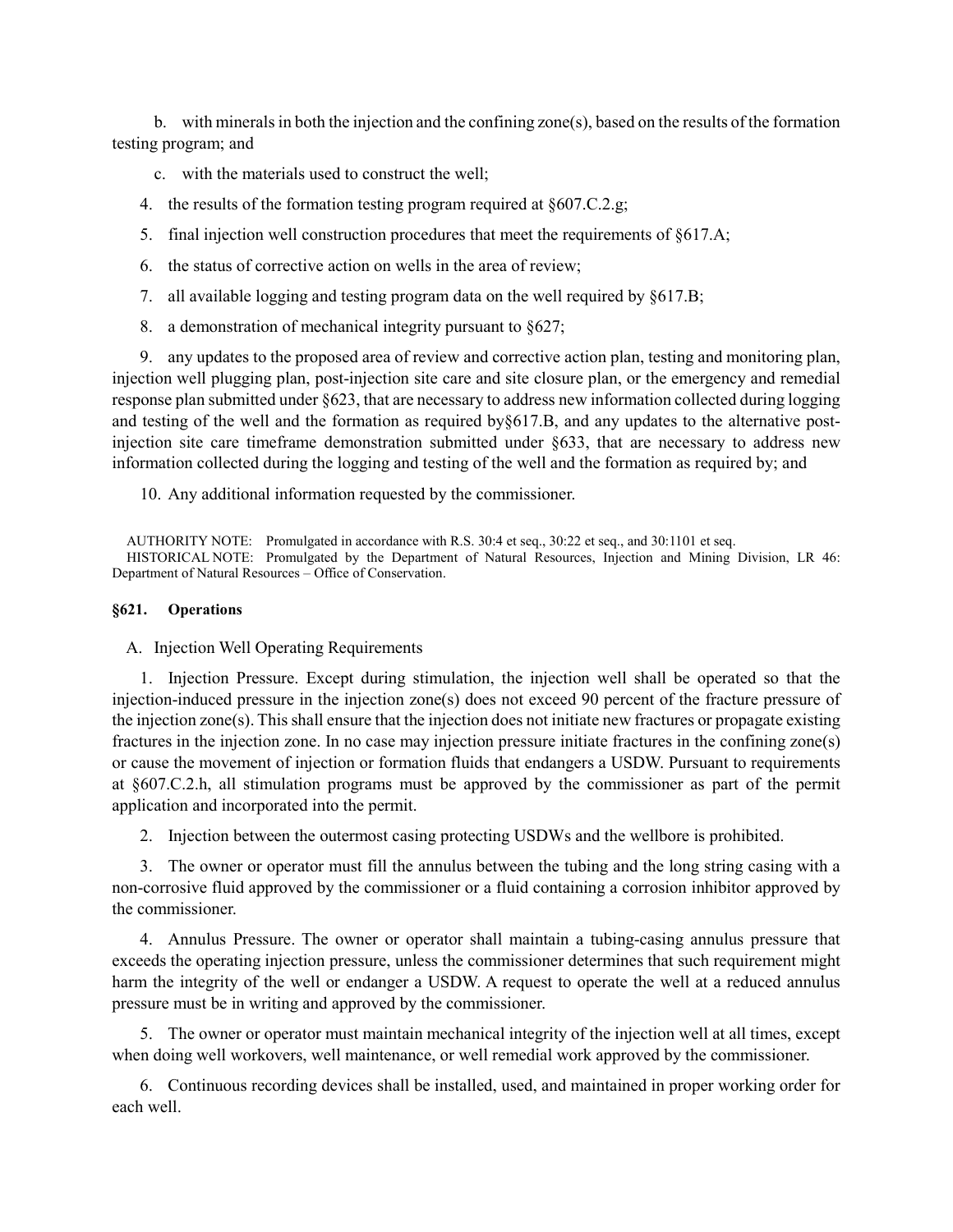b. with minerals in both the injection and the confining zone(s), based on the results of the formation testing program; and

c. with the materials used to construct the well;

4. the results of the formation testing program required at §607.C.2.g;

5. final injection well construction procedures that meet the requirements of §617.A;

6. the status of corrective action on wells in the area of review;

7. all available logging and testing program data on the well required by §617.B;

8. a demonstration of mechanical integrity pursuant to §627;

9. any updates to the proposed area of review and corrective action plan, testing and monitoring plan, injection well plugging plan, post-injection site care and site closure plan, or the emergency and remedial response plan submitted under §623, that are necessary to address new information collected during logging and testing of the well and the formation as required by§617.B, and any updates to the alternative post-injection site care timeframe demonstration submitted under §633, that are necessary to address new information collected during the logging and testing of the well and the formation as required by; and

10. Any additional information requested by the commissioner.

AUTHORITY NOTE: Promulgated in accordance with R.S. 30:4 et seq., 30:22 et seq., and 30:1101 et seq.
HISTORICAL NOTE: Promulgated by the Department of Natural Resources, Injection and Mining Division, LR 46: Department of Natural Resources – Office of Conservation.

### §621. Operations

A. Injection Well Operating Requirements

1. Injection Pressure. Except during stimulation, the injection well shall be operated so that the injection-induced pressure in the injection zone(s) does not exceed 90 percent of the fracture pressure of the injection zone(s). This shall ensure that the injection does not initiate new fractures or propagate existing fractures in the injection zone. In no case may injection pressure initiate fractures in the confining zone(s) or cause the movement of injection or formation fluids that endangers a USDW. Pursuant to requirements at §607.C.2.h, all stimulation programs must be approved by the commissioner as part of the permit application and incorporated into the permit.

2. Injection between the outermost casing protecting USDWs and the wellbore is prohibited.

3. The owner or operator must fill the annulus between the tubing and the long string casing with a non-corrosive fluid approved by the commissioner or a fluid containing a corrosion inhibitor approved by the commissioner.

4. Annulus Pressure. The owner or operator shall maintain a tubing-casing annulus pressure that exceeds the operating injection pressure, unless the commissioner determines that such requirement might harm the integrity of the well or endanger a USDW. A request to operate the well at a reduced annulus pressure must be in writing and approved by the commissioner.

5. The owner or operator must maintain mechanical integrity of the injection well at all times, except when doing well workovers, well maintenance, or well remedial work approved by the commissioner.

6. Continuous recording devices shall be installed, used, and maintained in proper working order for each well.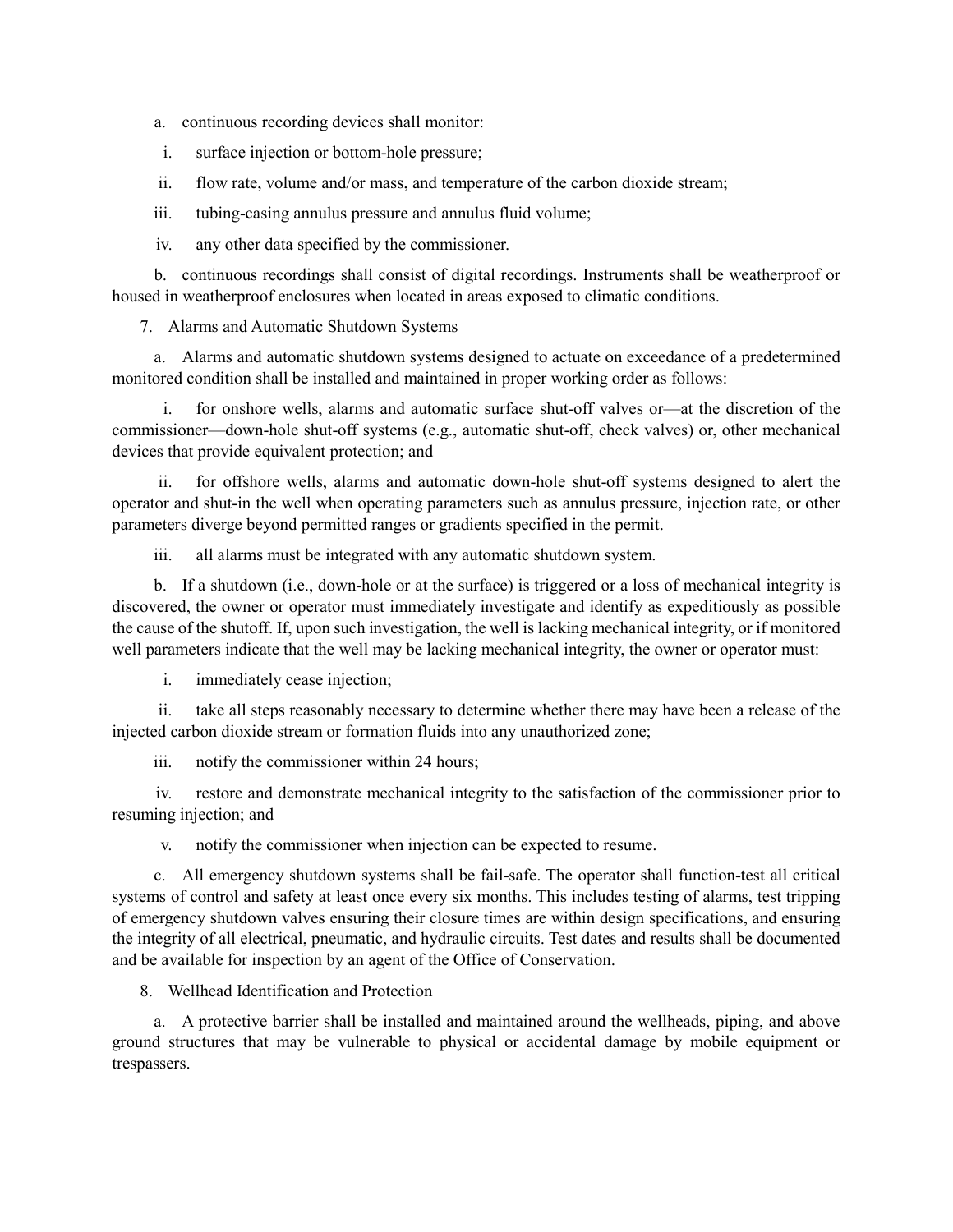a. continuous recording devices shall monitor:

i. surface injection or bottom-hole pressure;

ii. flow rate, volume and/or mass, and temperature of the carbon dioxide stream;

iii. tubing-casing annulus pressure and annulus fluid volume;

iv. any other data specified by the commissioner.

b. continuous recordings shall consist of digital recordings. Instruments shall be weatherproof or housed in weatherproof enclosures when located in areas exposed to climatic conditions.

7. Alarms and Automatic Shutdown Systems

a. Alarms and automatic shutdown systems designed to actuate on exceedance of a predetermined monitored condition shall be installed and maintained in proper working order as follows:

i. for onshore wells, alarms and automatic surface shut-off valves or—at the discretion of the commissioner—down-hole shut-off systems (e.g., automatic shut-off, check valves) or, other mechanical devices that provide equivalent protection; and

ii. for offshore wells, alarms and automatic down-hole shut-off systems designed to alert the operator and shut-in the well when operating parameters such as annulus pressure, injection rate, or other parameters diverge beyond permitted ranges or gradients specified in the permit.

iii. all alarms must be integrated with any automatic shutdown system.

b. If a shutdown (i.e., down-hole or at the surface) is triggered or a loss of mechanical integrity is discovered, the owner or operator must immediately investigate and identify as expeditiously as possible the cause of the shutoff. If, upon such investigation, the well is lacking mechanical integrity, or if monitored well parameters indicate that the well may be lacking mechanical integrity, the owner or operator must:

i. immediately cease injection;

ii. take all steps reasonably necessary to determine whether there may have been a release of the injected carbon dioxide stream or formation fluids into any unauthorized zone;

iii. notify the commissioner within 24 hours;

iv. restore and demonstrate mechanical integrity to the satisfaction of the commissioner prior to resuming injection; and

v. notify the commissioner when injection can be expected to resume.

c. All emergency shutdown systems shall be fail-safe. The operator shall function-test all critical systems of control and safety at least once every six months. This includes testing of alarms, test tripping of emergency shutdown valves ensuring their closure times are within design specifications, and ensuring the integrity of all electrical, pneumatic, and hydraulic circuits. Test dates and results shall be documented and be available for inspection by an agent of the Office of Conservation.

8. Wellhead Identification and Protection

a. A protective barrier shall be installed and maintained around the wellheads, piping, and above ground structures that may be vulnerable to physical or accidental damage by mobile equipment or trespassers.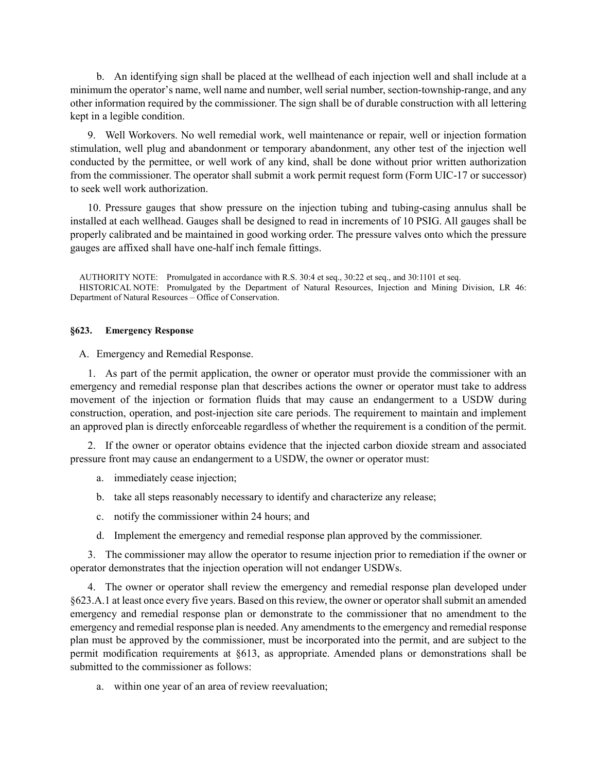b. An identifying sign shall be placed at the wellhead of each injection well and shall include at a minimum the operator's name, well name and number, well serial number, section-township-range, and any other information required by the commissioner. The sign shall be of durable construction with all lettering kept in a legible condition.

9. Well Workovers. No well remedial work, well maintenance or repair, well or injection formation stimulation, well plug and abandonment or temporary abandonment, any other test of the injection well conducted by the permittee, or well work of any kind, shall be done without prior written authorization from the commissioner. The operator shall submit a work permit request form (Form UIC-17 or successor) to seek well work authorization.

10. Pressure gauges that show pressure on the injection tubing and tubing-casing annulus shall be installed at each wellhead. Gauges shall be designed to read in increments of 10 PSIG. All gauges shall be properly calibrated and be maintained in good working order. The pressure valves onto which the pressure gauges are affixed shall have one-half inch female fittings.

AUTHORITY NOTE: Promulgated in accordance with R.S. 30:4 et seq., 30:22 et seq., and 30:1101 et seq.
HISTORICAL NOTE: Promulgated by the Department of Natural Resources, Injection and Mining Division, LR 46: Department of Natural Resources – Office of Conservation.

### §623. Emergency Response

A. Emergency and Remedial Response.

1. As part of the permit application, the owner or operator must provide the commissioner with an emergency and remedial response plan that describes actions the owner or operator must take to address movement of the injection or formation fluids that may cause an endangerment to a USDW during construction, operation, and post-injection site care periods. The requirement to maintain and implement an approved plan is directly enforceable regardless of whether the requirement is a condition of the permit.

2. If the owner or operator obtains evidence that the injected carbon dioxide stream and associated pressure front may cause an endangerment to a USDW, the owner or operator must:

a. immediately cease injection;

b. take all steps reasonably necessary to identify and characterize any release;

c. notify the commissioner within 24 hours; and

d. Implement the emergency and remedial response plan approved by the commissioner.

3. The commissioner may allow the operator to resume injection prior to remediation if the owner or operator demonstrates that the injection operation will not endanger USDWs.

4. The owner or operator shall review the emergency and remedial response plan developed under §623.A.1 at least once every five years. Based on this review, the owner or operator shall submit an amended emergency and remedial response plan or demonstrate to the commissioner that no amendment to the emergency and remedial response plan is needed. Any amendments to the emergency and remedial response plan must be approved by the commissioner, must be incorporated into the permit, and are subject to the permit modification requirements at §613, as appropriate. Amended plans or demonstrations shall be submitted to the commissioner as follows:

a. within one year of an area of review reevaluation;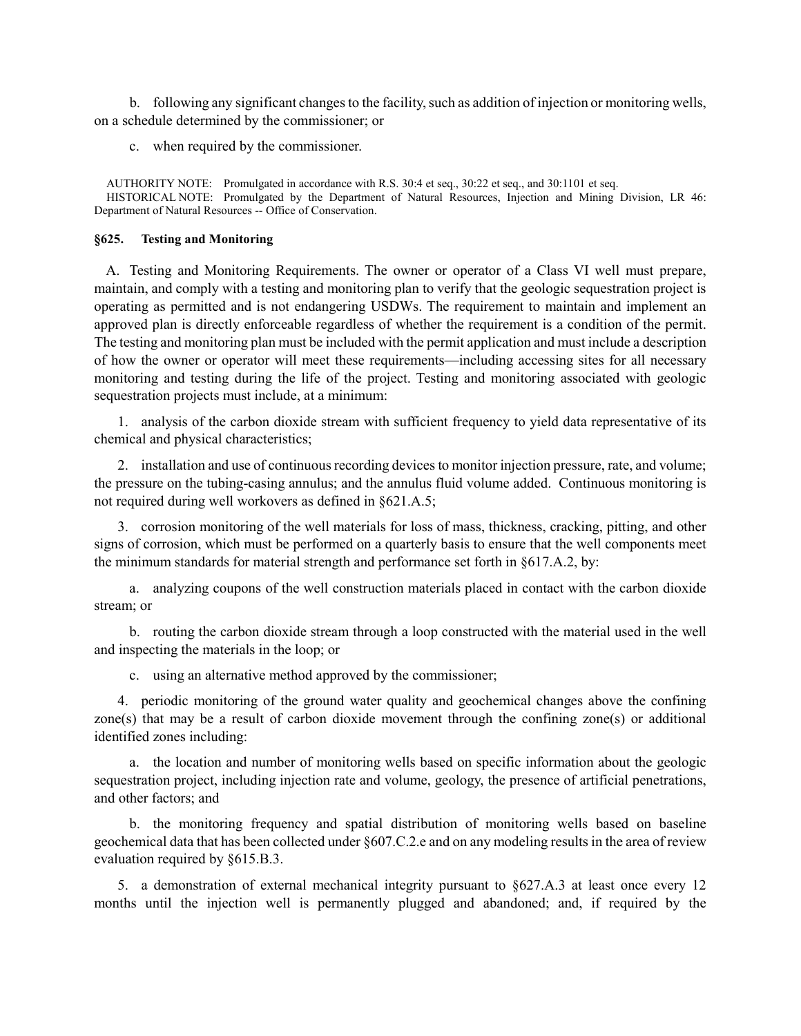b. following any significant changes to the facility, such as addition of injection or monitoring wells, on a schedule determined by the commissioner; or

c. when required by the commissioner.

AUTHORITY NOTE: Promulgated in accordance with R.S. 30:4 et seq., 30:22 et seq., and 30:1101 et seq.
HISTORICAL NOTE: Promulgated by the Department of Natural Resources, Injection and Mining Division, LR 46: Department of Natural Resources -- Office of Conservation.

### §625. Testing and Monitoring

A. Testing and Monitoring Requirements. The owner or operator of a Class VI well must prepare, maintain, and comply with a testing and monitoring plan to verify that the geologic sequestration project is operating as permitted and is not endangering USDWs. The requirement to maintain and implement an approved plan is directly enforceable regardless of whether the requirement is a condition of the permit. The testing and monitoring plan must be included with the permit application and must include a description of how the owner or operator will meet these requirements—including accessing sites for all necessary monitoring and testing during the life of the project. Testing and monitoring associated with geologic sequestration projects must include, at a minimum:

1. analysis of the carbon dioxide stream with sufficient frequency to yield data representative of its chemical and physical characteristics;

2. installation and use of continuous recording devices to monitor injection pressure, rate, and volume; the pressure on the tubing-casing annulus; and the annulus fluid volume added. Continuous monitoring is not required during well workovers as defined in §621.A.5;

3. corrosion monitoring of the well materials for loss of mass, thickness, cracking, pitting, and other signs of corrosion, which must be performed on a quarterly basis to ensure that the well components meet the minimum standards for material strength and performance set forth in §617.A.2, by:

a. analyzing coupons of the well construction materials placed in contact with the carbon dioxide stream; or

b. routing the carbon dioxide stream through a loop constructed with the material used in the well and inspecting the materials in the loop; or

c. using an alternative method approved by the commissioner;

4. periodic monitoring of the ground water quality and geochemical changes above the confining zone(s) that may be a result of carbon dioxide movement through the confining zone(s) or additional identified zones including:

a. the location and number of monitoring wells based on specific information about the geologic sequestration project, including injection rate and volume, geology, the presence of artificial penetrations, and other factors; and

b. the monitoring frequency and spatial distribution of monitoring wells based on baseline geochemical data that has been collected under §607.C.2.e and on any modeling results in the area of review evaluation required by §615.B.3.

5. a demonstration of external mechanical integrity pursuant to §627.A.3 at least once every 12 months until the injection well is permanently plugged and abandoned; and, if required by the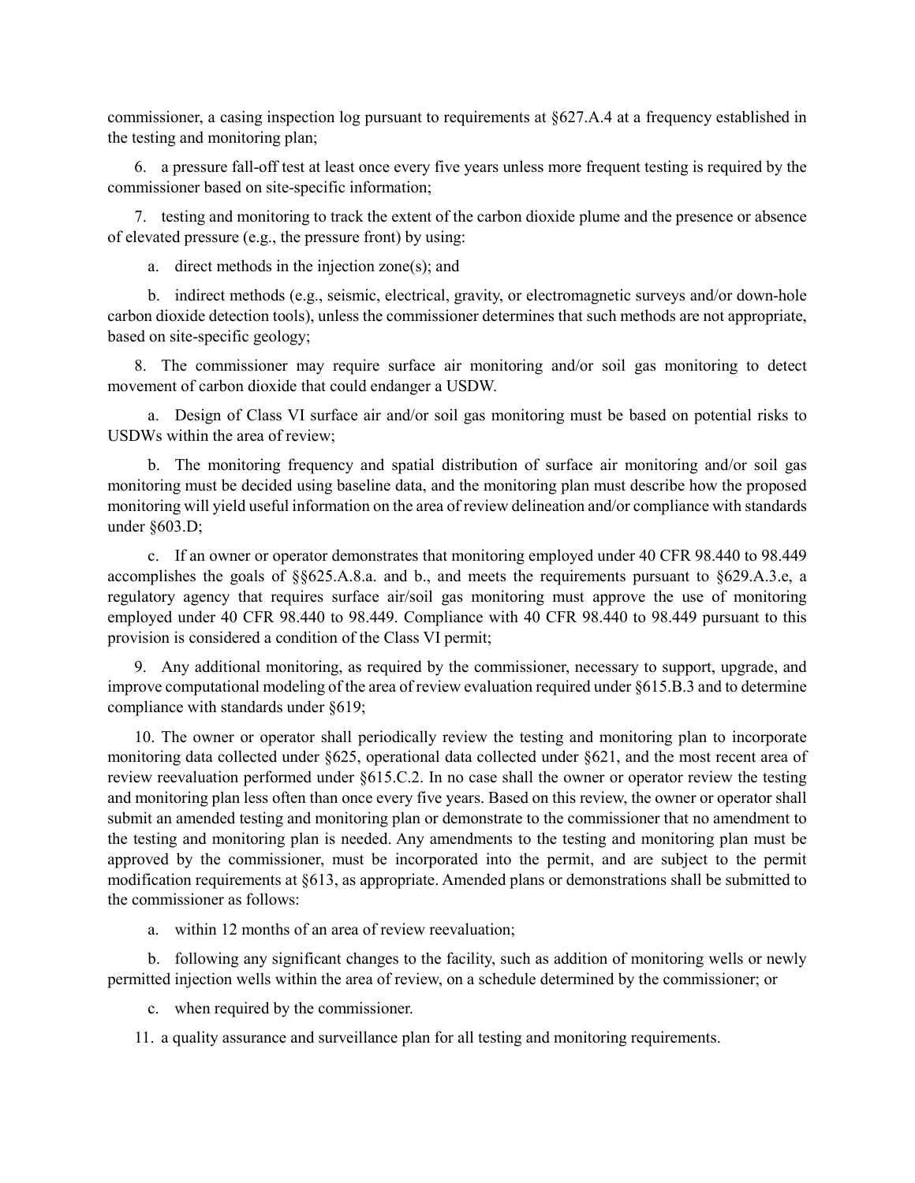commissioner, a casing inspection log pursuant to requirements at §627.A.4 at a frequency established in the testing and monitoring plan;

6. a pressure fall-off test at least once every five years unless more frequent testing is required by the commissioner based on site-specific information;

7. testing and monitoring to track the extent of the carbon dioxide plume and the presence or absence of elevated pressure (e.g., the pressure front) by using:

a. direct methods in the injection zone(s); and

b. indirect methods (e.g., seismic, electrical, gravity, or electromagnetic surveys and/or down-hole carbon dioxide detection tools), unless the commissioner determines that such methods are not appropriate, based on site-specific geology;

8. The commissioner may require surface air monitoring and/or soil gas monitoring to detect movement of carbon dioxide that could endanger a USDW.

a. Design of Class VI surface air and/or soil gas monitoring must be based on potential risks to USDWs within the area of review;

b. The monitoring frequency and spatial distribution of surface air monitoring and/or soil gas monitoring must be decided using baseline data, and the monitoring plan must describe how the proposed monitoring will yield useful information on the area of review delineation and/or compliance with standards under §603.D;

c. If an owner or operator demonstrates that monitoring employed under 40 CFR 98.440 to 98.449 accomplishes the goals of §§625.A.8.a. and b., and meets the requirements pursuant to §629.A.3.e, a regulatory agency that requires surface air/soil gas monitoring must approve the use of monitoring employed under 40 CFR 98.440 to 98.449. Compliance with 40 CFR 98.440 to 98.449 pursuant to this provision is considered a condition of the Class VI permit;

9. Any additional monitoring, as required by the commissioner, necessary to support, upgrade, and improve computational modeling of the area of review evaluation required under §615.B.3 and to determine compliance with standards under §619;

10. The owner or operator shall periodically review the testing and monitoring plan to incorporate monitoring data collected under §625, operational data collected under §621, and the most recent area of review reevaluation performed under §615.C.2. In no case shall the owner or operator review the testing and monitoring plan less often than once every five years. Based on this review, the owner or operator shall submit an amended testing and monitoring plan or demonstrate to the commissioner that no amendment to the testing and monitoring plan is needed. Any amendments to the testing and monitoring plan must be approved by the commissioner, must be incorporated into the permit, and are subject to the permit modification requirements at §613, as appropriate. Amended plans or demonstrations shall be submitted to the commissioner as follows:

a. within 12 months of an area of review reevaluation;

b. following any significant changes to the facility, such as addition of monitoring wells or newly permitted injection wells within the area of review, on a schedule determined by the commissioner; or

c. when required by the commissioner.

11. a quality assurance and surveillance plan for all testing and monitoring requirements.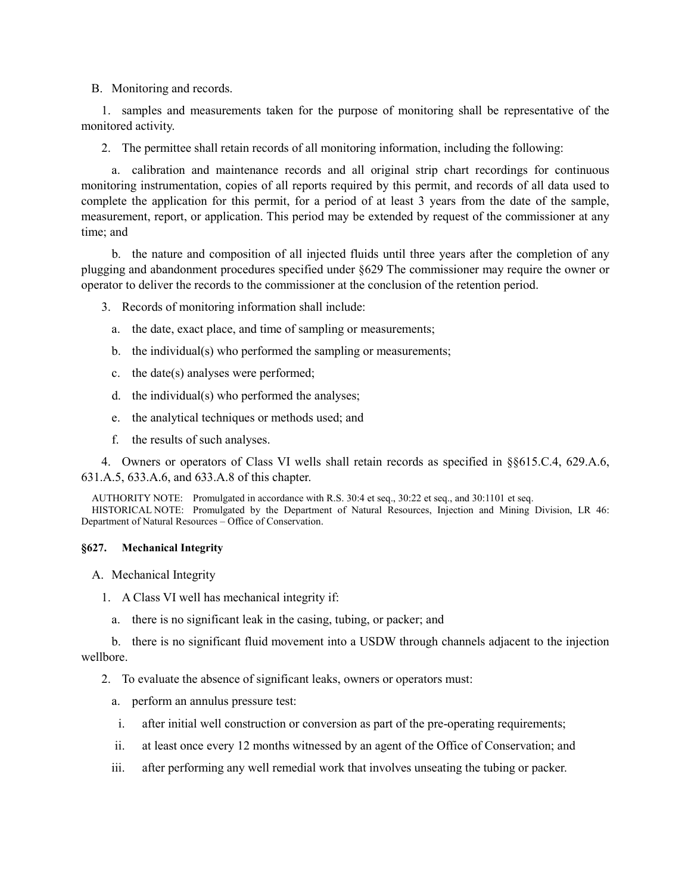B. Monitoring and records.

1. samples and measurements taken for the purpose of monitoring shall be representative of the monitored activity.

2. The permittee shall retain records of all monitoring information, including the following:

a. calibration and maintenance records and all original strip chart recordings for continuous monitoring instrumentation, copies of all reports required by this permit, and records of all data used to complete the application for this permit, for a period of at least 3 years from the date of the sample, measurement, report, or application. This period may be extended by request of the commissioner at any time; and

b. the nature and composition of all injected fluids until three years after the completion of any plugging and abandonment procedures specified under §629 The commissioner may require the owner or operator to deliver the records to the commissioner at the conclusion of the retention period.

3. Records of monitoring information shall include:

a. the date, exact place, and time of sampling or measurements;

b. the individual(s) who performed the sampling or measurements;

c. the date(s) analyses were performed;

d. the individual(s) who performed the analyses;

e. the analytical techniques or methods used; and

f. the results of such analyses.

4. Owners or operators of Class VI wells shall retain records as specified in §§615.C.4, 629.A.6, 631.A.5, 633.A.6, and 633.A.8 of this chapter.

AUTHORITY NOTE: Promulgated in accordance with R.S. 30:4 et seq., 30:22 et seq., and 30:1101 et seq.
HISTORICAL NOTE: Promulgated by the Department of Natural Resources, Injection and Mining Division, LR 46: Department of Natural Resources – Office of Conservation.

### §627. Mechanical Integrity

A. Mechanical Integrity

1. A Class VI well has mechanical integrity if:

a. there is no significant leak in the casing, tubing, or packer; and

b. there is no significant fluid movement into a USDW through channels adjacent to the injection wellbore.

2. To evaluate the absence of significant leaks, owners or operators must:

a. perform an annulus pressure test:

i. after initial well construction or conversion as part of the pre-operating requirements;

ii. at least once every 12 months witnessed by an agent of the Office of Conservation; and

iii. after performing any well remedial work that involves unseating the tubing or packer.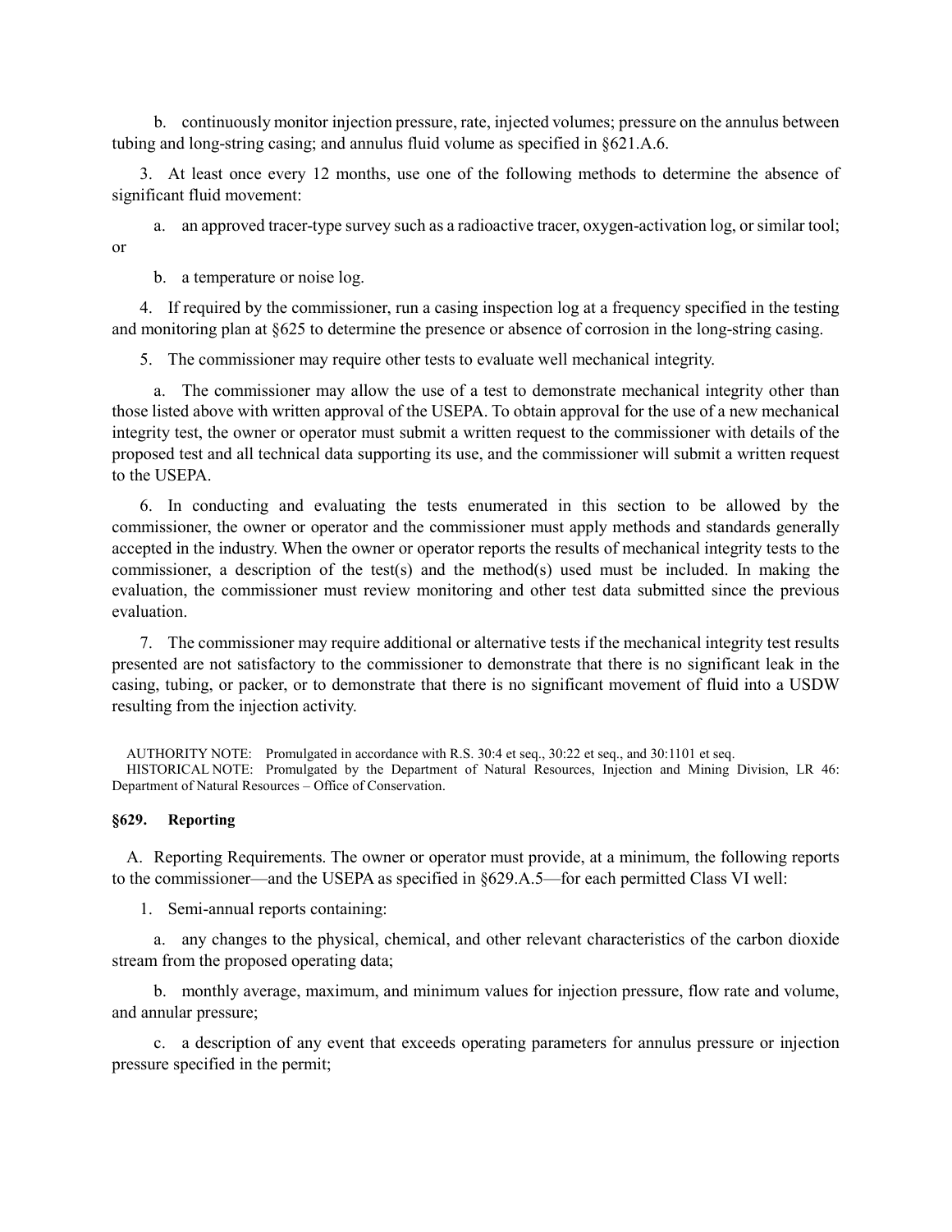b. continuously monitor injection pressure, rate, injected volumes; pressure on the annulus between tubing and long-string casing; and annulus fluid volume as specified in §621.A.6.

3. At least once every 12 months, use one of the following methods to determine the absence of significant fluid movement:

a. an approved tracer-type survey such as a radioactive tracer, oxygen-activation log, or similar tool; or

b. a temperature or noise log.

4. If required by the commissioner, run a casing inspection log at a frequency specified in the testing and monitoring plan at §625 to determine the presence or absence of corrosion in the long-string casing.

5. The commissioner may require other tests to evaluate well mechanical integrity.

a. The commissioner may allow the use of a test to demonstrate mechanical integrity other than those listed above with written approval of the USEPA. To obtain approval for the use of a new mechanical integrity test, the owner or operator must submit a written request to the commissioner with details of the proposed test and all technical data supporting its use, and the commissioner will submit a written request to the USEPA.

6. In conducting and evaluating the tests enumerated in this section to be allowed by the commissioner, the owner or operator and the commissioner must apply methods and standards generally accepted in the industry. When the owner or operator reports the results of mechanical integrity tests to the commissioner, a description of the test(s) and the method(s) used must be included. In making the evaluation, the commissioner must review monitoring and other test data submitted since the previous evaluation.

7. The commissioner may require additional or alternative tests if the mechanical integrity test results presented are not satisfactory to the commissioner to demonstrate that there is no significant leak in the casing, tubing, or packer, or to demonstrate that there is no significant movement of fluid into a USDW resulting from the injection activity.

AUTHORITY NOTE: Promulgated in accordance with R.S. 30:4 et seq., 30:22 et seq., and 30:1101 et seq.
HISTORICAL NOTE: Promulgated by the Department of Natural Resources, Injection and Mining Division, LR 46: Department of Natural Resources – Office of Conservation.

### §629. Reporting

A. Reporting Requirements. The owner or operator must provide, at a minimum, the following reports to the commissioner—and the USEPA as specified in §629.A.5—for each permitted Class VI well:

1. Semi-annual reports containing:

a. any changes to the physical, chemical, and other relevant characteristics of the carbon dioxide stream from the proposed operating data;

b. monthly average, maximum, and minimum values for injection pressure, flow rate and volume, and annular pressure;

c. a description of any event that exceeds operating parameters for annulus pressure or injection pressure specified in the permit;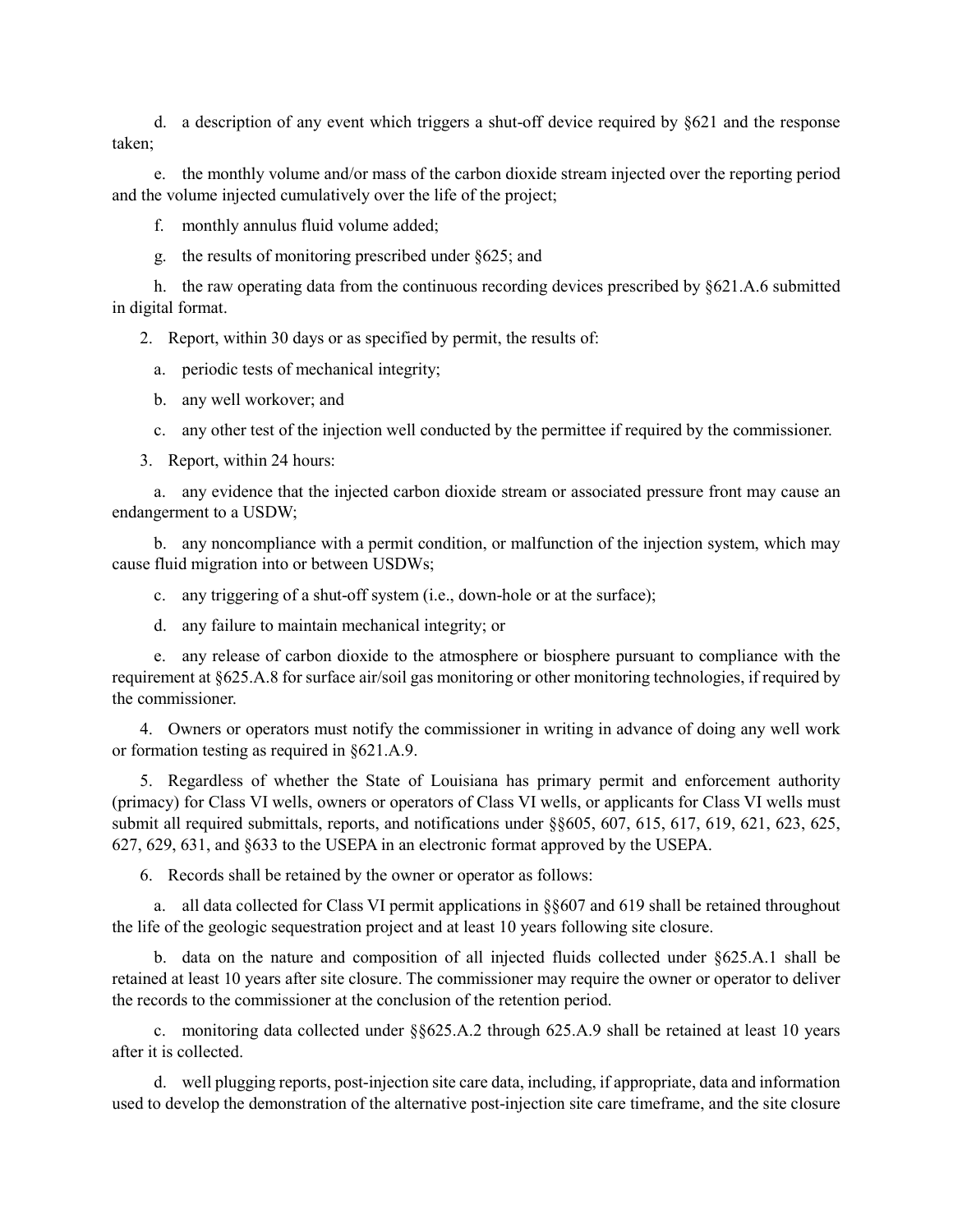d. a description of any event which triggers a shut-off device required by §621 and the response taken;

e. the monthly volume and/or mass of the carbon dioxide stream injected over the reporting period and the volume injected cumulatively over the life of the project;

f. monthly annulus fluid volume added;

g. the results of monitoring prescribed under §625; and

h. the raw operating data from the continuous recording devices prescribed by §621.A.6 submitted in digital format.

2. Report, within 30 days or as specified by permit, the results of:

a. periodic tests of mechanical integrity;

b. any well workover; and

c. any other test of the injection well conducted by the permittee if required by the commissioner.

3. Report, within 24 hours:

a. any evidence that the injected carbon dioxide stream or associated pressure front may cause an endangerment to a USDW;

b. any noncompliance with a permit condition, or malfunction of the injection system, which may cause fluid migration into or between USDWs;

c. any triggering of a shut-off system (i.e., down-hole or at the surface);

d. any failure to maintain mechanical integrity; or

e. any release of carbon dioxide to the atmosphere or biosphere pursuant to compliance with the requirement at §625.A.8 for surface air/soil gas monitoring or other monitoring technologies, if required by the commissioner.

4. Owners or operators must notify the commissioner in writing in advance of doing any well work or formation testing as required in §621.A.9.

5. Regardless of whether the State of Louisiana has primary permit and enforcement authority (primacy) for Class VI wells, owners or operators of Class VI wells, or applicants for Class VI wells must submit all required submittals, reports, and notifications under §§605, 607, 615, 617, 619, 621, 623, 625, 627, 629, 631, and §633 to the USEPA in an electronic format approved by the USEPA.

6. Records shall be retained by the owner or operator as follows:

a. all data collected for Class VI permit applications in §§607 and 619 shall be retained throughout the life of the geologic sequestration project and at least 10 years following site closure.

b. data on the nature and composition of all injected fluids collected under §625.A.1 shall be retained at least 10 years after site closure. The commissioner may require the owner or operator to deliver the records to the commissioner at the conclusion of the retention period.

c. monitoring data collected under §§625.A.2 through 625.A.9 shall be retained at least 10 years after it is collected.

d. well plugging reports, post-injection site care data, including, if appropriate, data and information used to develop the demonstration of the alternative post-injection site care timeframe, and the site closure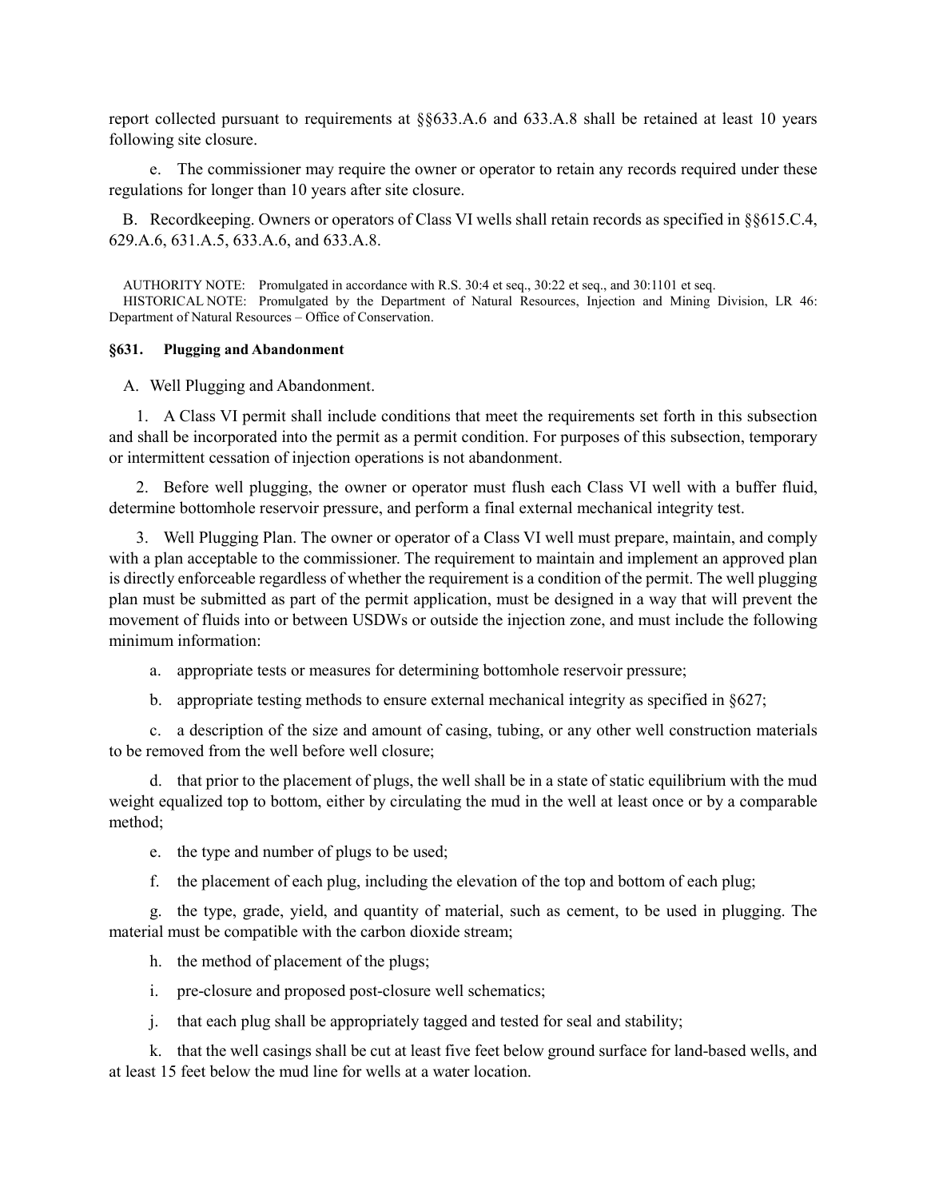report collected pursuant to requirements at §§633.A.6 and 633.A.8 shall be retained at least 10 years following site closure.

e. The commissioner may require the owner or operator to retain any records required under these regulations for longer than 10 years after site closure.

B. Recordkeeping. Owners or operators of Class VI wells shall retain records as specified in §§615.C.4, 629.A.6, 631.A.5, 633.A.6, and 633.A.8.

AUTHORITY NOTE: Promulgated in accordance with R.S. 30:4 et seq., 30:22 et seq., and 30:1101 et seq.
HISTORICAL NOTE: Promulgated by the Department of Natural Resources, Injection and Mining Division, LR 46: Department of Natural Resources – Office of Conservation.

#### §631. Plugging and Abandonment

A. Well Plugging and Abandonment.

1. A Class VI permit shall include conditions that meet the requirements set forth in this subsection and shall be incorporated into the permit as a permit condition. For purposes of this subsection, temporary or intermittent cessation of injection operations is not abandonment.

2. Before well plugging, the owner or operator must flush each Class VI well with a buffer fluid, determine bottomhole reservoir pressure, and perform a final external mechanical integrity test.

3. Well Plugging Plan. The owner or operator of a Class VI well must prepare, maintain, and comply with a plan acceptable to the commissioner. The requirement to maintain and implement an approved plan is directly enforceable regardless of whether the requirement is a condition of the permit. The well plugging plan must be submitted as part of the permit application, must be designed in a way that will prevent the movement of fluids into or between USDWs or outside the injection zone, and must include the following minimum information:

a. appropriate tests or measures for determining bottomhole reservoir pressure;

b. appropriate testing methods to ensure external mechanical integrity as specified in §627;

c. a description of the size and amount of casing, tubing, or any other well construction materials to be removed from the well before well closure;

d. that prior to the placement of plugs, the well shall be in a state of static equilibrium with the mud weight equalized top to bottom, either by circulating the mud in the well at least once or by a comparable method;

e. the type and number of plugs to be used;

f. the placement of each plug, including the elevation of the top and bottom of each plug;

g. the type, grade, yield, and quantity of material, such as cement, to be used in plugging. The material must be compatible with the carbon dioxide stream;

h. the method of placement of the plugs;

i. pre-closure and proposed post-closure well schematics;

j. that each plug shall be appropriately tagged and tested for seal and stability;

k. that the well casings shall be cut at least five feet below ground surface for land-based wells, and at least 15 feet below the mud line for wells at a water location.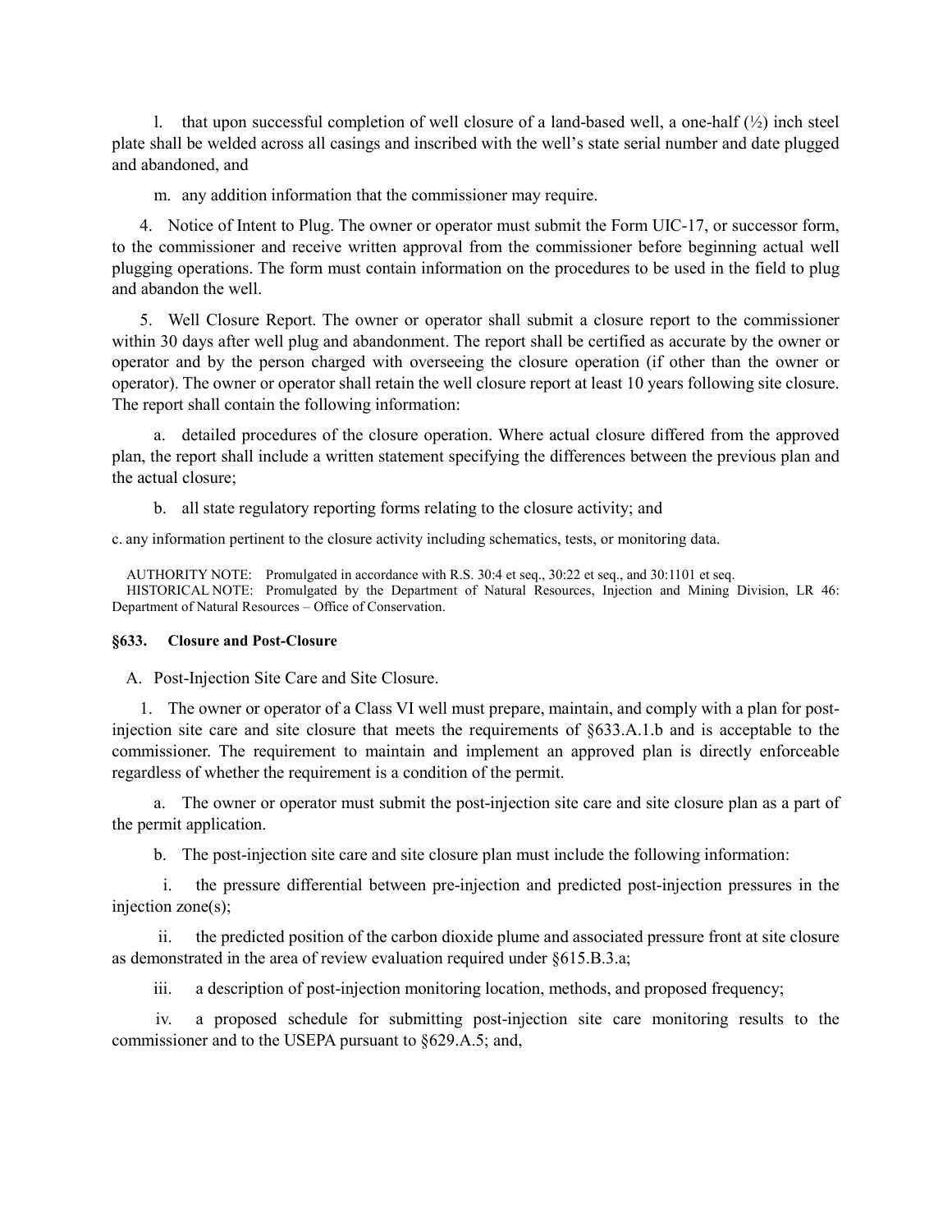l. that upon successful completion of well closure of a land-based well, a one-half (½) inch steel plate shall be welded across all casings and inscribed with the well's state serial number and date plugged and abandoned, and

m. any addition information that the commissioner may require.

4. Notice of Intent to Plug. The owner or operator must submit the Form UIC-17, or successor form, to the commissioner and receive written approval from the commissioner before beginning actual well plugging operations. The form must contain information on the procedures to be used in the field to plug and abandon the well.

5. Well Closure Report. The owner or operator shall submit a closure report to the commissioner within 30 days after well plug and abandonment. The report shall be certified as accurate by the owner or operator and by the person charged with overseeing the closure operation (if other than the owner or operator). The owner or operator shall retain the well closure report at least 10 years following site closure. The report shall contain the following information:

a. detailed procedures of the closure operation. Where actual closure differed from the approved plan, the report shall include a written statement specifying the differences between the previous plan and the actual closure;

b. all state regulatory reporting forms relating to the closure activity; and

c. any information pertinent to the closure activity including schematics, tests, or monitoring data.

AUTHORITY NOTE: Promulgated in accordance with R.S. 30:4 et seq., 30:22 et seq., and 30:1101 et seq.
HISTORICAL NOTE: Promulgated by the Department of Natural Resources, Injection and Mining Division, LR 46: Department of Natural Resources – Office of Conservation.

#### §633. Closure and Post-Closure

A. Post-Injection Site Care and Site Closure.

1. The owner or operator of a Class VI well must prepare, maintain, and comply with a plan for post-injection site care and site closure that meets the requirements of §633.A.1.b and is acceptable to the commissioner. The requirement to maintain and implement an approved plan is directly enforceable regardless of whether the requirement is a condition of the permit.

a. The owner or operator must submit the post-injection site care and site closure plan as a part of the permit application.

b. The post-injection site care and site closure plan must include the following information:

i. the pressure differential between pre-injection and predicted post-injection pressures in the injection zone(s);

ii. the predicted position of the carbon dioxide plume and associated pressure front at site closure as demonstrated in the area of review evaluation required under §615.B.3.a;

iii. a description of post-injection monitoring location, methods, and proposed frequency;

iv. a proposed schedule for submitting post-injection site care monitoring results to the commissioner and to the USEPA pursuant to §629.A.5; and,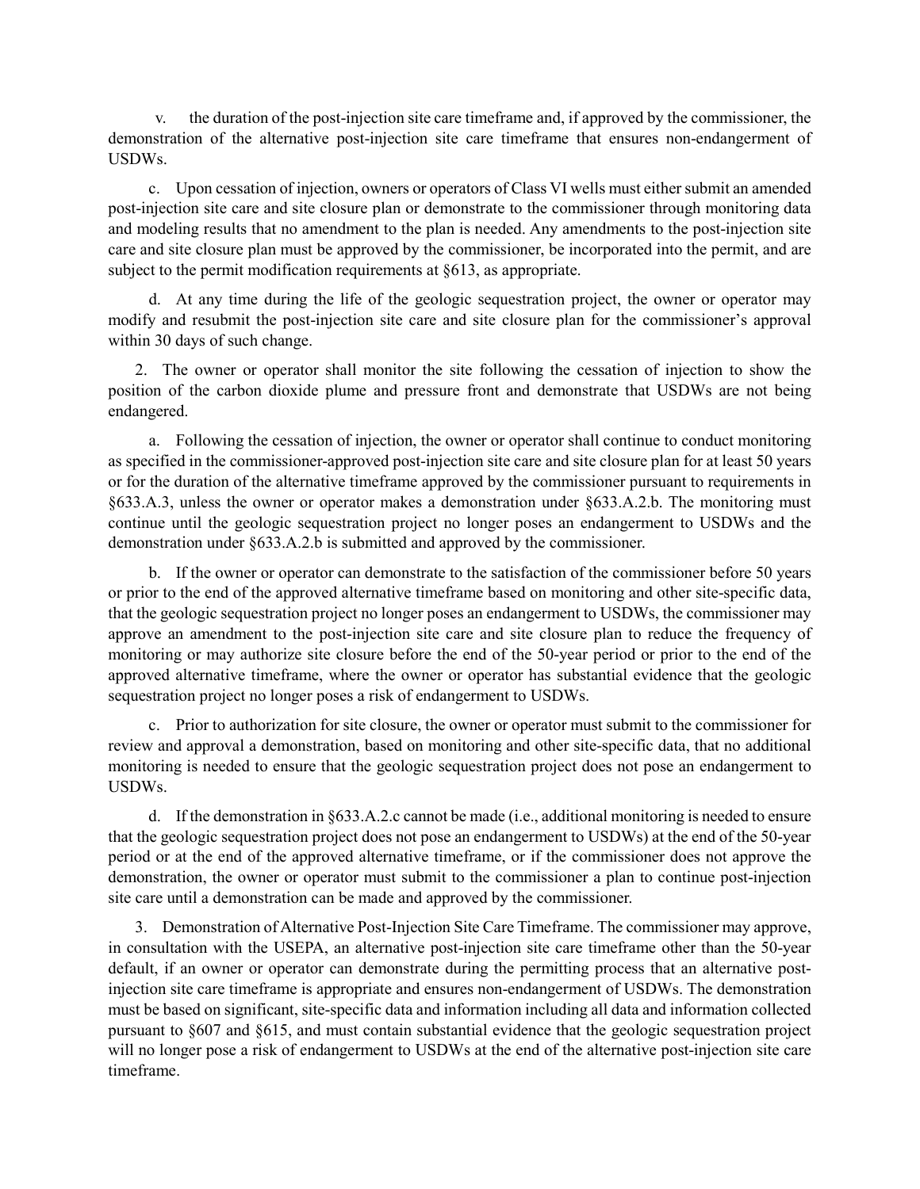v. the duration of the post-injection site care timeframe and, if approved by the commissioner, the demonstration of the alternative post-injection site care timeframe that ensures non-endangerment of USDWs.

c. Upon cessation of injection, owners or operators of Class VI wells must either submit an amended post-injection site care and site closure plan or demonstrate to the commissioner through monitoring data and modeling results that no amendment to the plan is needed. Any amendments to the post-injection site care and site closure plan must be approved by the commissioner, be incorporated into the permit, and are subject to the permit modification requirements at §613, as appropriate.

d. At any time during the life of the geologic sequestration project, the owner or operator may modify and resubmit the post-injection site care and site closure plan for the commissioner's approval within 30 days of such change.

2. The owner or operator shall monitor the site following the cessation of injection to show the position of the carbon dioxide plume and pressure front and demonstrate that USDWs are not being endangered.

a. Following the cessation of injection, the owner or operator shall continue to conduct monitoring as specified in the commissioner-approved post-injection site care and site closure plan for at least 50 years or for the duration of the alternative timeframe approved by the commissioner pursuant to requirements in §633.A.3, unless the owner or operator makes a demonstration under §633.A.2.b. The monitoring must continue until the geologic sequestration project no longer poses an endangerment to USDWs and the demonstration under §633.A.2.b is submitted and approved by the commissioner.

b. If the owner or operator can demonstrate to the satisfaction of the commissioner before 50 years or prior to the end of the approved alternative timeframe based on monitoring and other site-specific data, that the geologic sequestration project no longer poses an endangerment to USDWs, the commissioner may approve an amendment to the post-injection site care and site closure plan to reduce the frequency of monitoring or may authorize site closure before the end of the 50-year period or prior to the end of the approved alternative timeframe, where the owner or operator has substantial evidence that the geologic sequestration project no longer poses a risk of endangerment to USDWs.

c. Prior to authorization for site closure, the owner or operator must submit to the commissioner for review and approval a demonstration, based on monitoring and other site-specific data, that no additional monitoring is needed to ensure that the geologic sequestration project does not pose an endangerment to USDWs.

d. If the demonstration in §633.A.2.c cannot be made (i.e., additional monitoring is needed to ensure that the geologic sequestration project does not pose an endangerment to USDWs) at the end of the 50-year period or at the end of the approved alternative timeframe, or if the commissioner does not approve the demonstration, the owner or operator must submit to the commissioner a plan to continue post-injection site care until a demonstration can be made and approved by the commissioner.

3. Demonstration of Alternative Post-Injection Site Care Timeframe. The commissioner may approve, in consultation with the USEPA, an alternative post-injection site care timeframe other than the 50-year default, if an owner or operator can demonstrate during the permitting process that an alternative post-injection site care timeframe is appropriate and ensures non-endangerment of USDWs. The demonstration must be based on significant, site-specific data and information including all data and information collected pursuant to §607 and §615, and must contain substantial evidence that the geologic sequestration project will no longer pose a risk of endangerment to USDWs at the end of the alternative post-injection site care timeframe.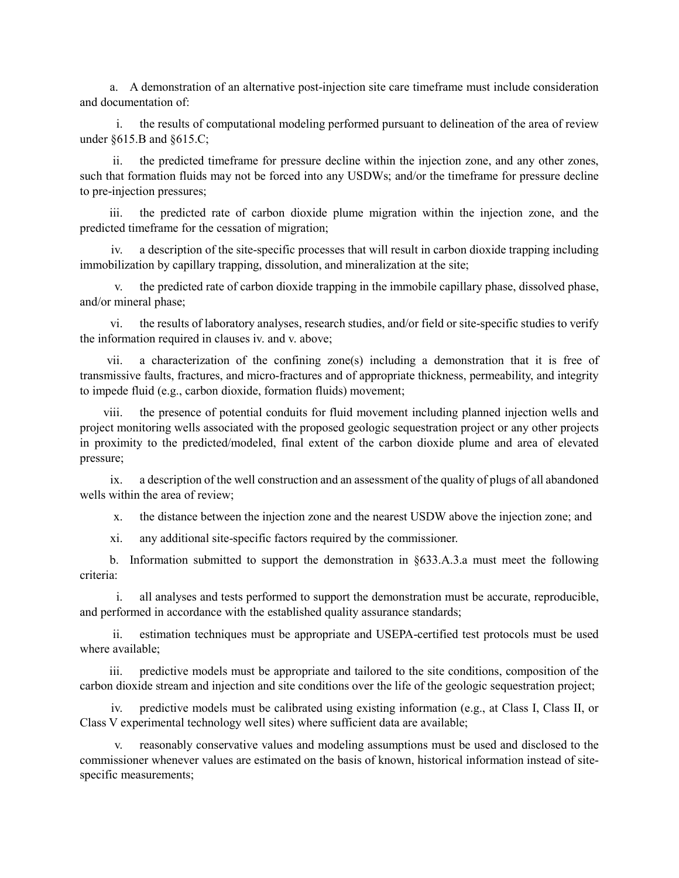a. A demonstration of an alternative post-injection site care timeframe must include consideration and documentation of:

i. the results of computational modeling performed pursuant to delineation of the area of review under §615.B and §615.C;

ii. the predicted timeframe for pressure decline within the injection zone, and any other zones, such that formation fluids may not be forced into any USDWs; and/or the timeframe for pressure decline to pre-injection pressures;

iii. the predicted rate of carbon dioxide plume migration within the injection zone, and the predicted timeframe for the cessation of migration;

iv. a description of the site-specific processes that will result in carbon dioxide trapping including immobilization by capillary trapping, dissolution, and mineralization at the site;

v. the predicted rate of carbon dioxide trapping in the immobile capillary phase, dissolved phase, and/or mineral phase;

vi. the results of laboratory analyses, research studies, and/or field or site-specific studies to verify the information required in clauses iv. and v. above;

vii. a characterization of the confining zone(s) including a demonstration that it is free of transmissive faults, fractures, and micro-fractures and of appropriate thickness, permeability, and integrity to impede fluid (e.g., carbon dioxide, formation fluids) movement;

viii. the presence of potential conduits for fluid movement including planned injection wells and project monitoring wells associated with the proposed geologic sequestration project or any other projects in proximity to the predicted/modeled, final extent of the carbon dioxide plume and area of elevated pressure;

ix. a description of the well construction and an assessment of the quality of plugs of all abandoned wells within the area of review;

x. the distance between the injection zone and the nearest USDW above the injection zone; and

xi. any additional site-specific factors required by the commissioner.

b. Information submitted to support the demonstration in §633.A.3.a must meet the following criteria:

i. all analyses and tests performed to support the demonstration must be accurate, reproducible, and performed in accordance with the established quality assurance standards;

ii. estimation techniques must be appropriate and USEPA-certified test protocols must be used where available;

iii. predictive models must be appropriate and tailored to the site conditions, composition of the carbon dioxide stream and injection and site conditions over the life of the geologic sequestration project;

iv. predictive models must be calibrated using existing information (e.g., at Class I, Class II, or Class V experimental technology well sites) where sufficient data are available;

v. reasonably conservative values and modeling assumptions must be used and disclosed to the commissioner whenever values are estimated on the basis of known, historical information instead of site-specific measurements;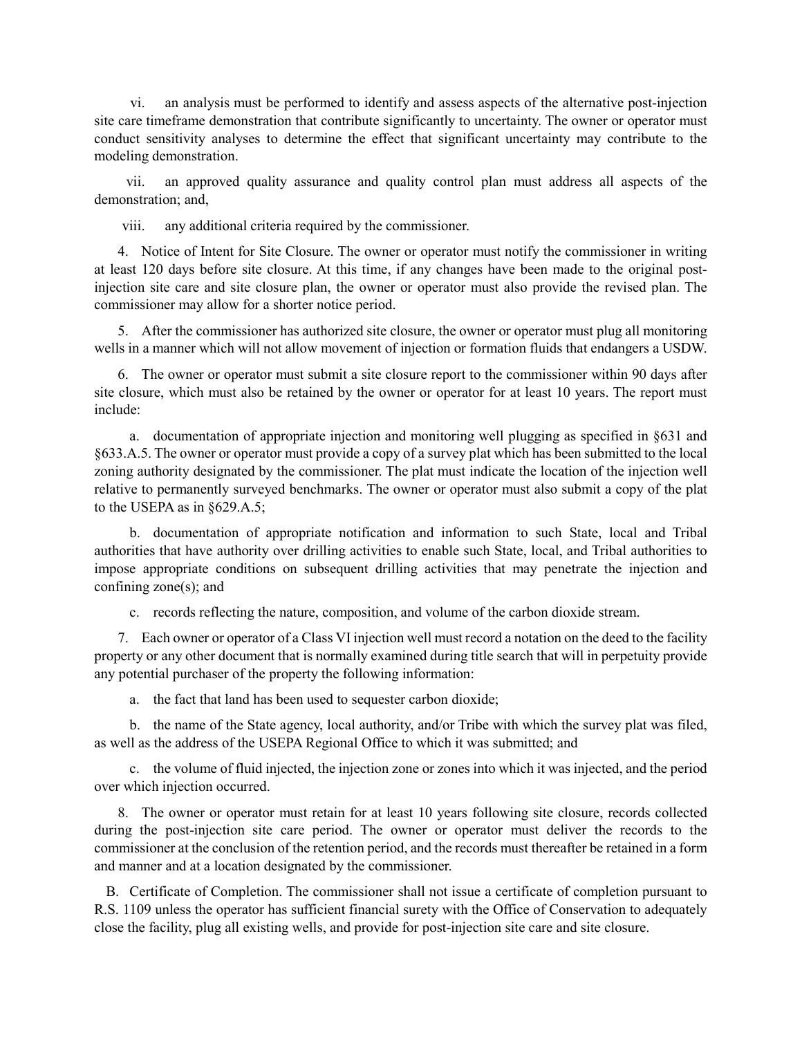vi. an analysis must be performed to identify and assess aspects of the alternative post-injection site care timeframe demonstration that contribute significantly to uncertainty. The owner or operator must conduct sensitivity analyses to determine the effect that significant uncertainty may contribute to the modeling demonstration.

vii. an approved quality assurance and quality control plan must address all aspects of the demonstration; and,

viii. any additional criteria required by the commissioner.

4. Notice of Intent for Site Closure. The owner or operator must notify the commissioner in writing at least 120 days before site closure. At this time, if any changes have been made to the original post-injection site care and site closure plan, the owner or operator must also provide the revised plan. The commissioner may allow for a shorter notice period.

5. After the commissioner has authorized site closure, the owner or operator must plug all monitoring wells in a manner which will not allow movement of injection or formation fluids that endangers a USDW.

6. The owner or operator must submit a site closure report to the commissioner within 90 days after site closure, which must also be retained by the owner or operator for at least 10 years. The report must include:

a. documentation of appropriate injection and monitoring well plugging as specified in §631 and §633.A.5. The owner or operator must provide a copy of a survey plat which has been submitted to the local zoning authority designated by the commissioner. The plat must indicate the location of the injection well relative to permanently surveyed benchmarks. The owner or operator must also submit a copy of the plat to the USEPA as in §629.A.5;

b. documentation of appropriate notification and information to such State, local and Tribal authorities that have authority over drilling activities to enable such State, local, and Tribal authorities to impose appropriate conditions on subsequent drilling activities that may penetrate the injection and confining zone(s); and

c. records reflecting the nature, composition, and volume of the carbon dioxide stream.

7. Each owner or operator of a Class VI injection well must record a notation on the deed to the facility property or any other document that is normally examined during title search that will in perpetuity provide any potential purchaser of the property the following information:

a. the fact that land has been used to sequester carbon dioxide;

b. the name of the State agency, local authority, and/or Tribe with which the survey plat was filed, as well as the address of the USEPA Regional Office to which it was submitted; and

c. the volume of fluid injected, the injection zone or zones into which it was injected, and the period over which injection occurred.

8. The owner or operator must retain for at least 10 years following site closure, records collected during the post-injection site care period. The owner or operator must deliver the records to the commissioner at the conclusion of the retention period, and the records must thereafter be retained in a form and manner and at a location designated by the commissioner.

B. Certificate of Completion. The commissioner shall not issue a certificate of completion pursuant to R.S. 1109 unless the operator has sufficient financial surety with the Office of Conservation to adequately close the facility, plug all existing wells, and provide for post-injection site care and site closure.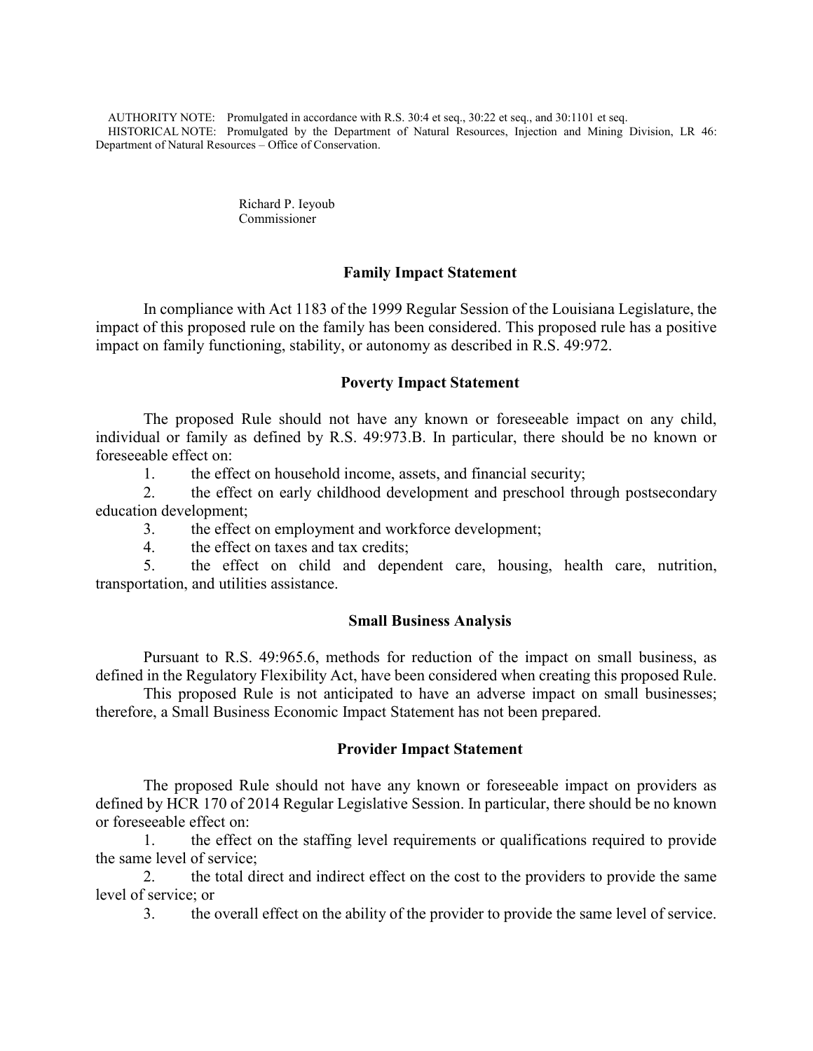AUTHORITY NOTE: Promulgated in accordance with R.S. 30:4 et seq., 30:22 et seq., and 30:1101 et seq.

HISTORICAL NOTE: Promulgated by the Department of Natural Resources, Injection and Mining Division, LR 46: Department of Natural Resources – Office of Conservation.

Richard P. Ieyoub
Commissioner

## Family Impact Statement

In compliance with Act 1183 of the 1999 Regular Session of the Louisiana Legislature, the impact of this proposed rule on the family has been considered. This proposed rule has a positive impact on family functioning, stability, or autonomy as described in R.S. 49:972.

## Poverty Impact Statement

The proposed Rule should not have any known or foreseeable impact on any child, individual or family as defined by R.S. 49:973.B. In particular, there should be no known or foreseeable effect on:

1. the effect on household income, assets, and financial security;
2. the effect on early childhood development and preschool through postsecondary education development;
3. the effect on employment and workforce development;
4. the effect on taxes and tax credits;
5. the effect on child and dependent care, housing, health care, nutrition, transportation, and utilities assistance.

## Small Business Analysis

Pursuant to R.S. 49:965.6, methods for reduction of the impact on small business, as defined in the Regulatory Flexibility Act, have been considered when creating this proposed Rule.

This proposed Rule is not anticipated to have an adverse impact on small businesses; therefore, a Small Business Economic Impact Statement has not been prepared.

## Provider Impact Statement

The proposed Rule should not have any known or foreseeable impact on providers as defined by HCR 170 of 2014 Regular Legislative Session. In particular, there should be no known or foreseeable effect on:

1. the effect on the staffing level requirements or qualifications required to provide the same level of service;
2. the total direct and indirect effect on the cost to the providers to provide the same level of service; or
3. the overall effect on the ability of the provider to provide the same level of service.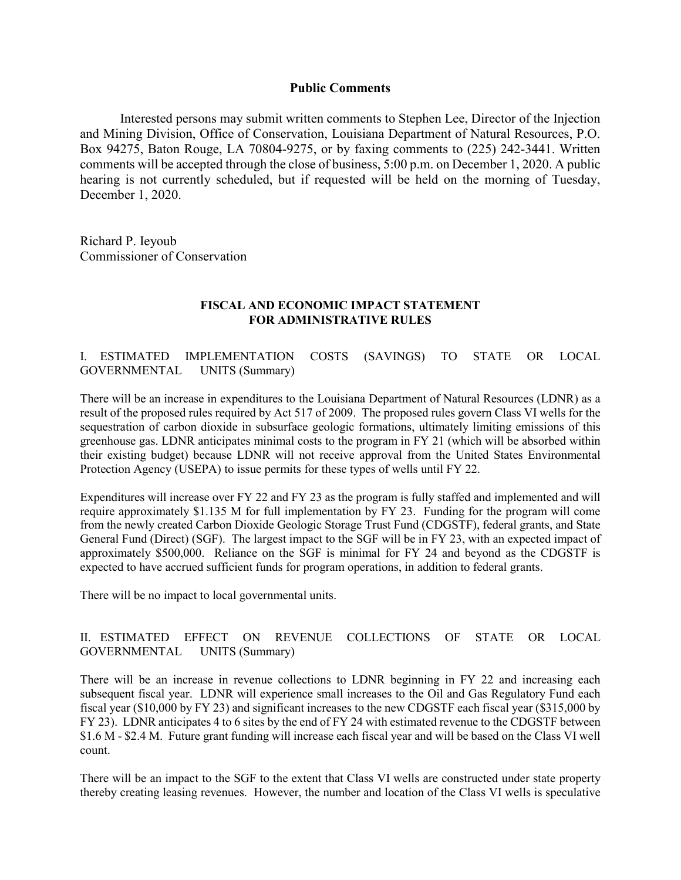## Public Comments

Interested persons may submit written comments to Stephen Lee, Director of the Injection and Mining Division, Office of Conservation, Louisiana Department of Natural Resources, P.O. Box 94275, Baton Rouge, LA 70804-9275, or by faxing comments to (225) 242-3441. Written comments will be accepted through the close of business, 5:00 p.m. on December 1, 2020. A public hearing is not currently scheduled, but if requested will be held on the morning of Tuesday, December 1, 2020.

Richard P. Ieyoub
Commissioner of Conservation

## FISCAL AND ECONOMIC IMPACT STATEMENT FOR ADMINISTRATIVE RULES

I. ESTIMATED IMPLEMENTATION COSTS (SAVINGS) TO STATE OR LOCAL GOVERNMENTAL UNITS (Summary)

There will be an increase in expenditures to the Louisiana Department of Natural Resources (LDNR) as a result of the proposed rules required by Act 517 of 2009. The proposed rules govern Class VI wells for the sequestration of carbon dioxide in subsurface geologic formations, ultimately limiting emissions of this greenhouse gas. LDNR anticipates minimal costs to the program in FY 21 (which will be absorbed within their existing budget) because LDNR will not receive approval from the United States Environmental Protection Agency (USEPA) to issue permits for these types of wells until FY 22.

Expenditures will increase over FY 22 and FY 23 as the program is fully staffed and implemented and will require approximately $1.135 M for full implementation by FY 23. Funding for the program will come from the newly created Carbon Dioxide Geologic Storage Trust Fund (CDGSTF), federal grants, and State General Fund (Direct) (SGF). The largest impact to the SGF will be in FY 23, with an expected impact of approximately $500,000. Reliance on the SGF is minimal for FY 24 and beyond as the CDGSTF is expected to have accrued sufficient funds for program operations, in addition to federal grants.

There will be no impact to local governmental units.

II. ESTIMATED EFFECT ON REVENUE COLLECTIONS OF STATE OR LOCAL GOVERNMENTAL UNITS (Summary)

There will be an increase in revenue collections to LDNR beginning in FY 22 and increasing each subsequent fiscal year. LDNR will experience small increases to the Oil and Gas Regulatory Fund each fiscal year ($10,000 by FY 23) and significant increases to the new CDGSTF each fiscal year ($315,000 by FY 23). LDNR anticipates 4 to 6 sites by the end of FY 24 with estimated revenue to the CDGSTF between $1.6 M - $2.4 M. Future grant funding will increase each fiscal year and will be based on the Class VI well count.

There will be an impact to the SGF to the extent that Class VI wells are constructed under state property thereby creating leasing revenues. However, the number and location of the Class VI wells is speculative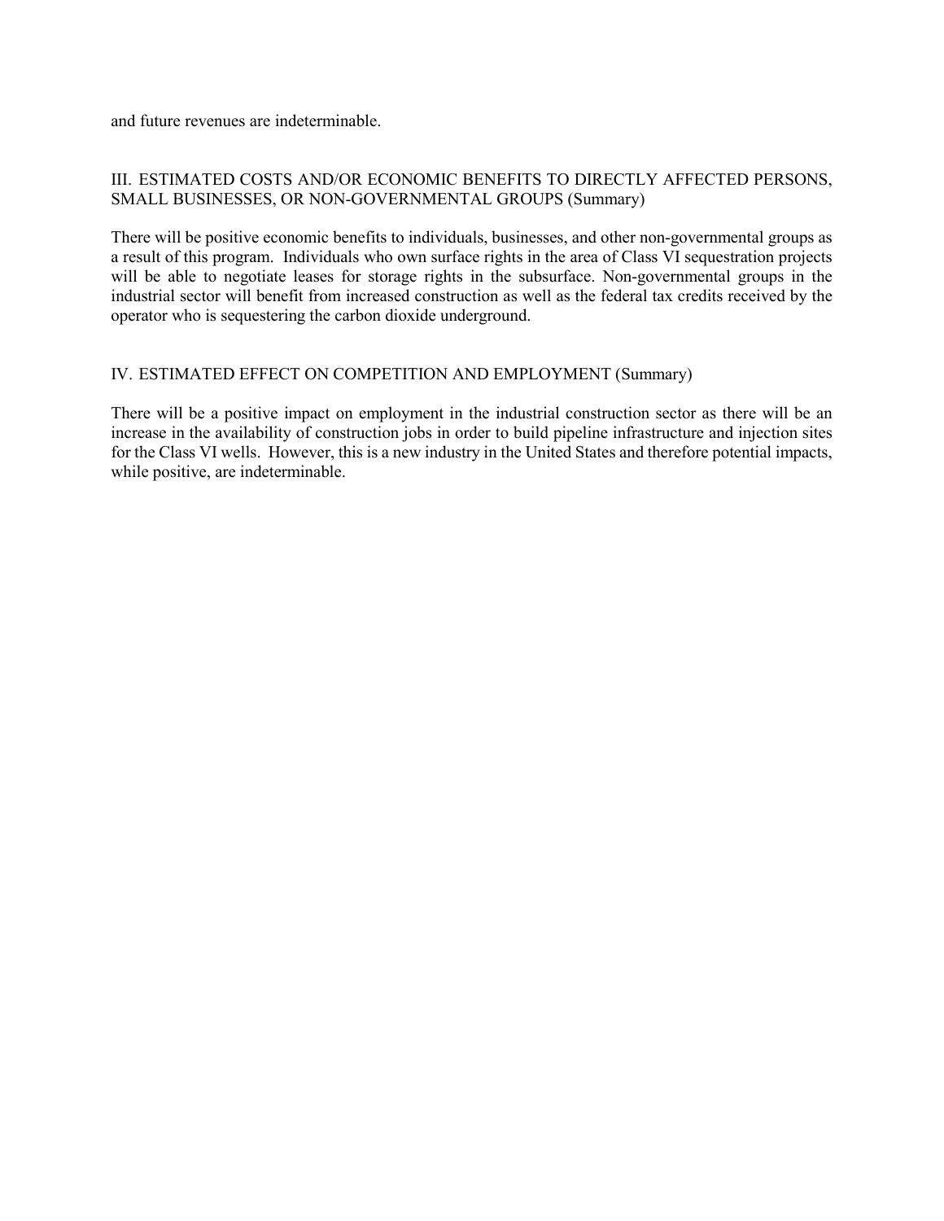and future revenues are indeterminable.

## III. ESTIMATED COSTS AND/OR ECONOMIC BENEFITS TO DIRECTLY AFFECTED PERSONS, SMALL BUSINESSES, OR NON-GOVERNMENTAL GROUPS (Summary)

There will be positive economic benefits to individuals, businesses, and other non-governmental groups as a result of this program. Individuals who own surface rights in the area of Class VI sequestration projects will be able to negotiate leases for storage rights in the subsurface. Non-governmental groups in the industrial sector will benefit from increased construction as well as the federal tax credits received by the operator who is sequestering the carbon dioxide underground.

## IV. ESTIMATED EFFECT ON COMPETITION AND EMPLOYMENT (Summary)

There will be a positive impact on employment in the industrial construction sector as there will be an increase in the availability of construction jobs in order to build pipeline infrastructure and injection sites for the Class VI wells. However, this is a new industry in the United States and therefore potential impacts, while positive, are indeterminable.